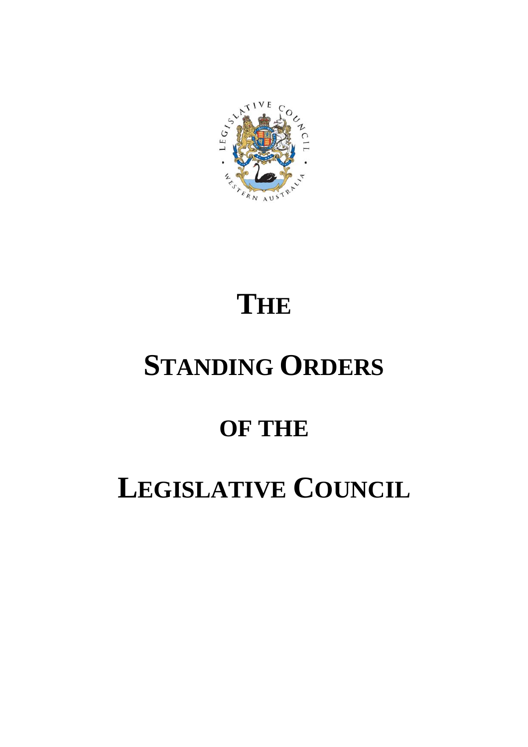# THE

# STANDING ORDERS

# OF THE

# LEGISLATIVE COUNCIL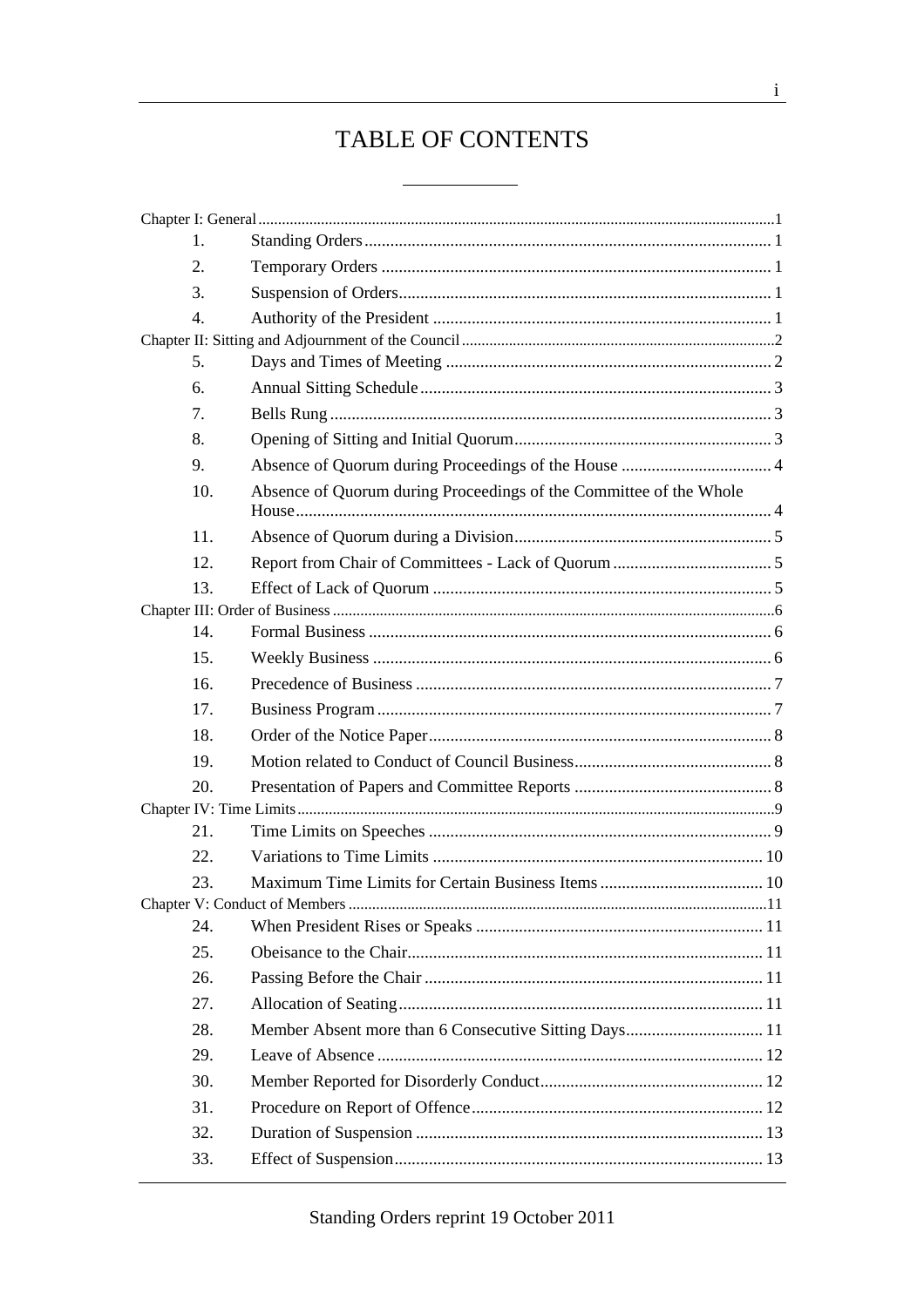# TABLE OF CONTENTS

Chapter I: General .......... 1

| | | |
|---|---|---|
| 1. | Standing Orders | 1 |
| 2. | Temporary Orders | 1 |
| 3. | Suspension of Orders | 1 |
| 4. | Authority of the President | 1 |

Chapter II: Sitting and Adjournment of the Council .......... 2

| | | |
|---|---|---|
| 5. | Days and Times of Meeting | 2 |
| 6. | Annual Sitting Schedule | 3 |
| 7. | Bells Rung | 3 |
| 8. | Opening of Sitting and Initial Quorum | 3 |
| 9. | Absence of Quorum during Proceedings of the House | 4 |
| 10. | Absence of Quorum during Proceedings of the Committee of the Whole House | 4 |
| 11. | Absence of Quorum during a Division | 5 |
| 12. | Report from Chair of Committees - Lack of Quorum | 5 |
| 13. | Effect of Lack of Quorum | 5 |

Chapter III: Order of Business .......... 6

| | | |
|---|---|---|
| 14. | Formal Business | 6 |
| 15. | Weekly Business | 6 |
| 16. | Precedence of Business | 7 |
| 17. | Business Program | 7 |
| 18. | Order of the Notice Paper | 8 |
| 19. | Motion related to Conduct of Council Business | 8 |
| 20. | Presentation of Papers and Committee Reports | 8 |

Chapter IV: Time Limits .......... 9

| | | |
|---|---|---|
| 21. | Time Limits on Speeches | 9 |
| 22. | Variations to Time Limits | 10 |
| 23. | Maximum Time Limits for Certain Business Items | 10 |

Chapter V: Conduct of Members .......... 11

| | | |
|---|---|---|
| 24. | When President Rises or Speaks | 11 |
| 25. | Obeisance to the Chair | 11 |
| 26. | Passing Before the Chair | 11 |
| 27. | Allocation of Seating | 11 |
| 28. | Member Absent more than 6 Consecutive Sitting Days | 11 |
| 29. | Leave of Absence | 12 |
| 30. | Member Reported for Disorderly Conduct | 12 |
| 31. | Procedure on Report of Offence | 12 |
| 32. | Duration of Suspension | 13 |
| 33. | Effect of Suspension | 13 |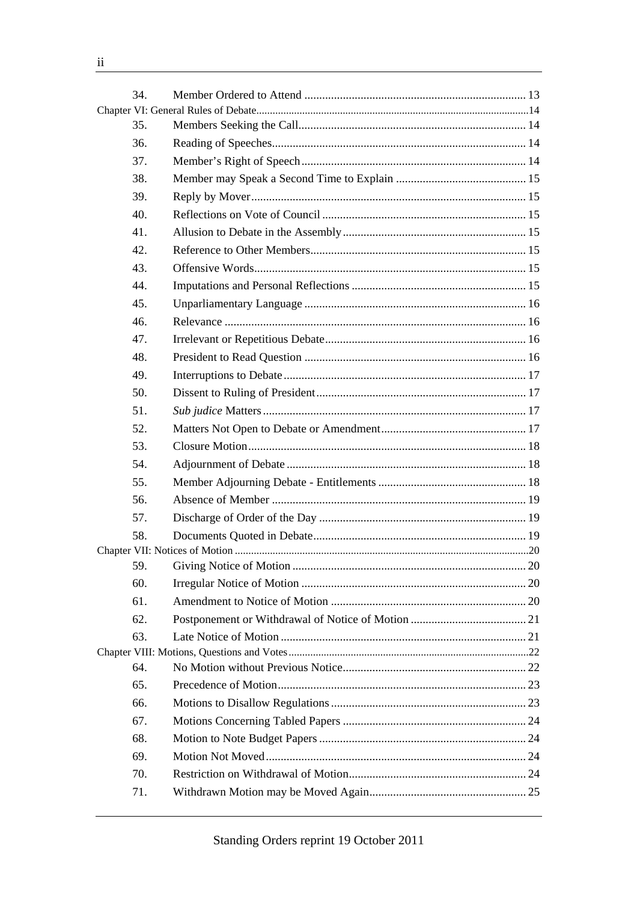| | | |
|---|---|---|
| 34. | Member Ordered to Attend | 13 |
| Chapter VI: General Rules of Debate | | 14 |
| 35. | Members Seeking the Call | 14 |
| 36. | Reading of Speeches | 14 |
| 37. | Member's Right of Speech | 14 |
| 38. | Member may Speak a Second Time to Explain | 15 |
| 39. | Reply by Mover | 15 |
| 40. | Reflections on Vote of Council | 15 |
| 41. | Allusion to Debate in the Assembly | 15 |
| 42. | Reference to Other Members | 15 |
| 43. | Offensive Words | 15 |
| 44. | Imputations and Personal Reflections | 15 |
| 45. | Unparliamentary Language | 16 |
| 46. | Relevance | 16 |
| 47. | Irrelevant or Repetitious Debate | 16 |
| 48. | President to Read Question | 16 |
| 49. | Interruptions to Debate | 17 |
| 50. | Dissent to Ruling of President | 17 |
| 51. | *Sub judice* Matters | 17 |
| 52. | Matters Not Open to Debate or Amendment | 17 |
| 53. | Closure Motion | 18 |
| 54. | Adjournment of Debate | 18 |
| 55. | Member Adjourning Debate - Entitlements | 18 |
| 56. | Absence of Member | 19 |
| 57. | Discharge of Order of the Day | 19 |
| 58. | Documents Quoted in Debate | 19 |
| Chapter VII: Notices of Motion | | 20 |
| 59. | Giving Notice of Motion | 20 |
| 60. | Irregular Notice of Motion | 20 |
| 61. | Amendment to Notice of Motion | 20 |
| 62. | Postponement or Withdrawal of Notice of Motion | 21 |
| 63. | Late Notice of Motion | 21 |
| Chapter VIII: Motions, Questions and Votes | | 22 |
| 64. | No Motion without Previous Notice | 22 |
| 65. | Precedence of Motion | 23 |
| 66. | Motions to Disallow Regulations | 23 |
| 67. | Motions Concerning Tabled Papers | 24 |
| 68. | Motion to Note Budget Papers | 24 |
| 69. | Motion Not Moved | 24 |
| 70. | Restriction on Withdrawal of Motion | 24 |
| 71. | Withdrawn Motion may be Moved Again | 25 |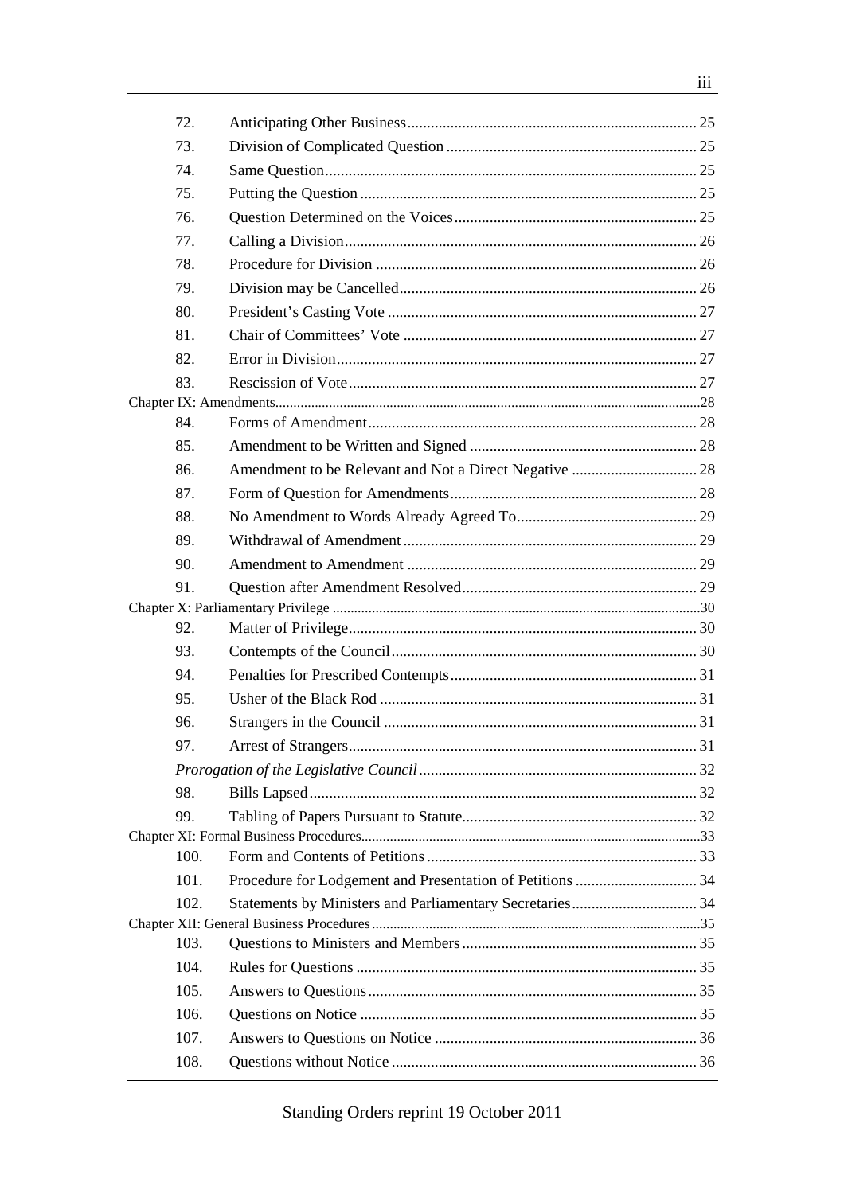| | | |
|---|---|---|
| 72. | Anticipating Other Business | 25 |
| 73. | Division of Complicated Question | 25 |
| 74. | Same Question | 25 |
| 75. | Putting the Question | 25 |
| 76. | Question Determined on the Voices | 25 |
| 77. | Calling a Division | 26 |
| 78. | Procedure for Division | 26 |
| 79. | Division may be Cancelled | 26 |
| 80. | President's Casting Vote | 27 |
| 81. | Chair of Committees' Vote | 27 |
| 82. | Error in Division | 27 |
| 83. | Rescission of Vote | 27 |
| Chapter IX: Amendments | | 28 |
| 84. | Forms of Amendment | 28 |
| 85. | Amendment to be Written and Signed | 28 |
| 86. | Amendment to be Relevant and Not a Direct Negative | 28 |
| 87. | Form of Question for Amendments | 28 |
| 88. | No Amendment to Words Already Agreed To | 29 |
| 89. | Withdrawal of Amendment | 29 |
| 90. | Amendment to Amendment | 29 |
| 91. | Question after Amendment Resolved | 29 |
| Chapter X: Parliamentary Privilege | | 30 |
| 92. | Matter of Privilege | 30 |
| 93. | Contempts of the Council | 30 |
| 94. | Penalties for Prescribed Contempts | 31 |
| 95. | Usher of the Black Rod | 31 |
| 96. | Strangers in the Council | 31 |
| 97. | Arrest of Strangers | 31 |
| | *Prorogation of the Legislative Council* | 32 |
| 98. | Bills Lapsed | 32 |
| 99. | Tabling of Papers Pursuant to Statute | 32 |
| Chapter XI: Formal Business Procedures | | 33 |
| 100. | Form and Contents of Petitions | 33 |
| 101. | Procedure for Lodgement and Presentation of Petitions | 34 |
| 102. | Statements by Ministers and Parliamentary Secretaries | 34 |
| Chapter XII: General Business Procedures | | 35 |
| 103. | Questions to Ministers and Members | 35 |
| 104. | Rules for Questions | 35 |
| 105. | Answers to Questions | 35 |
| 106. | Questions on Notice | 35 |
| 107. | Answers to Questions on Notice | 36 |
| 108. | Questions without Notice | 36 |

Standing Orders reprint 19 October 2011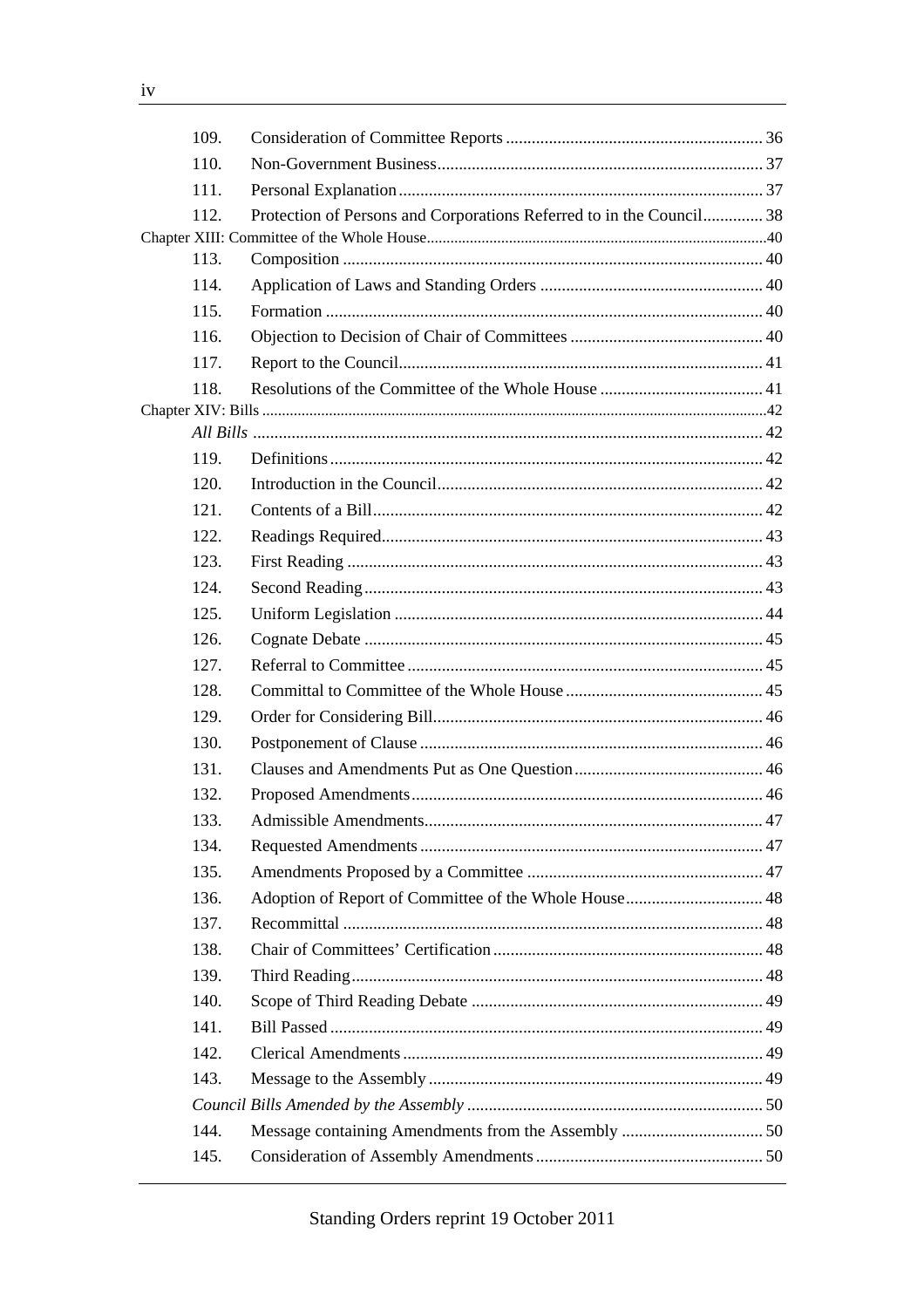| | | |
|---|---|---|
| 109. | Consideration of Committee Reports | 36 |
| 110. | Non-Government Business | 37 |
| 111. | Personal Explanation | 37 |
| 112. | Protection of Persons and Corporations Referred to in the Council | 38 |
| **Chapter XIII: Committee of the Whole House** | | 40 |
| 113. | Composition | 40 |
| 114. | Application of Laws and Standing Orders | 40 |
| 115. | Formation | 40 |
| 116. | Objection to Decision of Chair of Committees | 40 |
| 117. | Report to the Council | 41 |
| 118. | Resolutions of the Committee of the Whole House | 41 |
| **Chapter XIV: Bills** | | 42 |
| | *All Bills* | 42 |
| 119. | Definitions | 42 |
| 120. | Introduction in the Council | 42 |
| 121. | Contents of a Bill | 42 |
| 122. | Readings Required | 43 |
| 123. | First Reading | 43 |
| 124. | Second Reading | 43 |
| 125. | Uniform Legislation | 44 |
| 126. | Cognate Debate | 45 |
| 127. | Referral to Committee | 45 |
| 128. | Committal to Committee of the Whole House | 45 |
| 129. | Order for Considering Bill | 46 |
| 130. | Postponement of Clause | 46 |
| 131. | Clauses and Amendments Put as One Question | 46 |
| 132. | Proposed Amendments | 46 |
| 133. | Admissible Amendments | 47 |
| 134. | Requested Amendments | 47 |
| 135. | Amendments Proposed by a Committee | 47 |
| 136. | Adoption of Report of Committee of the Whole House | 48 |
| 137. | Recommittal | 48 |
| 138. | Chair of Committees' Certification | 48 |
| 139. | Third Reading | 48 |
| 140. | Scope of Third Reading Debate | 49 |
| 141. | Bill Passed | 49 |
| 142. | Clerical Amendments | 49 |
| 143. | Message to the Assembly | 49 |
| | *Council Bills Amended by the Assembly* | 50 |
| 144. | Message containing Amendments from the Assembly | 50 |
| 145. | Consideration of Assembly Amendments | 50 |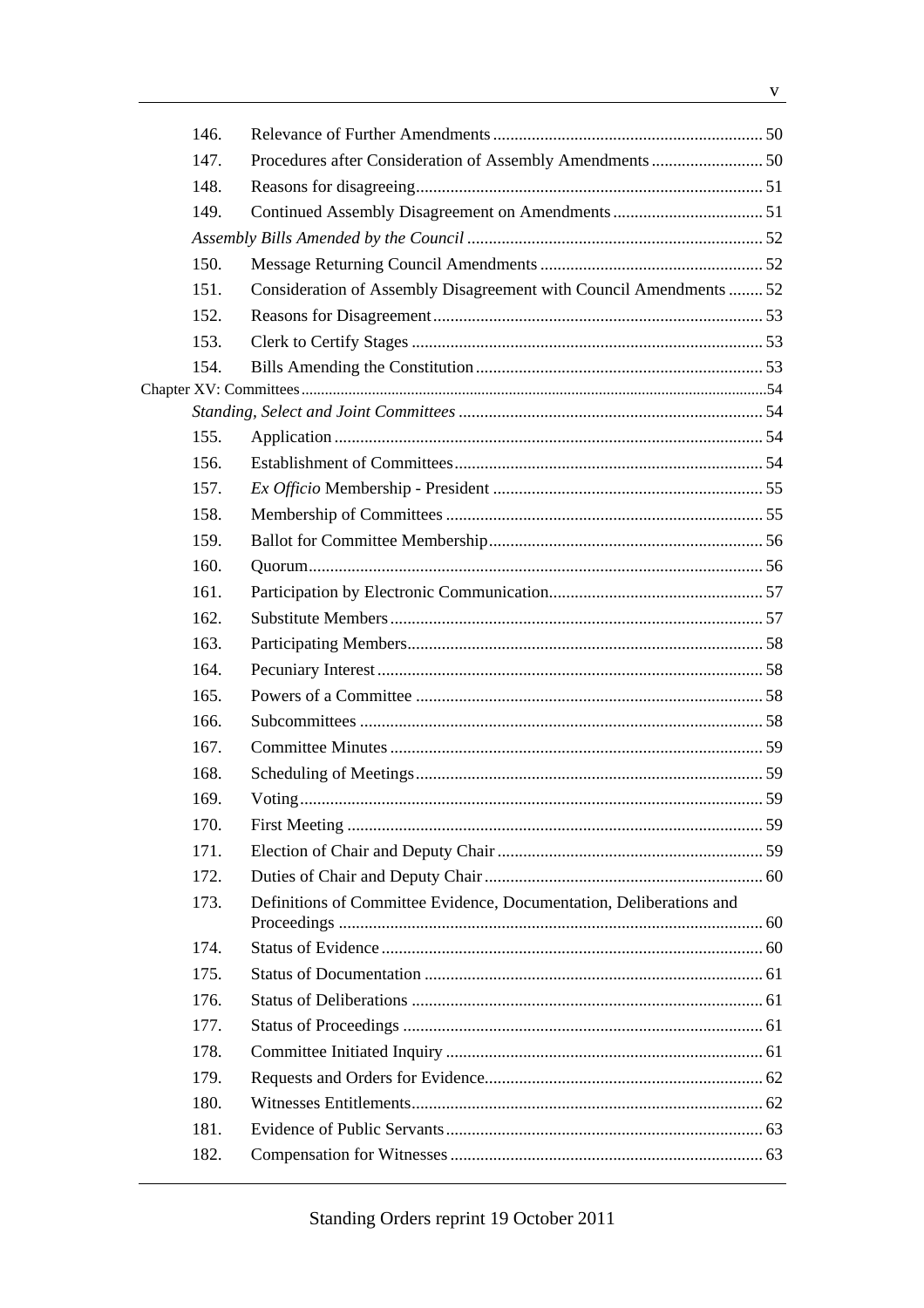| | | |
|---|---|---|
| 146. | Relevance of Further Amendments | 50 |
| 147. | Procedures after Consideration of Assembly Amendments | 50 |
| 148. | Reasons for disagreeing | 51 |
| 149. | Continued Assembly Disagreement on Amendments | 51 |
| *Assembly Bills Amended by the Council* | | 52 |
| 150. | Message Returning Council Amendments | 52 |
| 151. | Consideration of Assembly Disagreement with Council Amendments | 52 |
| 152. | Reasons for Disagreement | 53 |
| 153. | Clerk to Certify Stages | 53 |
| 154. | Bills Amending the Constitution | 53 |
| Chapter XV: Committees | | 54 |
| *Standing, Select and Joint Committees* | | 54 |
| 155. | Application | 54 |
| 156. | Establishment of Committees | 54 |
| 157. | *Ex Officio* Membership - President | 55 |
| 158. | Membership of Committees | 55 |
| 159. | Ballot for Committee Membership | 56 |
| 160. | Quorum | 56 |
| 161. | Participation by Electronic Communication | 57 |
| 162. | Substitute Members | 57 |
| 163. | Participating Members | 58 |
| 164. | Pecuniary Interest | 58 |
| 165. | Powers of a Committee | 58 |
| 166. | Subcommittees | 58 |
| 167. | Committee Minutes | 59 |
| 168. | Scheduling of Meetings | 59 |
| 169. | Voting | 59 |
| 170. | First Meeting | 59 |
| 171. | Election of Chair and Deputy Chair | 59 |
| 172. | Duties of Chair and Deputy Chair | 60 |
| 173. | Definitions of Committee Evidence, Documentation, Deliberations and Proceedings | 60 |
| 174. | Status of Evidence | 60 |
| 175. | Status of Documentation | 61 |
| 176. | Status of Deliberations | 61 |
| 177. | Status of Proceedings | 61 |
| 178. | Committee Initiated Inquiry | 61 |
| 179. | Requests and Orders for Evidence | 62 |
| 180. | Witnesses Entitlements | 62 |
| 181. | Evidence of Public Servants | 63 |
| 182. | Compensation for Witnesses | 63 |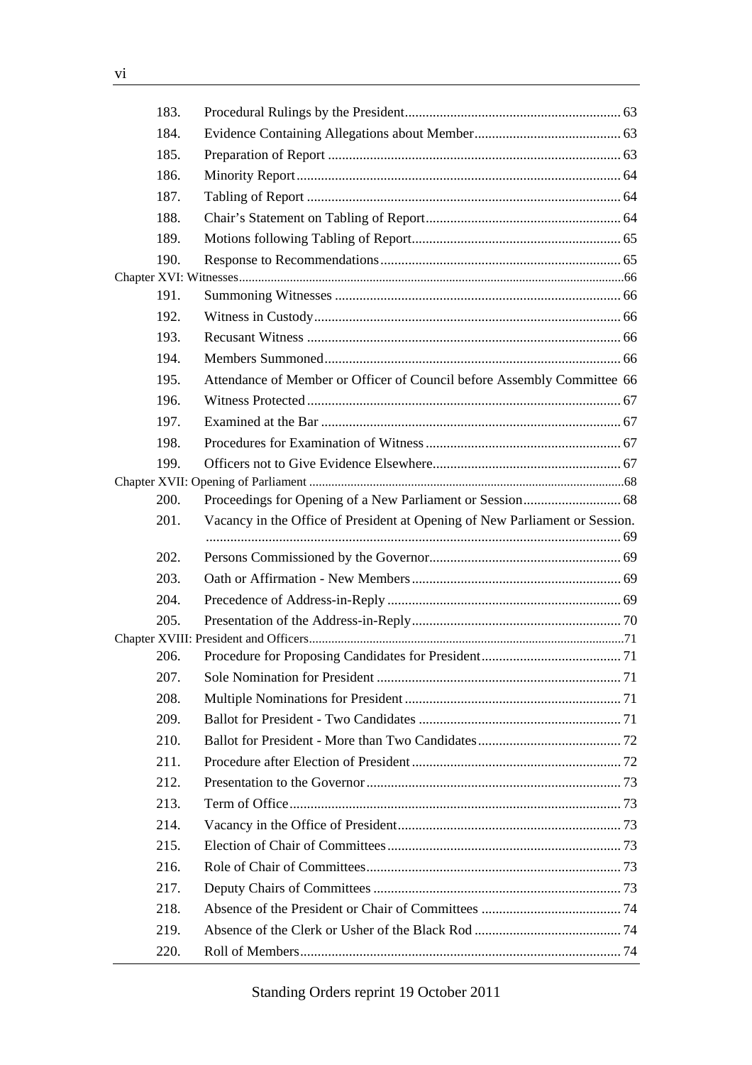| | | |
|---|---|---|
| 183. | Procedural Rulings by the President | 63 |
| 184. | Evidence Containing Allegations about Member | 63 |
| 185. | Preparation of Report | 63 |
| 186. | Minority Report | 64 |
| 187. | Tabling of Report | 64 |
| 188. | Chair's Statement on Tabling of Report | 64 |
| 189. | Motions following Tabling of Report | 65 |
| 190. | Response to Recommendations | 65 |
| **Chapter XVI: Witnesses** | | 66 |
| 191. | Summoning Witnesses | 66 |
| 192. | Witness in Custody | 66 |
| 193. | Recusant Witness | 66 |
| 194. | Members Summoned | 66 |
| 195. | Attendance of Member or Officer of Council before Assembly Committee | 66 |
| 196. | Witness Protected | 67 |
| 197. | Examined at the Bar | 67 |
| 198. | Procedures for Examination of Witness | 67 |
| 199. | Officers not to Give Evidence Elsewhere | 67 |
| **Chapter XVII: Opening of Parliament** | | 68 |
| 200. | Proceedings for Opening of a New Parliament or Session | 68 |
| 201. | Vacancy in the Office of President at Opening of New Parliament or Session. | 69 |
| 202. | Persons Commissioned by the Governor | 69 |
| 203. | Oath or Affirmation - New Members | 69 |
| 204. | Precedence of Address-in-Reply | 69 |
| 205. | Presentation of the Address-in-Reply | 70 |
| **Chapter XVIII: President and Officers** | | 71 |
| 206. | Procedure for Proposing Candidates for President | 71 |
| 207. | Sole Nomination for President | 71 |
| 208. | Multiple Nominations for President | 71 |
| 209. | Ballot for President - Two Candidates | 71 |
| 210. | Ballot for President - More than Two Candidates | 72 |
| 211. | Procedure after Election of President | 72 |
| 212. | Presentation to the Governor | 73 |
| 213. | Term of Office | 73 |
| 214. | Vacancy in the Office of President | 73 |
| 215. | Election of Chair of Committees | 73 |
| 216. | Role of Chair of Committees | 73 |
| 217. | Deputy Chairs of Committees | 73 |
| 218. | Absence of the President or Chair of Committees | 74 |
| 219. | Absence of the Clerk or Usher of the Black Rod | 74 |
| 220. | Roll of Members | 74 |

Standing Orders reprint 19 October 2011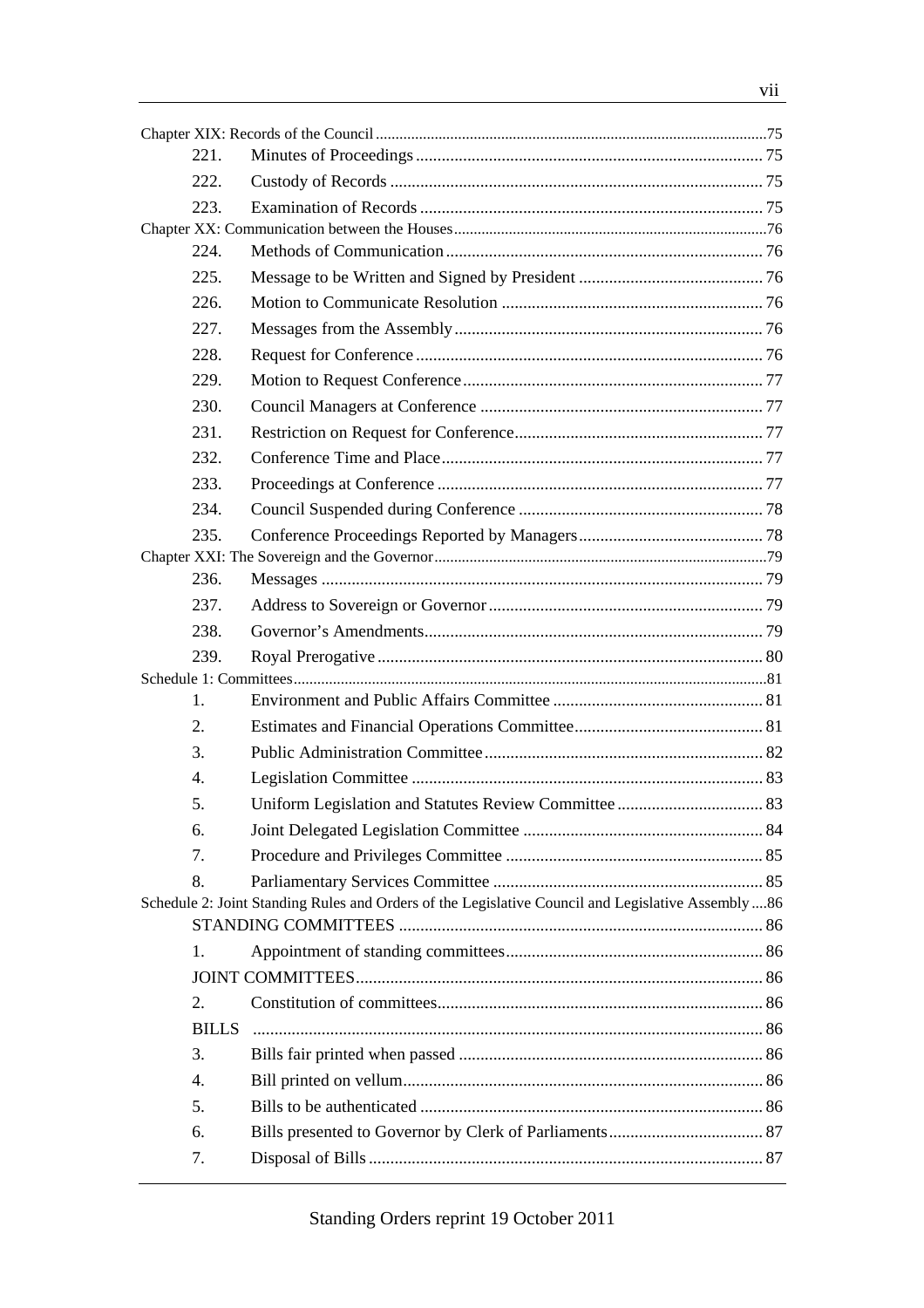Chapter XIX: Records of the Council ... 75

| | | |
|---|---|---|
| 221. | Minutes of Proceedings | 75 |
| 222. | Custody of Records | 75 |
| 223. | Examination of Records | 75 |

Chapter XX: Communication between the Houses ... 76

| | | |
|---|---|---|
| 224. | Methods of Communication | 76 |
| 225. | Message to be Written and Signed by President | 76 |
| 226. | Motion to Communicate Resolution | 76 |
| 227. | Messages from the Assembly | 76 |
| 228. | Request for Conference | 76 |
| 229. | Motion to Request Conference | 77 |
| 230. | Council Managers at Conference | 77 |
| 231. | Restriction on Request for Conference | 77 |
| 232. | Conference Time and Place | 77 |
| 233. | Proceedings at Conference | 77 |
| 234. | Council Suspended during Conference | 78 |
| 235. | Conference Proceedings Reported by Managers | 78 |

Chapter XXI: The Sovereign and the Governor ... 79

| | | |
|---|---|---|
| 236. | Messages | 79 |
| 237. | Address to Sovereign or Governor | 79 |
| 238. | Governor's Amendments | 79 |
| 239. | Royal Prerogative | 80 |

Schedule 1: Committees ... 81

| | | |
|---|---|---|
| 1. | Environment and Public Affairs Committee | 81 |
| 2. | Estimates and Financial Operations Committee | 81 |
| 3. | Public Administration Committee | 82 |
| 4. | Legislation Committee | 83 |
| 5. | Uniform Legislation and Statutes Review Committee | 83 |
| 6. | Joint Delegated Legislation Committee | 84 |
| 7. | Procedure and Privileges Committee | 85 |
| 8. | Parliamentary Services Committee | 85 |

Schedule 2: Joint Standing Rules and Orders of the Legislative Council and Legislative Assembly ... 86

| | | |
|---|---|---|
| STANDING COMMITTEES | | 86 |
| 1. | Appointment of standing committees | 86 |
| JOINT COMMITTEES | | 86 |
| 2. | Constitution of committees | 86 |
| BILLS | | 86 |
| 3. | Bills fair printed when passed | 86 |
| 4. | Bill printed on vellum | 86 |
| 5. | Bills to be authenticated | 86 |
| 6. | Bills presented to Governor by Clerk of Parliaments | 87 |
| 7. | Disposal of Bills | 87 |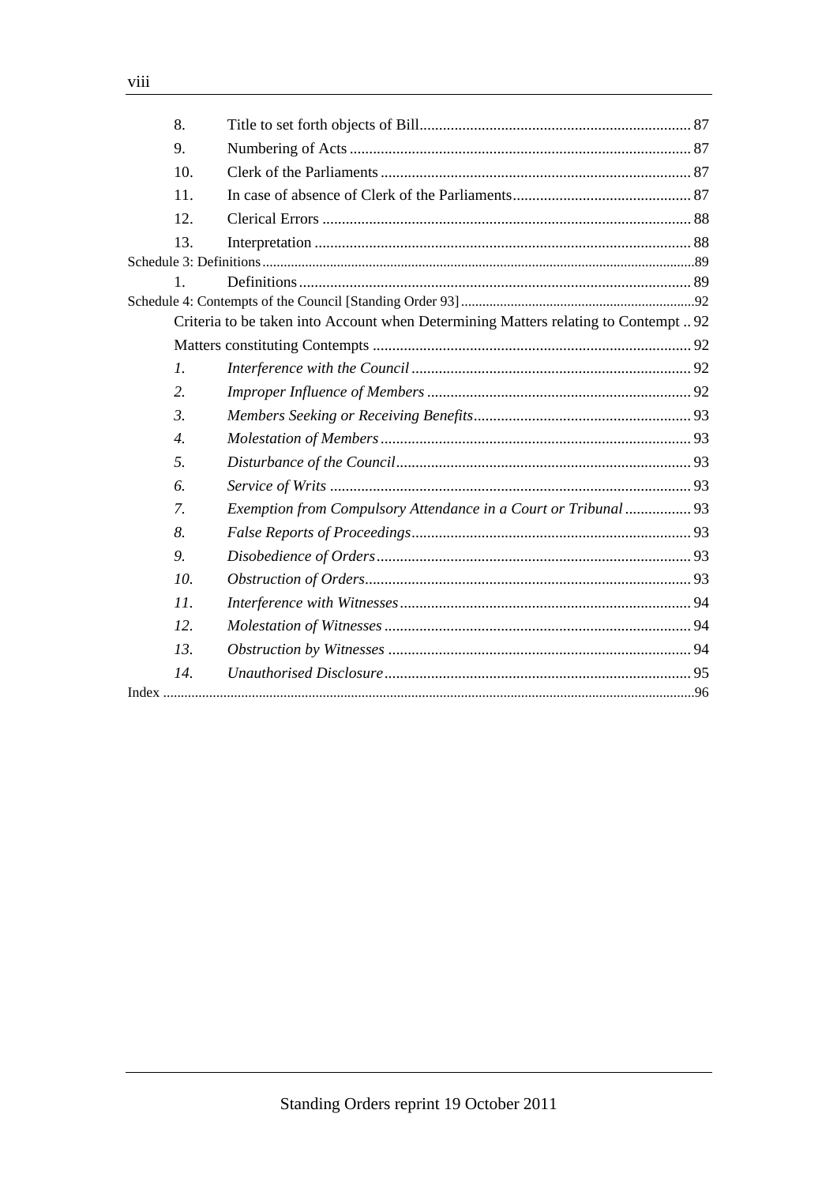| | | |
|---|---|---|
| 8. | Title to set forth objects of Bill | 87 |
| 9. | Numbering of Acts | 87 |
| 10. | Clerk of the Parliaments | 87 |
| 11. | In case of absence of Clerk of the Parliaments | 87 |
| 12. | Clerical Errors | 88 |
| 13. | Interpretation | 88 |
| Schedule 3: Definitions | | 89 |
| 1. | Definitions | 89 |
| Schedule 4: Contempts of the Council [Standing Order 93] | | 92 |
| | Criteria to be taken into Account when Determining Matters relating to Contempt | 92 |
| | Matters constituting Contempts | 92 |
| *1.* | *Interference with the Council* | 92 |
| *2.* | *Improper Influence of Members* | 92 |
| *3.* | *Members Seeking or Receiving Benefits* | 93 |
| *4.* | *Molestation of Members* | 93 |
| *5.* | *Disturbance of the Council* | 93 |
| *6.* | *Service of Writs* | 93 |
| *7.* | *Exemption from Compulsory Attendance in a Court or Tribunal* | 93 |
| *8.* | *False Reports of Proceedings* | 93 |
| *9.* | *Disobedience of Orders* | 93 |
| *10.* | *Obstruction of Orders* | 93 |
| *11.* | *Interference with Witnesses* | 94 |
| *12.* | *Molestation of Witnesses* | 94 |
| *13.* | *Obstruction by Witnesses* | 94 |
| *14.* | *Unauthorised Disclosure* | 95 |
| Index | | 96 |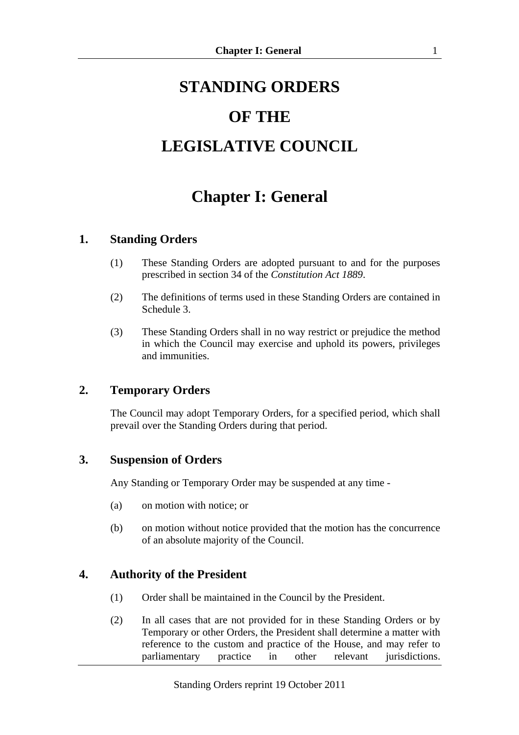# STANDING ORDERS

# OF THE

# LEGISLATIVE COUNCIL

## Chapter I: General

### 1. Standing Orders

(1) These Standing Orders are adopted pursuant to and for the purposes prescribed in section 34 of the *Constitution Act 1889*.

(2) The definitions of terms used in these Standing Orders are contained in Schedule 3.

(3) These Standing Orders shall in no way restrict or prejudice the method in which the Council may exercise and uphold its powers, privileges and immunities.

### 2. Temporary Orders

The Council may adopt Temporary Orders, for a specified period, which shall prevail over the Standing Orders during that period.

### 3. Suspension of Orders

Any Standing or Temporary Order may be suspended at any time -

(a) on motion with notice; or

(b) on motion without notice provided that the motion has the concurrence of an absolute majority of the Council.

### 4. Authority of the President

(1) Order shall be maintained in the Council by the President.

(2) In all cases that are not provided for in these Standing Orders or by Temporary or other Orders, the President shall determine a matter with reference to the custom and practice of the House, and may refer to parliamentary practice in other relevant jurisdictions.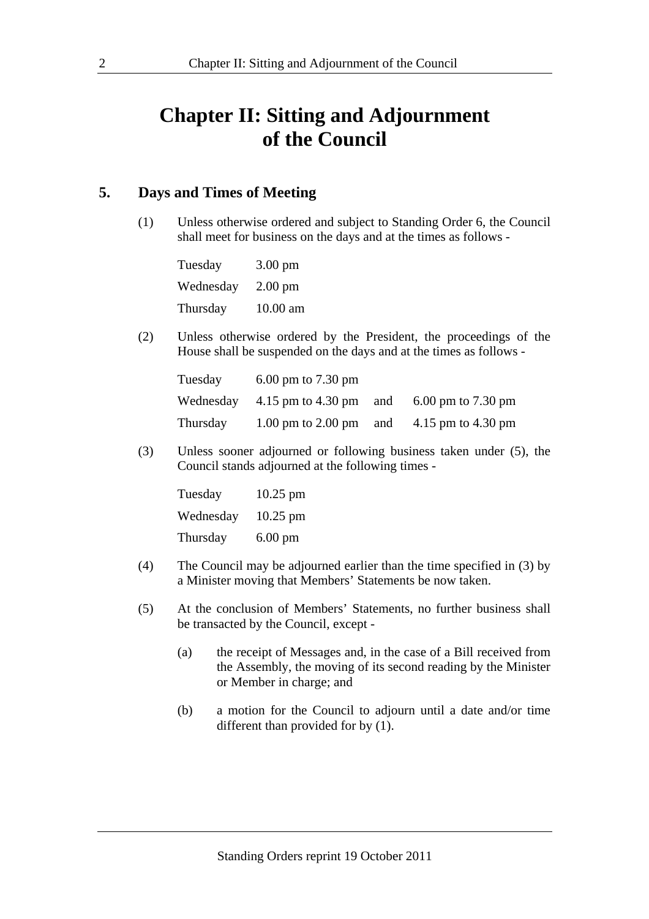# Chapter II: Sitting and Adjournment of the Council

## 5. Days and Times of Meeting

(1) Unless otherwise ordered and subject to Standing Order 6, the Council shall meet for business on the days and at the times as follows -

| | |
|---|---|
| Tuesday | 3.00 pm |
| Wednesday | 2.00 pm |
| Thursday | 10.00 am |

(2) Unless otherwise ordered by the President, the proceedings of the House shall be suspended on the days and at the times as follows -

| | | | |
|---|---|---|---|
| Tuesday | 6.00 pm to 7.30 pm | | |
| Wednesday | 4.15 pm to 4.30 pm | and | 6.00 pm to 7.30 pm |
| Thursday | 1.00 pm to 2.00 pm | and | 4.15 pm to 4.30 pm |

(3) Unless sooner adjourned or following business taken under (5), the Council stands adjourned at the following times -

| | |
|---|---|
| Tuesday | 10.25 pm |
| Wednesday | 10.25 pm |
| Thursday | 6.00 pm |

(4) The Council may be adjourned earlier than the time specified in (3) by a Minister moving that Members' Statements be now taken.

(5) At the conclusion of Members' Statements, no further business shall be transacted by the Council, except -

(a) the receipt of Messages and, in the case of a Bill received from the Assembly, the moving of its second reading by the Minister or Member in charge; and

(b) a motion for the Council to adjourn until a date and/or time different than provided for by (1).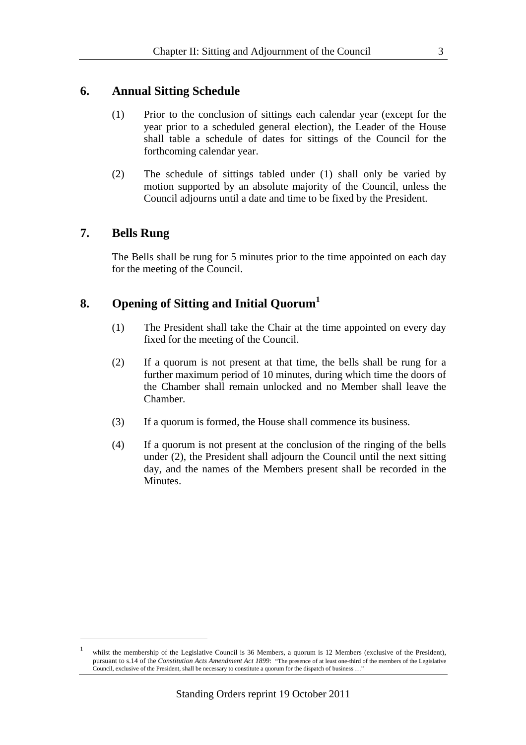## 6. Annual Sitting Schedule

(1) Prior to the conclusion of sittings each calendar year (except for the year prior to a scheduled general election), the Leader of the House shall table a schedule of dates for sittings of the Council for the forthcoming calendar year.

(2) The schedule of sittings tabled under (1) shall only be varied by motion supported by an absolute majority of the Council, unless the Council adjourns until a date and time to be fixed by the President.

## 7. Bells Rung

The Bells shall be rung for 5 minutes prior to the time appointed on each day for the meeting of the Council.

## 8. Opening of Sitting and Initial Quorum[1]

(1) The President shall take the Chair at the time appointed on every day fixed for the meeting of the Council.

(2) If a quorum is not present at that time, the bells shall be rung for a further maximum period of 10 minutes, during which time the doors of the Chamber shall remain unlocked and no Member shall leave the Chamber.

(3) If a quorum is formed, the House shall commence its business.

(4) If a quorum is not present at the conclusion of the ringing of the bells under (2), the President shall adjourn the Council until the next sitting day, and the names of the Members present shall be recorded in the Minutes.

---

[1] whilst the membership of the Legislative Council is 36 Members, a quorum is 12 Members (exclusive of the President), pursuant to s.14 of the *Constitution Acts Amendment Act 1899*: "The presence of at least one-third of the members of the Legislative Council, exclusive of the President, shall be necessary to constitute a quorum for the dispatch of business …"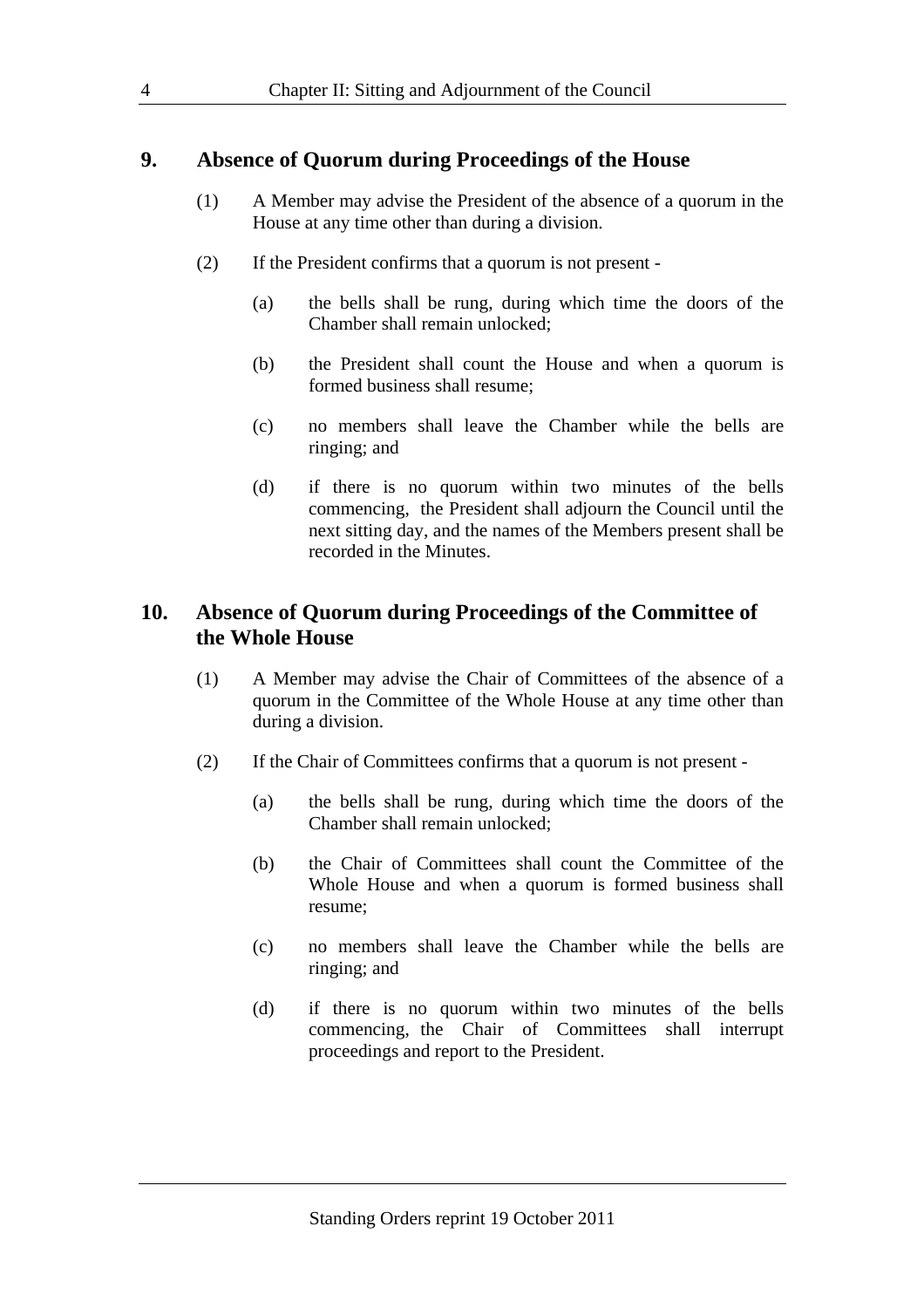## 9. Absence of Quorum during Proceedings of the House

(1) A Member may advise the President of the absence of a quorum in the House at any time other than during a division.

(2) If the President confirms that a quorum is not present -

(a) the bells shall be rung, during which time the doors of the Chamber shall remain unlocked;

(b) the President shall count the House and when a quorum is formed business shall resume;

(c) no members shall leave the Chamber while the bells are ringing; and

(d) if there is no quorum within two minutes of the bells commencing, the President shall adjourn the Council until the next sitting day, and the names of the Members present shall be recorded in the Minutes.

## 10. Absence of Quorum during Proceedings of the Committee of the Whole House

(1) A Member may advise the Chair of Committees of the absence of a quorum in the Committee of the Whole House at any time other than during a division.

(2) If the Chair of Committees confirms that a quorum is not present -

(a) the bells shall be rung, during which time the doors of the Chamber shall remain unlocked;

(b) the Chair of Committees shall count the Committee of the Whole House and when a quorum is formed business shall resume;

(c) no members shall leave the Chamber while the bells are ringing; and

(d) if there is no quorum within two minutes of the bells commencing, the Chair of Committees shall interrupt proceedings and report to the President.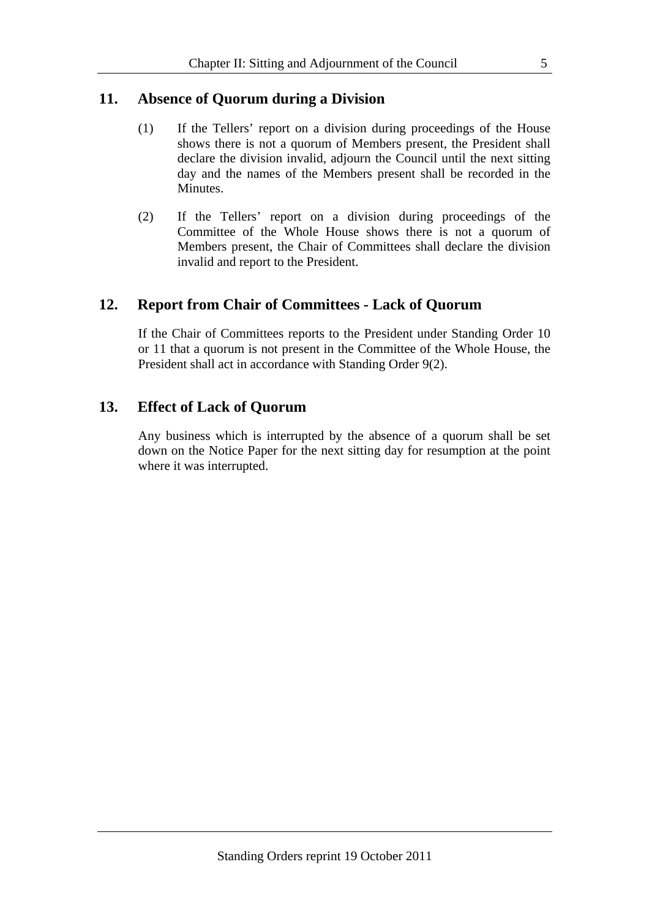## 11. Absence of Quorum during a Division

(1) If the Tellers' report on a division during proceedings of the House shows there is not a quorum of Members present, the President shall declare the division invalid, adjourn the Council until the next sitting day and the names of the Members present shall be recorded in the Minutes.

(2) If the Tellers' report on a division during proceedings of the Committee of the Whole House shows there is not a quorum of Members present, the Chair of Committees shall declare the division invalid and report to the President.

## 12. Report from Chair of Committees - Lack of Quorum

If the Chair of Committees reports to the President under Standing Order 10 or 11 that a quorum is not present in the Committee of the Whole House, the President shall act in accordance with Standing Order 9(2).

## 13. Effect of Lack of Quorum

Any business which is interrupted by the absence of a quorum shall be set down on the Notice Paper for the next sitting day for resumption at the point where it was interrupted.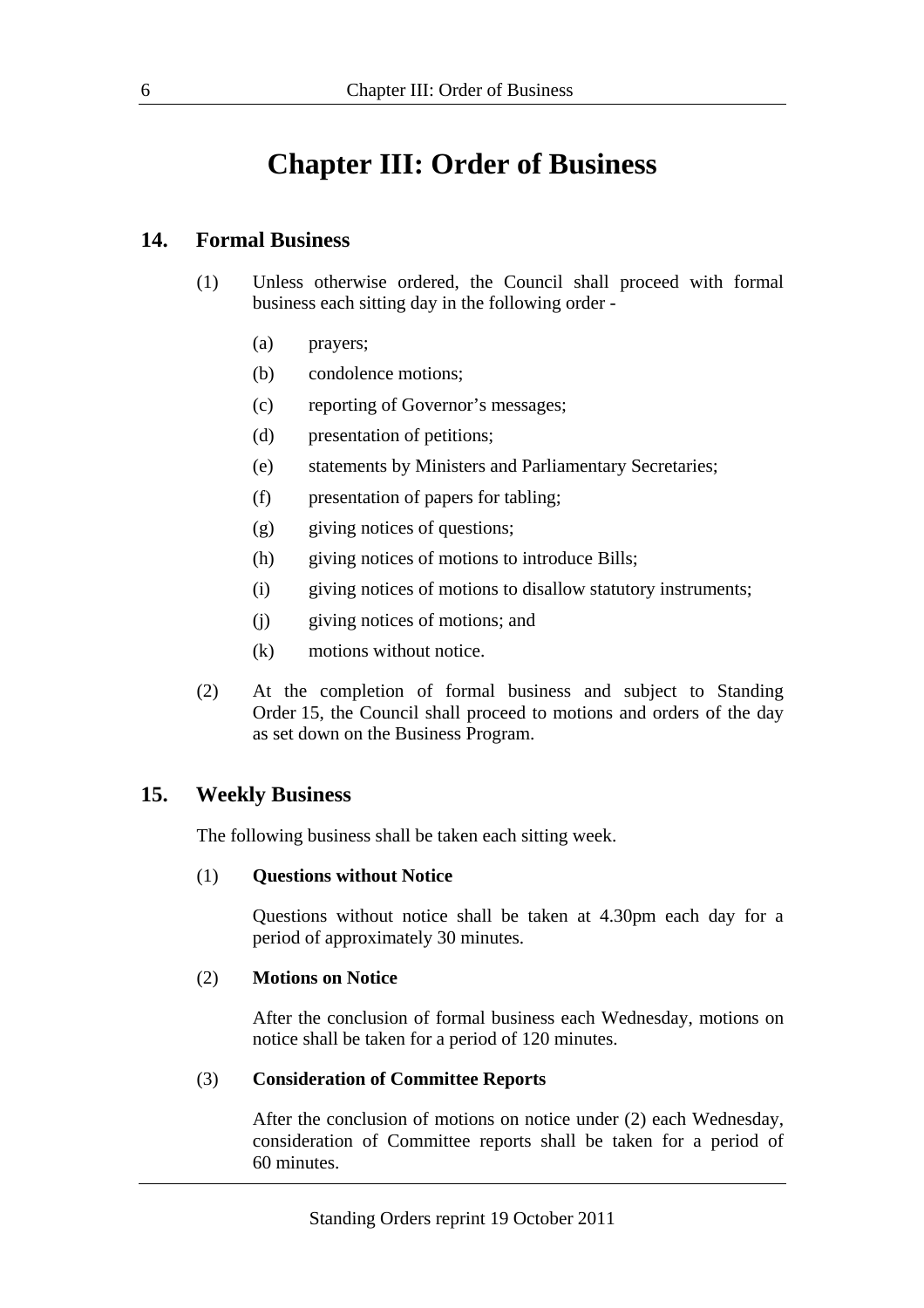# Chapter III: Order of Business

## 14. Formal Business

(1) Unless otherwise ordered, the Council shall proceed with formal business each sitting day in the following order -

- (a) prayers;
- (b) condolence motions;
- (c) reporting of Governor's messages;
- (d) presentation of petitions;
- (e) statements by Ministers and Parliamentary Secretaries;
- (f) presentation of papers for tabling;
- (g) giving notices of questions;
- (h) giving notices of motions to introduce Bills;
- (i) giving notices of motions to disallow statutory instruments;
- (j) giving notices of motions; and
- (k) motions without notice.

(2) At the completion of formal business and subject to Standing Order 15, the Council shall proceed to motions and orders of the day as set down on the Business Program.

## 15. Weekly Business

The following business shall be taken each sitting week.

(1) **Questions without Notice**

Questions without notice shall be taken at 4.30pm each day for a period of approximately 30 minutes.

(2) **Motions on Notice**

After the conclusion of formal business each Wednesday, motions on notice shall be taken for a period of 120 minutes.

(3) **Consideration of Committee Reports**

After the conclusion of motions on notice under (2) each Wednesday, consideration of Committee reports shall be taken for a period of 60 minutes.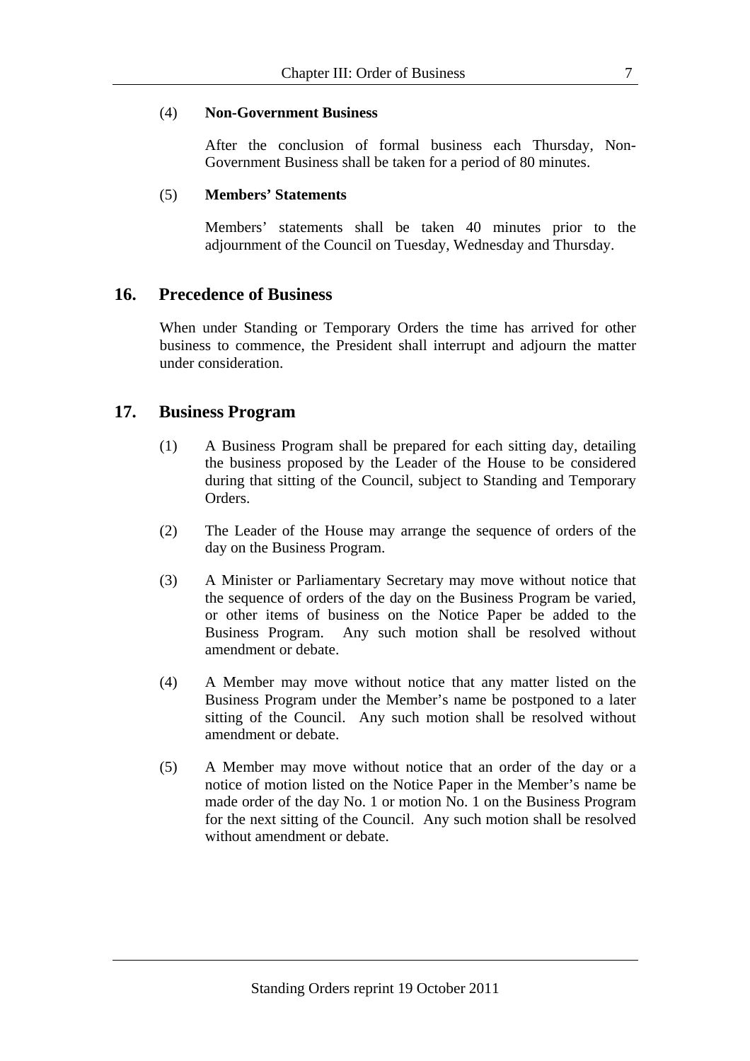(4) **Non-Government Business**

After the conclusion of formal business each Thursday, Non-Government Business shall be taken for a period of 80 minutes.

(5) **Members' Statements**

Members' statements shall be taken 40 minutes prior to the adjournment of the Council on Tuesday, Wednesday and Thursday.

## 16. Precedence of Business

When under Standing or Temporary Orders the time has arrived for other business to commence, the President shall interrupt and adjourn the matter under consideration.

## 17. Business Program

(1) A Business Program shall be prepared for each sitting day, detailing the business proposed by the Leader of the House to be considered during that sitting of the Council, subject to Standing and Temporary Orders.

(2) The Leader of the House may arrange the sequence of orders of the day on the Business Program.

(3) A Minister or Parliamentary Secretary may move without notice that the sequence of orders of the day on the Business Program be varied, or other items of business on the Notice Paper be added to the Business Program. Any such motion shall be resolved without amendment or debate.

(4) A Member may move without notice that any matter listed on the Business Program under the Member's name be postponed to a later sitting of the Council. Any such motion shall be resolved without amendment or debate.

(5) A Member may move without notice that an order of the day or a notice of motion listed on the Notice Paper in the Member's name be made order of the day No. 1 or motion No. 1 on the Business Program for the next sitting of the Council. Any such motion shall be resolved without amendment or debate.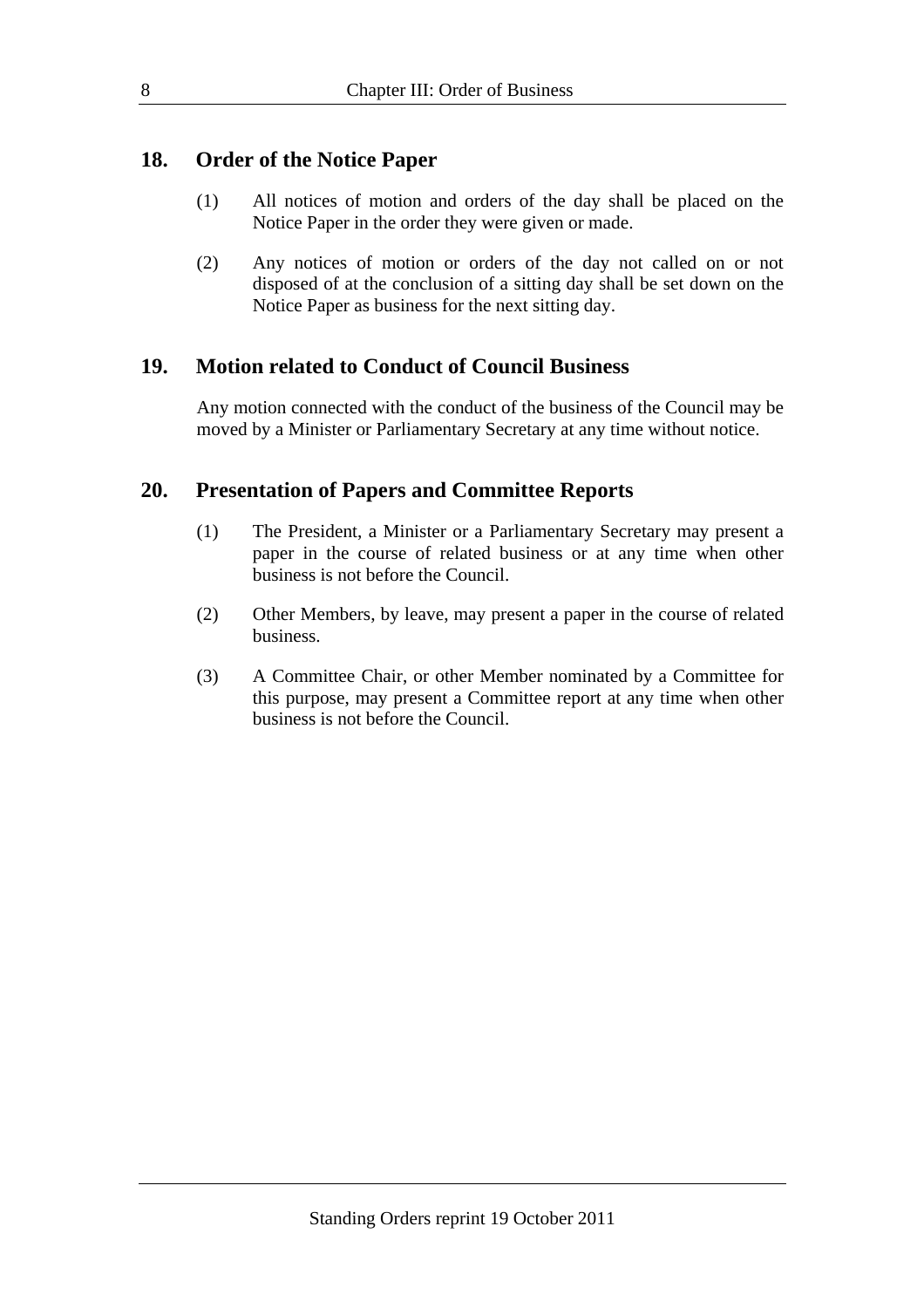## 18. Order of the Notice Paper

(1) All notices of motion and orders of the day shall be placed on the Notice Paper in the order they were given or made.

(2) Any notices of motion or orders of the day not called on or not disposed of at the conclusion of a sitting day shall be set down on the Notice Paper as business for the next sitting day.

## 19. Motion related to Conduct of Council Business

Any motion connected with the conduct of the business of the Council may be moved by a Minister or Parliamentary Secretary at any time without notice.

## 20. Presentation of Papers and Committee Reports

(1) The President, a Minister or a Parliamentary Secretary may present a paper in the course of related business or at any time when other business is not before the Council.

(2) Other Members, by leave, may present a paper in the course of related business.

(3) A Committee Chair, or other Member nominated by a Committee for this purpose, may present a Committee report at any time when other business is not before the Council.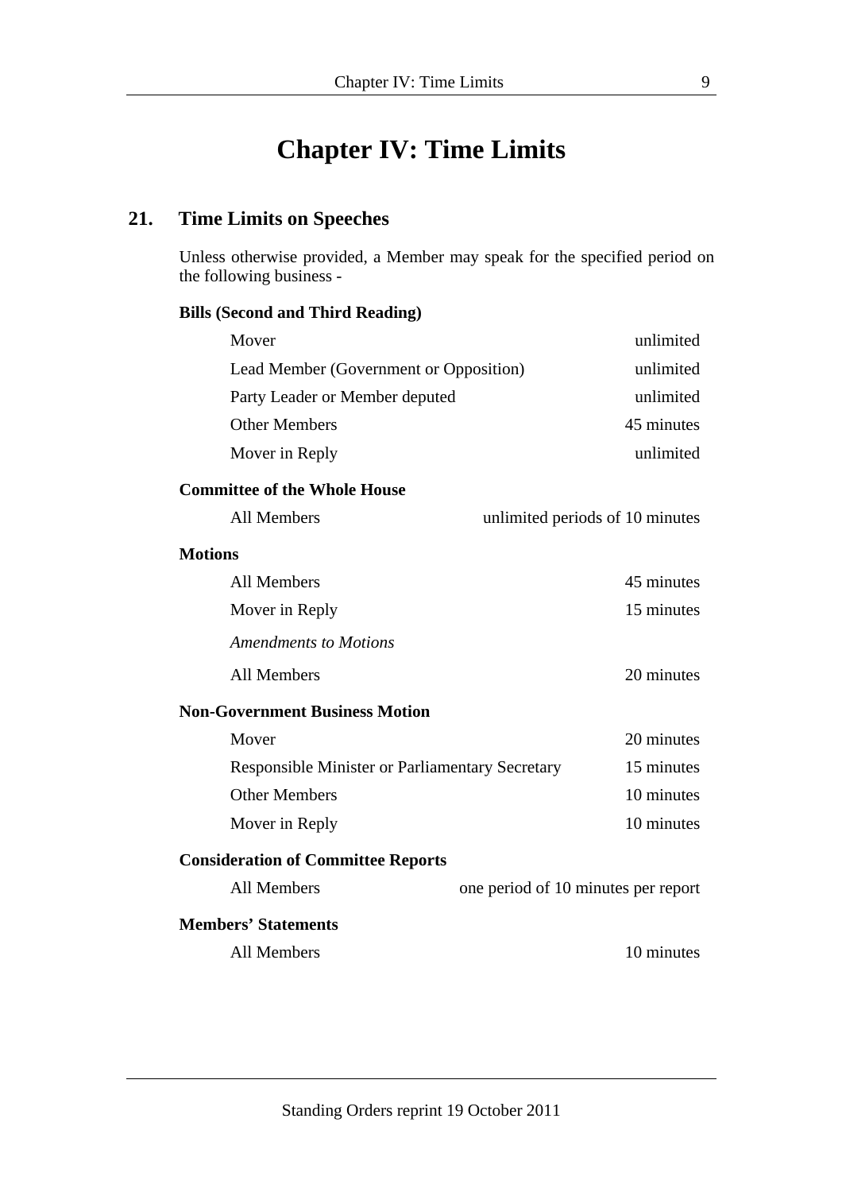# Chapter IV: Time Limits

## 21. Time Limits on Speeches

Unless otherwise provided, a Member may speak for the specified period on the following business -

**Bills (Second and Third Reading)**

| | |
|---|---|
| Mover | unlimited |
| Lead Member (Government or Opposition) | unlimited |
| Party Leader or Member deputed | unlimited |
| Other Members | 45 minutes |
| Mover in Reply | unlimited |

**Committee of the Whole House**

| | |
|---|---|
| All Members | unlimited periods of 10 minutes |

**Motions**

| | |
|---|---|
| All Members | 45 minutes |
| Mover in Reply | 15 minutes |

*Amendments to Motions*

| | |
|---|---|
| All Members | 20 minutes |

**Non-Government Business Motion**

| | |
|---|---|
| Mover | 20 minutes |
| Responsible Minister or Parliamentary Secretary | 15 minutes |
| Other Members | 10 minutes |
| Mover in Reply | 10 minutes |

**Consideration of Committee Reports**

| | |
|---|---|
| All Members | one period of 10 minutes per report |

**Members' Statements**

| | |
|---|---|
| All Members | 10 minutes |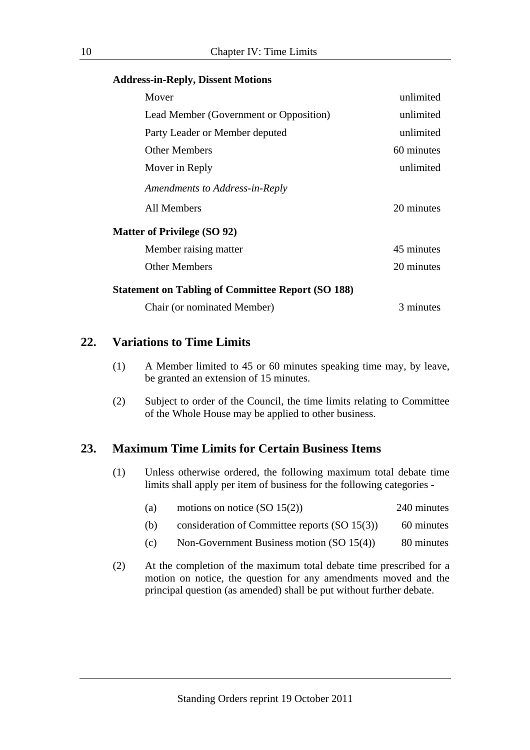**Address-in-Reply, Dissent Motions**

| | |
|---|---|
| Mover | unlimited |
| Lead Member (Government or Opposition) | unlimited |
| Party Leader or Member deputed | unlimited |
| Other Members | 60 minutes |
| Mover in Reply | unlimited |
| *Amendments to Address-in-Reply* | |
| All Members | 20 minutes |

**Matter of Privilege (SO 92)**

| | |
|---|---|
| Member raising matter | 45 minutes |
| Other Members | 20 minutes |

**Statement on Tabling of Committee Report (SO 188)**

| | |
|---|---|
| Chair (or nominated Member) | 3 minutes |

## 22. Variations to Time Limits

(1) A Member limited to 45 or 60 minutes speaking time may, by leave, be granted an extension of 15 minutes.

(2) Subject to order of the Council, the time limits relating to Committee of the Whole House may be applied to other business.

## 23. Maximum Time Limits for Certain Business Items

(1) Unless otherwise ordered, the following maximum total debate time limits shall apply per item of business for the following categories -

| | | |
|---|---|---|
| (a) | motions on notice (SO 15(2)) | 240 minutes |
| (b) | consideration of Committee reports (SO 15(3)) | 60 minutes |
| (c) | Non-Government Business motion (SO 15(4)) | 80 minutes |

(2) At the completion of the maximum total debate time prescribed for a motion on notice, the question for any amendments moved and the principal question (as amended) shall be put without further debate.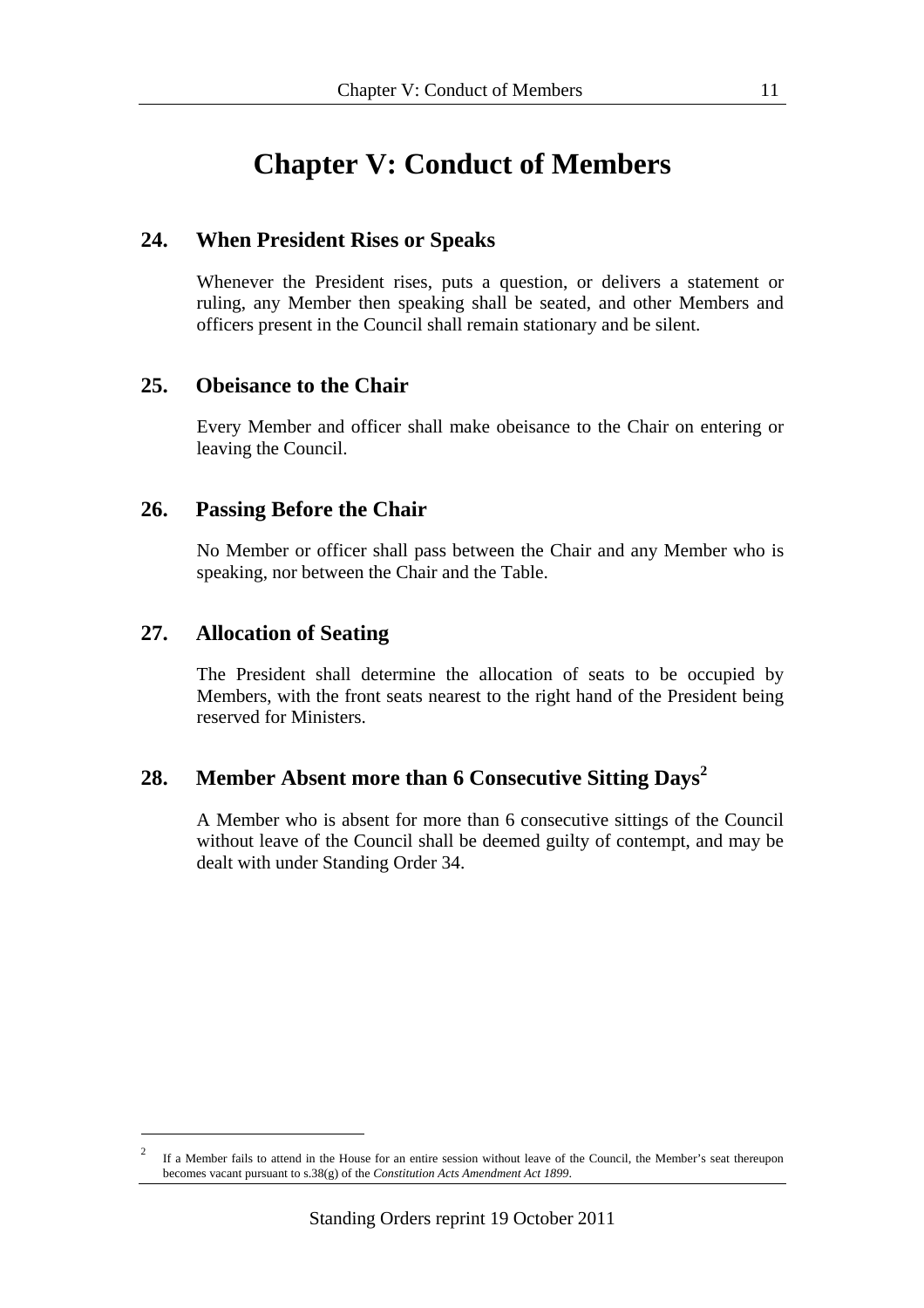# Chapter V: Conduct of Members

## 24. When President Rises or Speaks

Whenever the President rises, puts a question, or delivers a statement or ruling, any Member then speaking shall be seated, and other Members and officers present in the Council shall remain stationary and be silent.

## 25. Obeisance to the Chair

Every Member and officer shall make obeisance to the Chair on entering or leaving the Council.

## 26. Passing Before the Chair

No Member or officer shall pass between the Chair and any Member who is speaking, nor between the Chair and the Table.

## 27. Allocation of Seating

The President shall determine the allocation of seats to be occupied by Members, with the front seats nearest to the right hand of the President being reserved for Ministers.

## 28. Member Absent more than 6 Consecutive Sitting Days[2]

A Member who is absent for more than 6 consecutive sittings of the Council without leave of the Council shall be deemed guilty of contempt, and may be dealt with under Standing Order 34.

---

[2] If a Member fails to attend in the House for an entire session without leave of the Council, the Member's seat thereupon becomes vacant pursuant to s.38(g) of the *Constitution Acts Amendment Act 1899*.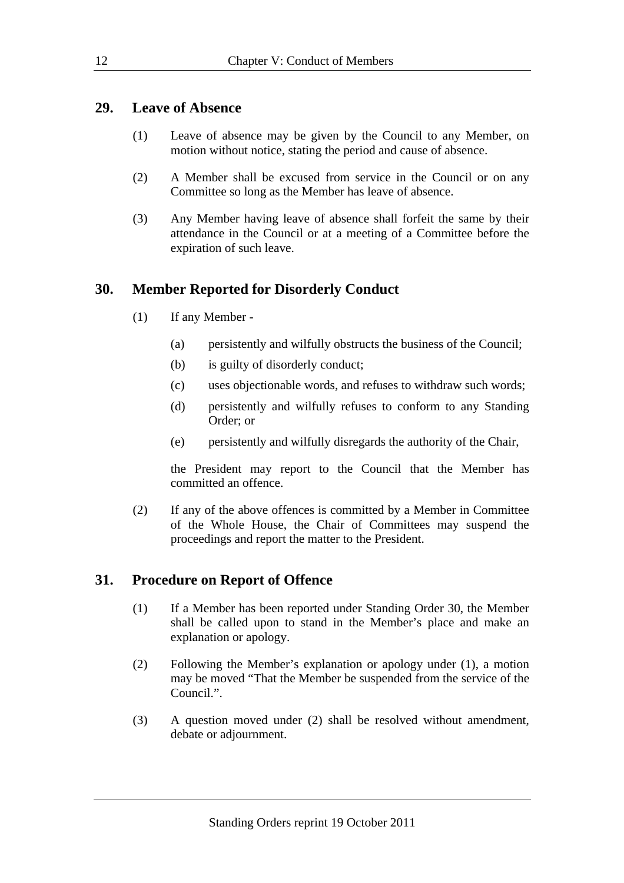## 29. Leave of Absence

(1) Leave of absence may be given by the Council to any Member, on motion without notice, stating the period and cause of absence.

(2) A Member shall be excused from service in the Council or on any Committee so long as the Member has leave of absence.

(3) Any Member having leave of absence shall forfeit the same by their attendance in the Council or at a meeting of a Committee before the expiration of such leave.

## 30. Member Reported for Disorderly Conduct

(1) If any Member -

- (a) persistently and wilfully obstructs the business of the Council;
- (b) is guilty of disorderly conduct;
- (c) uses objectionable words, and refuses to withdraw such words;
- (d) persistently and wilfully refuses to conform to any Standing Order; or
- (e) persistently and wilfully disregards the authority of the Chair,

the President may report to the Council that the Member has committed an offence.

(2) If any of the above offences is committed by a Member in Committee of the Whole House, the Chair of Committees may suspend the proceedings and report the matter to the President.

## 31. Procedure on Report of Offence

(1) If a Member has been reported under Standing Order 30, the Member shall be called upon to stand in the Member's place and make an explanation or apology.

(2) Following the Member's explanation or apology under (1), a motion may be moved "That the Member be suspended from the service of the Council.".

(3) A question moved under (2) shall be resolved without amendment, debate or adjournment.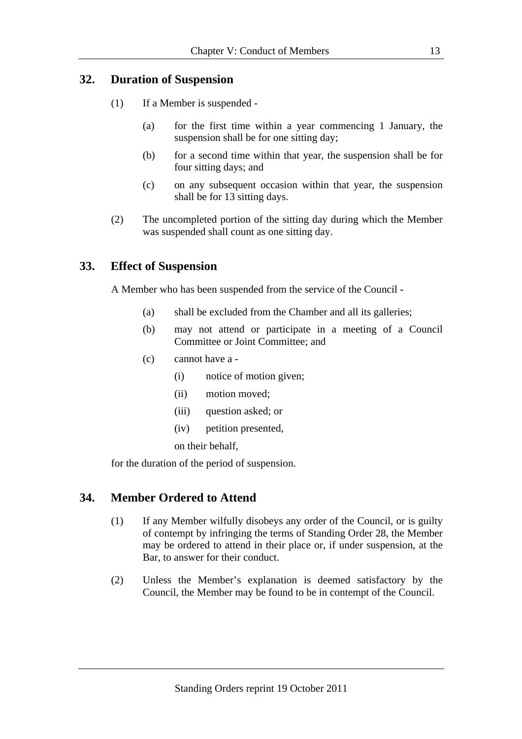## 32. Duration of Suspension

(1) If a Member is suspended -

(a) for the first time within a year commencing 1 January, the suspension shall be for one sitting day;

(b) for a second time within that year, the suspension shall be for four sitting days; and

(c) on any subsequent occasion within that year, the suspension shall be for 13 sitting days.

(2) The uncompleted portion of the sitting day during which the Member was suspended shall count as one sitting day.

## 33. Effect of Suspension

A Member who has been suspended from the service of the Council -

(a) shall be excluded from the Chamber and all its galleries;

(b) may not attend or participate in a meeting of a Council Committee or Joint Committee; and

(c) cannot have a -

(i) notice of motion given;

(ii) motion moved;

(iii) question asked; or

(iv) petition presented,

on their behalf,

for the duration of the period of suspension.

## 34. Member Ordered to Attend

(1) If any Member wilfully disobeys any order of the Council, or is guilty of contempt by infringing the terms of Standing Order 28, the Member may be ordered to attend in their place or, if under suspension, at the Bar, to answer for their conduct.

(2) Unless the Member's explanation is deemed satisfactory by the Council, the Member may be found to be in contempt of the Council.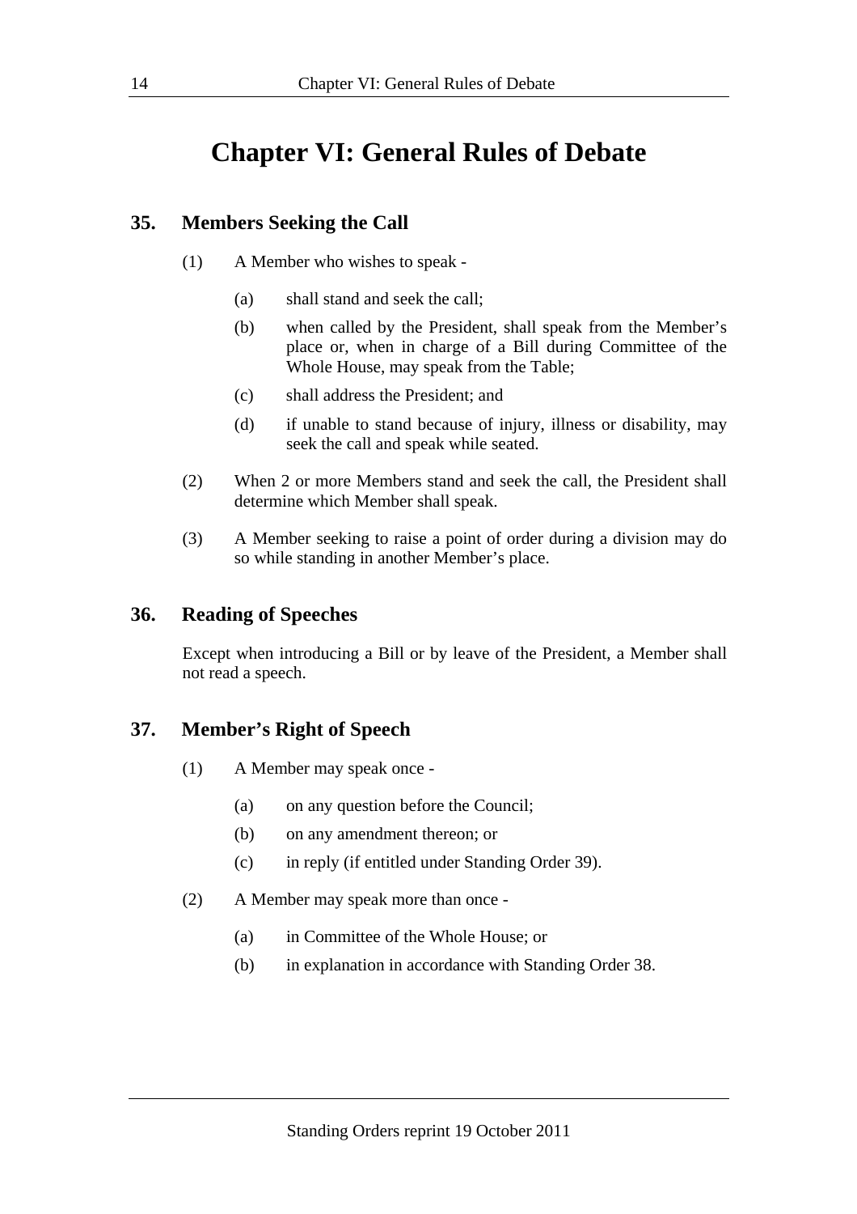# Chapter VI: General Rules of Debate

## 35. Members Seeking the Call

(1) A Member who wishes to speak -

- (a) shall stand and seek the call;
- (b) when called by the President, shall speak from the Member's place or, when in charge of a Bill during Committee of the Whole House, may speak from the Table;
- (c) shall address the President; and
- (d) if unable to stand because of injury, illness or disability, may seek the call and speak while seated.

(2) When 2 or more Members stand and seek the call, the President shall determine which Member shall speak.

(3) A Member seeking to raise a point of order during a division may do so while standing in another Member's place.

## 36. Reading of Speeches

Except when introducing a Bill or by leave of the President, a Member shall not read a speech.

## 37. Member's Right of Speech

(1) A Member may speak once -

- (a) on any question before the Council;
- (b) on any amendment thereon; or
- (c) in reply (if entitled under Standing Order 39).

(2) A Member may speak more than once -

- (a) in Committee of the Whole House; or
- (b) in explanation in accordance with Standing Order 38.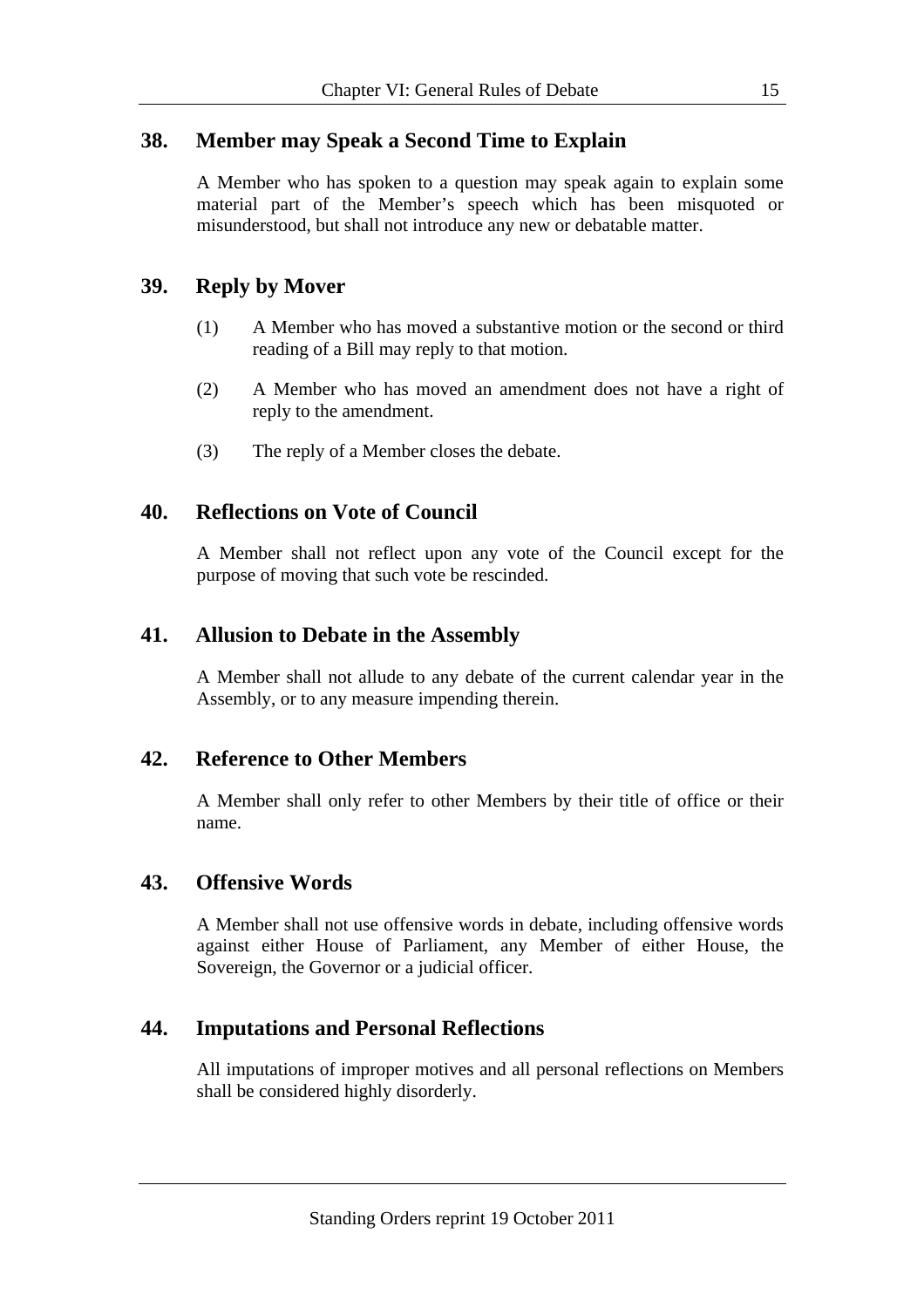## 38. Member may Speak a Second Time to Explain

A Member who has spoken to a question may speak again to explain some material part of the Member's speech which has been misquoted or misunderstood, but shall not introduce any new or debatable matter.

## 39. Reply by Mover

(1) A Member who has moved a substantive motion or the second or third reading of a Bill may reply to that motion.

(2) A Member who has moved an amendment does not have a right of reply to the amendment.

(3) The reply of a Member closes the debate.

## 40. Reflections on Vote of Council

A Member shall not reflect upon any vote of the Council except for the purpose of moving that such vote be rescinded.

## 41. Allusion to Debate in the Assembly

A Member shall not allude to any debate of the current calendar year in the Assembly, or to any measure impending therein.

## 42. Reference to Other Members

A Member shall only refer to other Members by their title of office or their name.

## 43. Offensive Words

A Member shall not use offensive words in debate, including offensive words against either House of Parliament, any Member of either House, the Sovereign, the Governor or a judicial officer.

## 44. Imputations and Personal Reflections

All imputations of improper motives and all personal reflections on Members shall be considered highly disorderly.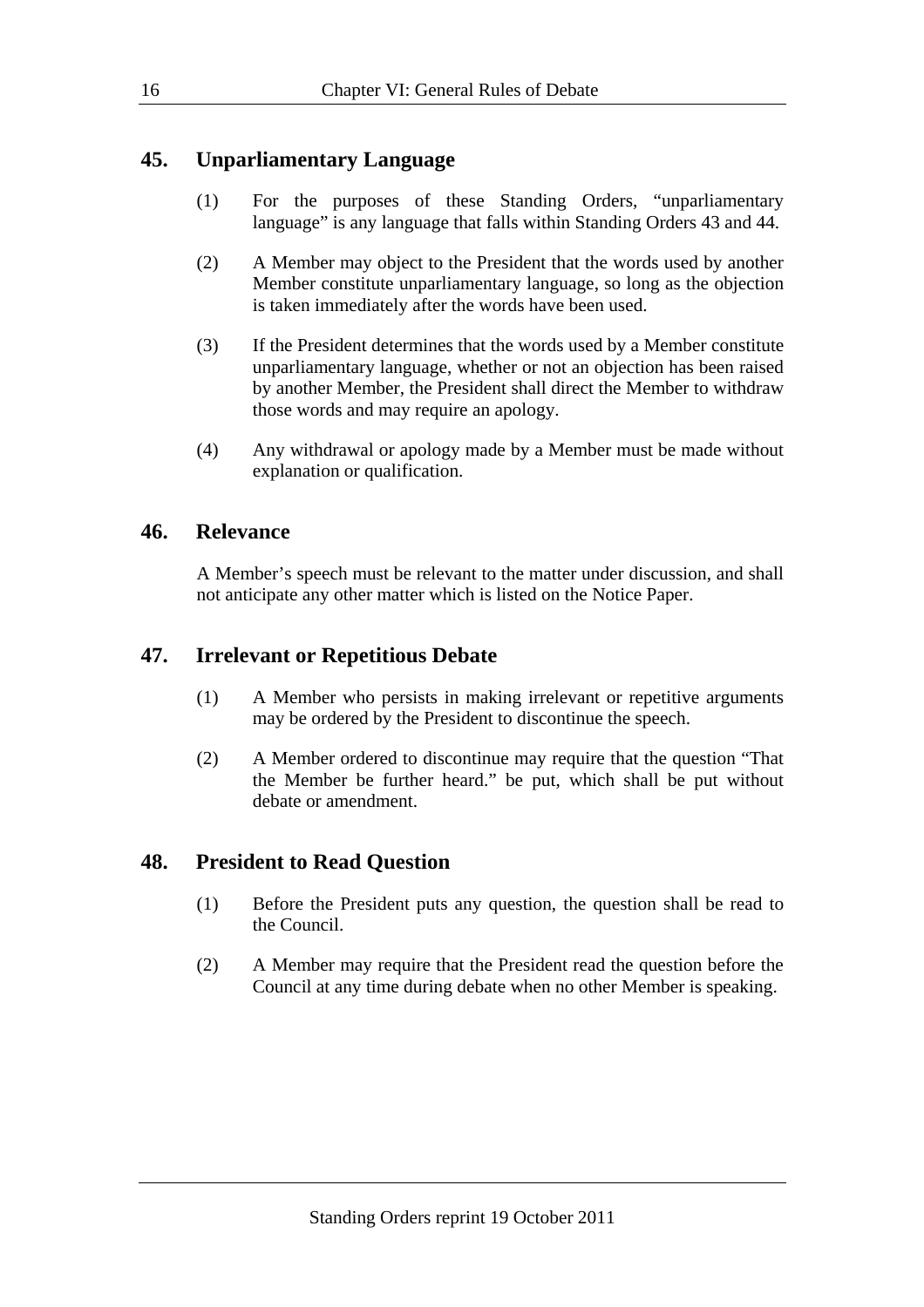## 45. Unparliamentary Language

(1) For the purposes of these Standing Orders, "unparliamentary language" is any language that falls within Standing Orders 43 and 44.

(2) A Member may object to the President that the words used by another Member constitute unparliamentary language, so long as the objection is taken immediately after the words have been used.

(3) If the President determines that the words used by a Member constitute unparliamentary language, whether or not an objection has been raised by another Member, the President shall direct the Member to withdraw those words and may require an apology.

(4) Any withdrawal or apology made by a Member must be made without explanation or qualification.

## 46. Relevance

A Member's speech must be relevant to the matter under discussion, and shall not anticipate any other matter which is listed on the Notice Paper.

## 47. Irrelevant or Repetitious Debate

(1) A Member who persists in making irrelevant or repetitive arguments may be ordered by the President to discontinue the speech.

(2) A Member ordered to discontinue may require that the question "That the Member be further heard." be put, which shall be put without debate or amendment.

## 48. President to Read Question

(1) Before the President puts any question, the question shall be read to the Council.

(2) A Member may require that the President read the question before the Council at any time during debate when no other Member is speaking.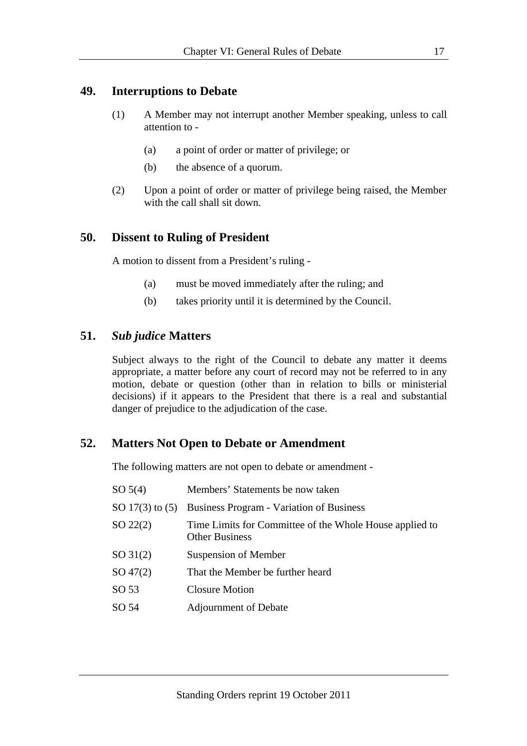## 49. Interruptions to Debate

(1) A Member may not interrupt another Member speaking, unless to call attention to -

- (a) a point of order or matter of privilege; or
- (b) the absence of a quorum.

(2) Upon a point of order or matter of privilege being raised, the Member with the call shall sit down.

## 50. Dissent to Ruling of President

A motion to dissent from a President's ruling -

- (a) must be moved immediately after the ruling; and
- (b) takes priority until it is determined by the Council.

## 51. *Sub judice* Matters

Subject always to the right of the Council to debate any matter it deems appropriate, a matter before any court of record may not be referred to in any motion, debate or question (other than in relation to bills or ministerial decisions) if it appears to the President that there is a real and substantial danger of prejudice to the adjudication of the case.

## 52. Matters Not Open to Debate or Amendment

The following matters are not open to debate or amendment -

| | |
|---|---|
| SO 5(4) | Members' Statements be now taken |
| SO 17(3) to (5) | Business Program - Variation of Business |
| SO 22(2) | Time Limits for Committee of the Whole House applied to Other Business |
| SO 31(2) | Suspension of Member |
| SO 47(2) | That the Member be further heard |
| SO 53 | Closure Motion |
| SO 54 | Adjournment of Debate |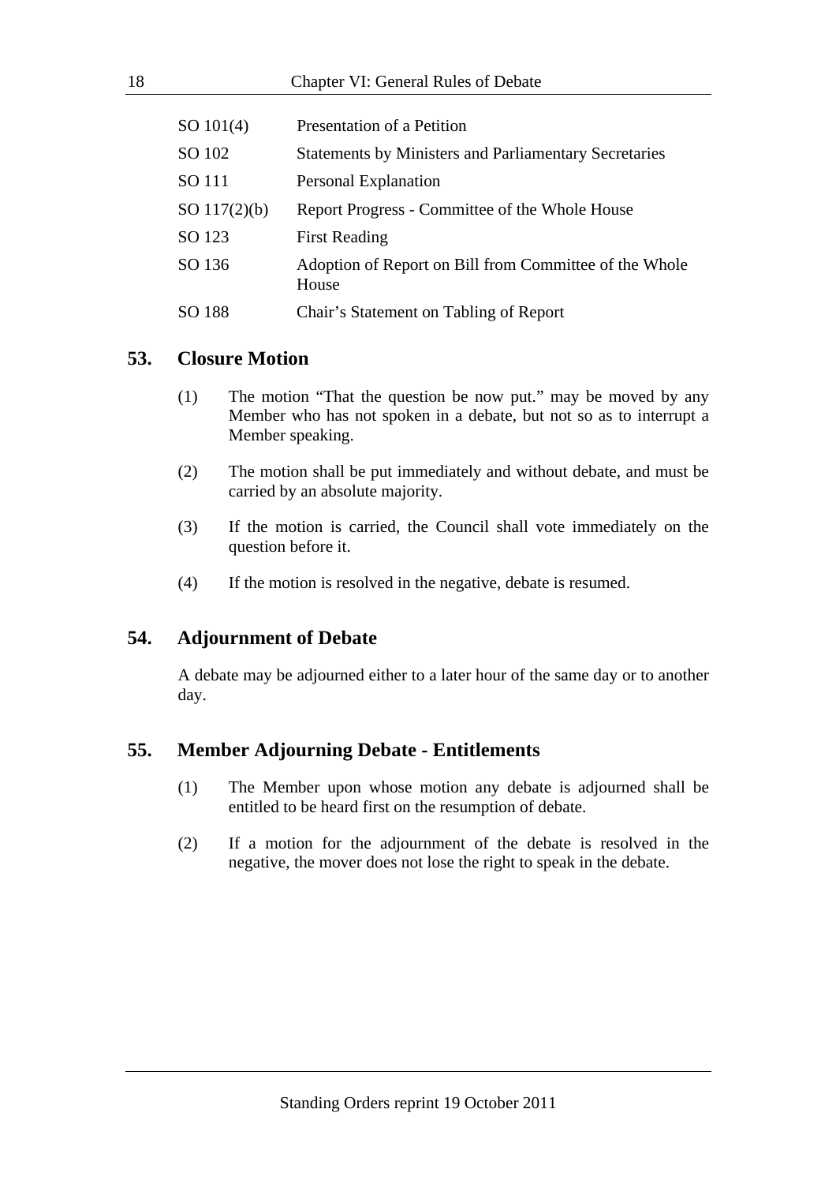| | |
|---|---|
| SO 101(4) | Presentation of a Petition |
| SO 102 | Statements by Ministers and Parliamentary Secretaries |
| SO 111 | Personal Explanation |
| SO 117(2)(b) | Report Progress - Committee of the Whole House |
| SO 123 | First Reading |
| SO 136 | Adoption of Report on Bill from Committee of the Whole House |
| SO 188 | Chair's Statement on Tabling of Report |

## 53. Closure Motion

(1) The motion "That the question be now put." may be moved by any Member who has not spoken in a debate, but not so as to interrupt a Member speaking.

(2) The motion shall be put immediately and without debate, and must be carried by an absolute majority.

(3) If the motion is carried, the Council shall vote immediately on the question before it.

(4) If the motion is resolved in the negative, debate is resumed.

## 54. Adjournment of Debate

A debate may be adjourned either to a later hour of the same day or to another day.

## 55. Member Adjourning Debate - Entitlements

(1) The Member upon whose motion any debate is adjourned shall be entitled to be heard first on the resumption of debate.

(2) If a motion for the adjournment of the debate is resolved in the negative, the mover does not lose the right to speak in the debate.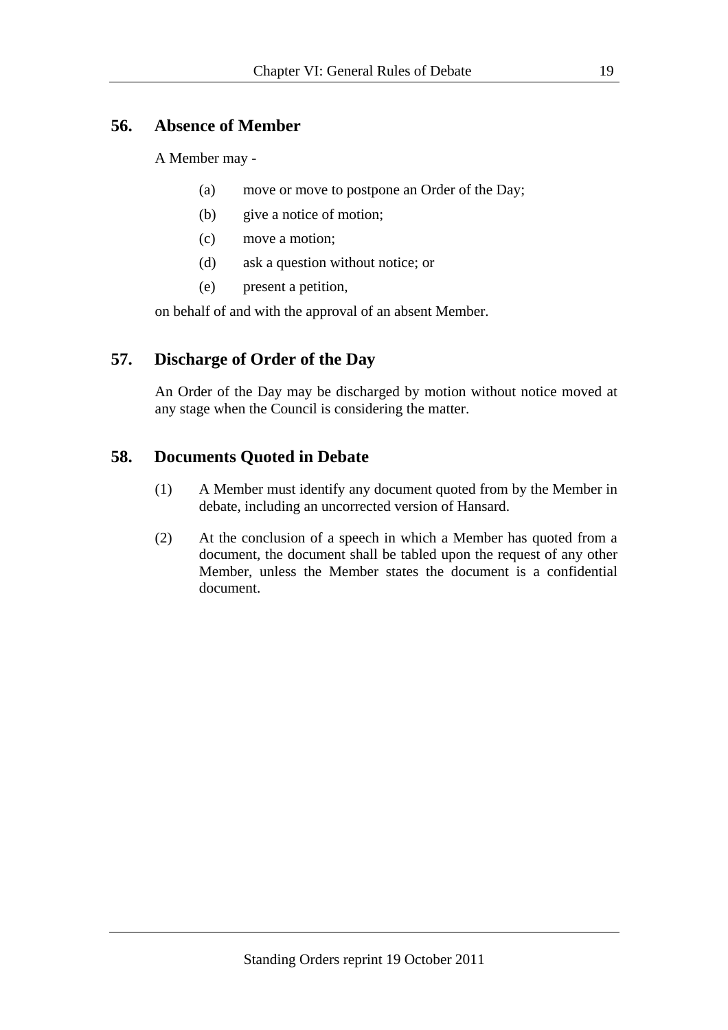## 56. Absence of Member

A Member may -

(a) move or move to postpone an Order of the Day;

(b) give a notice of motion;

(c) move a motion;

(d) ask a question without notice; or

(e) present a petition,

on behalf of and with the approval of an absent Member.

## 57. Discharge of Order of the Day

An Order of the Day may be discharged by motion without notice moved at any stage when the Council is considering the matter.

## 58. Documents Quoted in Debate

(1) A Member must identify any document quoted from by the Member in debate, including an uncorrected version of Hansard.

(2) At the conclusion of a speech in which a Member has quoted from a document, the document shall be tabled upon the request of any other Member, unless the Member states the document is a confidential document.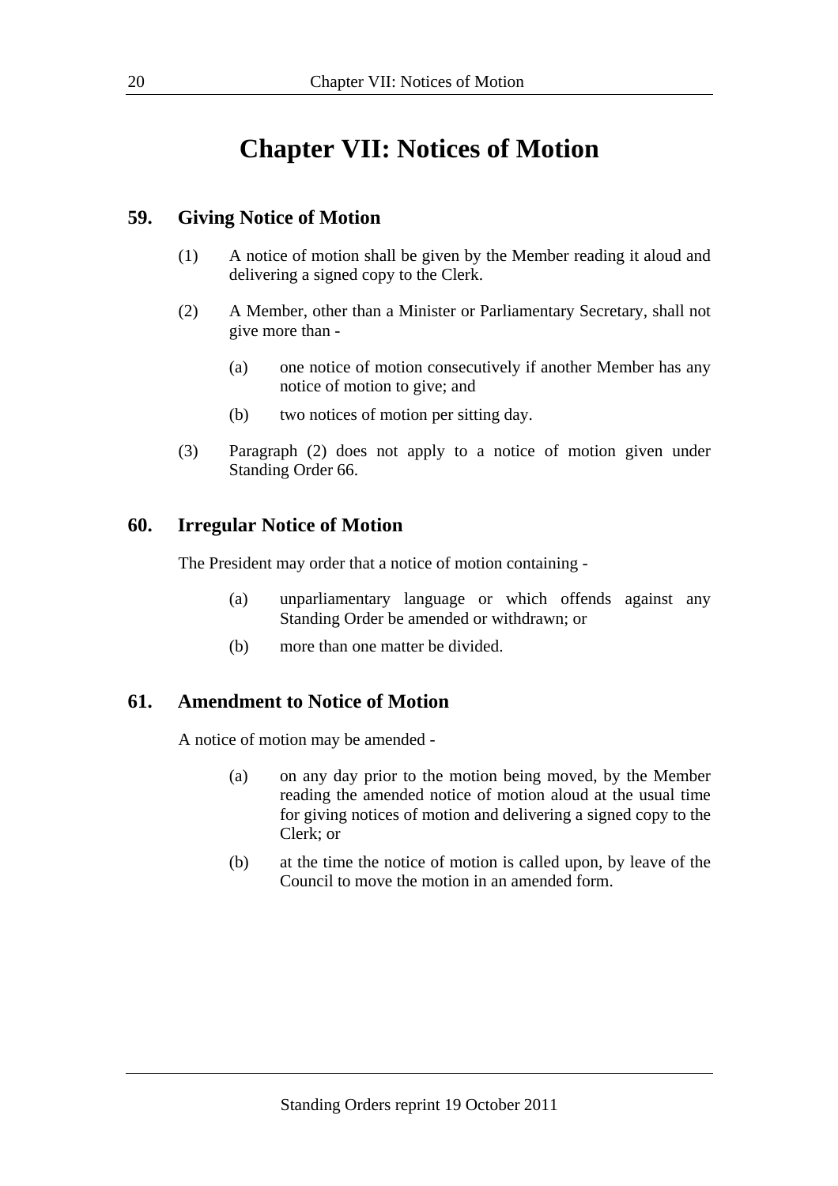# Chapter VII: Notices of Motion

## 59. Giving Notice of Motion

(1) A notice of motion shall be given by the Member reading it aloud and delivering a signed copy to the Clerk.

(2) A Member, other than a Minister or Parliamentary Secretary, shall not give more than -

- (a) one notice of motion consecutively if another Member has any notice of motion to give; and
- (b) two notices of motion per sitting day.

(3) Paragraph (2) does not apply to a notice of motion given under Standing Order 66.

## 60. Irregular Notice of Motion

The President may order that a notice of motion containing -

- (a) unparliamentary language or which offends against any Standing Order be amended or withdrawn; or
- (b) more than one matter be divided.

## 61. Amendment to Notice of Motion

A notice of motion may be amended -

- (a) on any day prior to the motion being moved, by the Member reading the amended notice of motion aloud at the usual time for giving notices of motion and delivering a signed copy to the Clerk; or
- (b) at the time the notice of motion is called upon, by leave of the Council to move the motion in an amended form.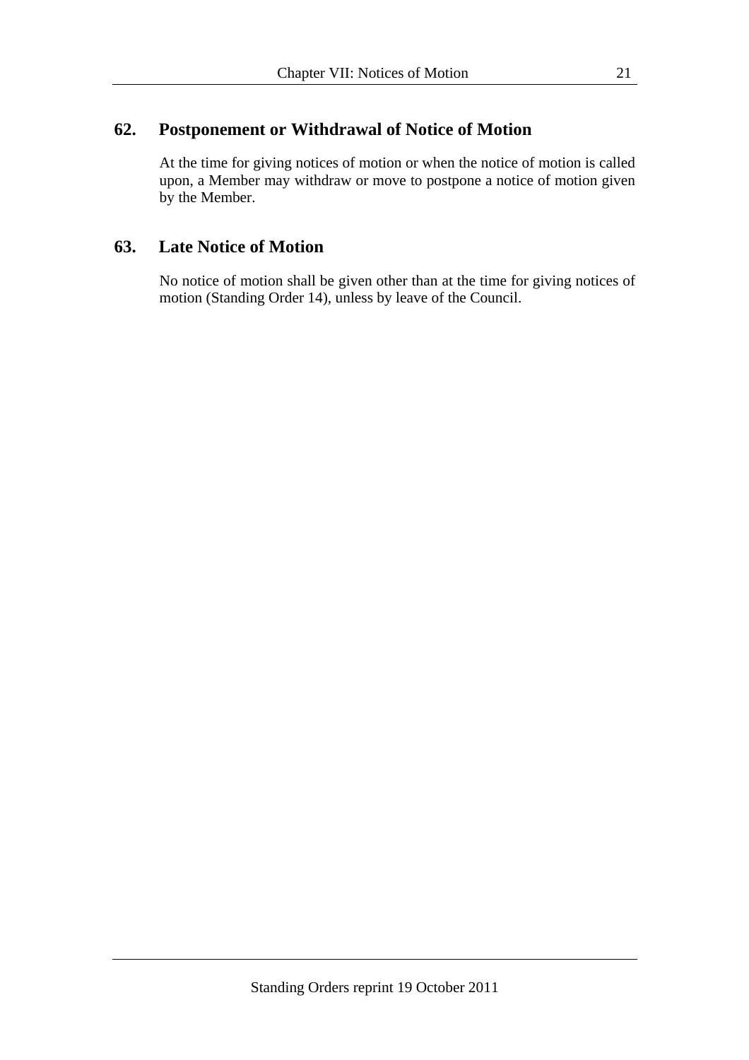## 62. Postponement or Withdrawal of Notice of Motion

At the time for giving notices of motion or when the notice of motion is called upon, a Member may withdraw or move to postpone a notice of motion given by the Member.

## 63. Late Notice of Motion

No notice of motion shall be given other than at the time for giving notices of motion (Standing Order 14), unless by leave of the Council.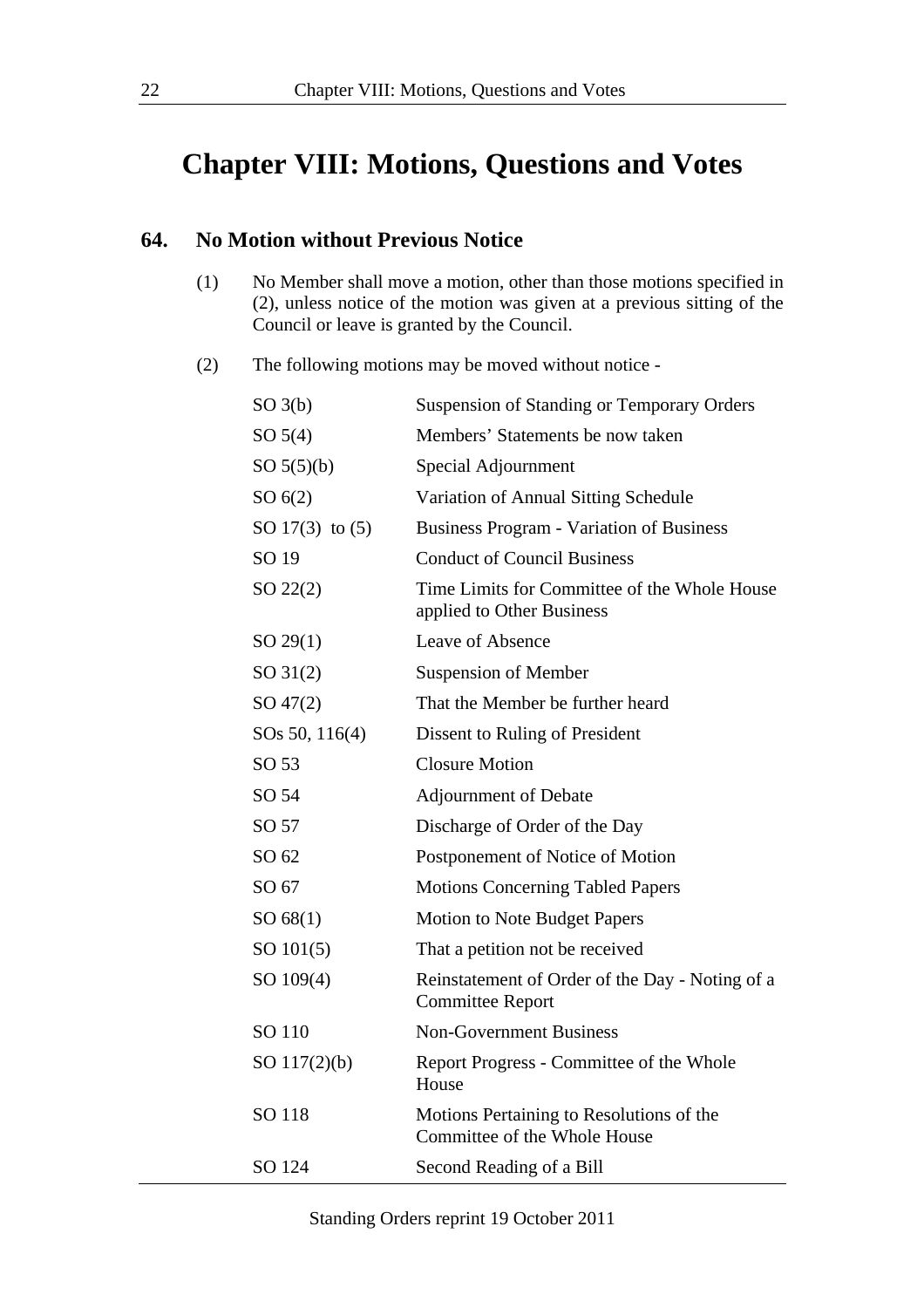# Chapter VIII: Motions, Questions and Votes

## 64. No Motion without Previous Notice

(1) No Member shall move a motion, other than those motions specified in (2), unless notice of the motion was given at a previous sitting of the Council or leave is granted by the Council.

(2) The following motions may be moved without notice -

| | |
|---|---|
| SO 3(b) | Suspension of Standing or Temporary Orders |
| SO 5(4) | Members' Statements be now taken |
| SO 5(5)(b) | Special Adjournment |
| SO 6(2) | Variation of Annual Sitting Schedule |
| SO 17(3) to (5) | Business Program - Variation of Business |
| SO 19 | Conduct of Council Business |
| SO 22(2) | Time Limits for Committee of the Whole House applied to Other Business |
| SO 29(1) | Leave of Absence |
| SO 31(2) | Suspension of Member |
| SO 47(2) | That the Member be further heard |
| SOs 50, 116(4) | Dissent to Ruling of President |
| SO 53 | Closure Motion |
| SO 54 | Adjournment of Debate |
| SO 57 | Discharge of Order of the Day |
| SO 62 | Postponement of Notice of Motion |
| SO 67 | Motions Concerning Tabled Papers |
| SO 68(1) | Motion to Note Budget Papers |
| SO 101(5) | That a petition not be received |
| SO 109(4) | Reinstatement of Order of the Day - Noting of a Committee Report |
| SO 110 | Non-Government Business |
| SO 117(2)(b) | Report Progress - Committee of the Whole House |
| SO 118 | Motions Pertaining to Resolutions of the Committee of the Whole House |
| SO 124 | Second Reading of a Bill |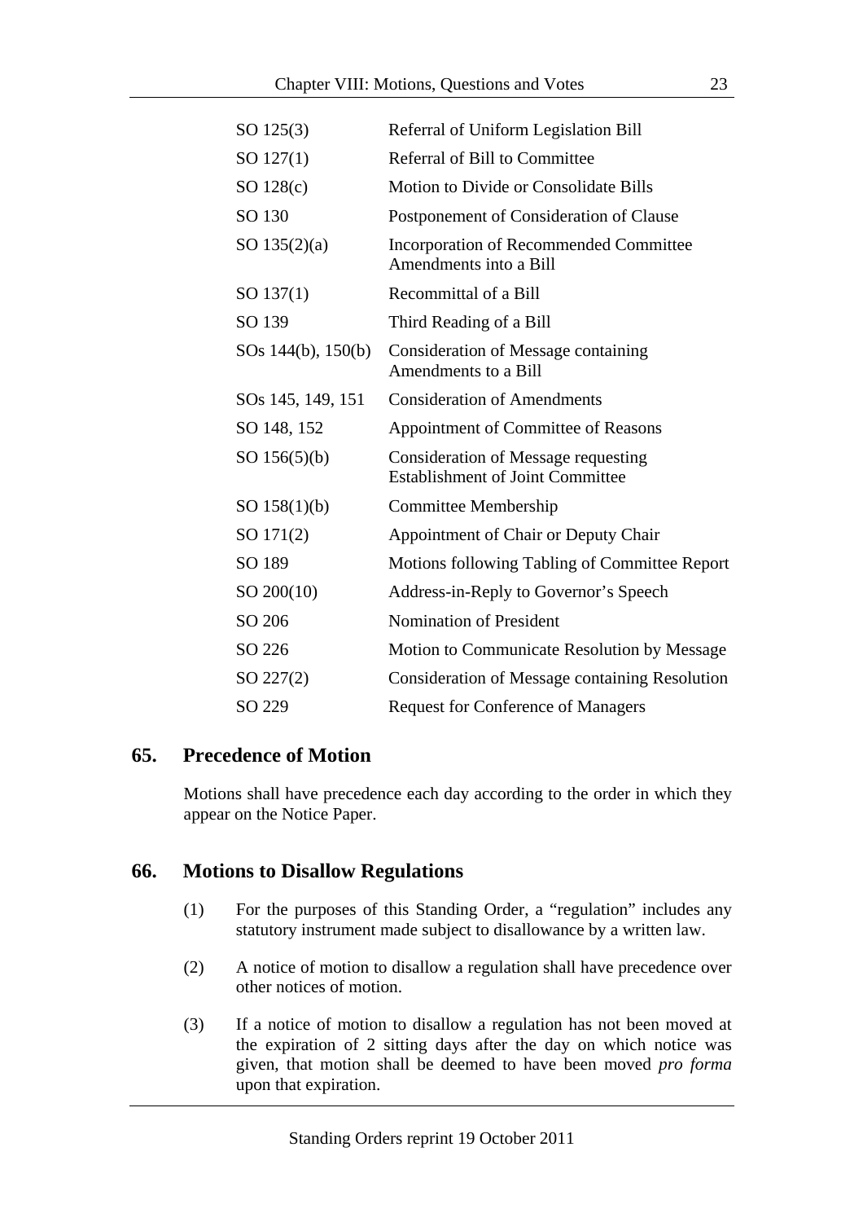| | |
|---|---|
| SO 125(3) | Referral of Uniform Legislation Bill |
| SO 127(1) | Referral of Bill to Committee |
| SO 128(c) | Motion to Divide or Consolidate Bills |
| SO 130 | Postponement of Consideration of Clause |
| SO 135(2)(a) | Incorporation of Recommended Committee Amendments into a Bill |
| SO 137(1) | Recommittal of a Bill |
| SO 139 | Third Reading of a Bill |
| SOs 144(b), 150(b) | Consideration of Message containing Amendments to a Bill |
| SOs 145, 149, 151 | Consideration of Amendments |
| SO 148, 152 | Appointment of Committee of Reasons |
| SO 156(5)(b) | Consideration of Message requesting Establishment of Joint Committee |
| SO 158(1)(b) | Committee Membership |
| SO 171(2) | Appointment of Chair or Deputy Chair |
| SO 189 | Motions following Tabling of Committee Report |
| SO 200(10) | Address-in-Reply to Governor's Speech |
| SO 206 | Nomination of President |
| SO 226 | Motion to Communicate Resolution by Message |
| SO 227(2) | Consideration of Message containing Resolution |
| SO 229 | Request for Conference of Managers |

## 65. Precedence of Motion

Motions shall have precedence each day according to the order in which they appear on the Notice Paper.

## 66. Motions to Disallow Regulations

(1) For the purposes of this Standing Order, a "regulation" includes any statutory instrument made subject to disallowance by a written law.

(2) A notice of motion to disallow a regulation shall have precedence over other notices of motion.

(3) If a notice of motion to disallow a regulation has not been moved at the expiration of 2 sitting days after the day on which notice was given, that motion shall be deemed to have been moved *pro forma* upon that expiration.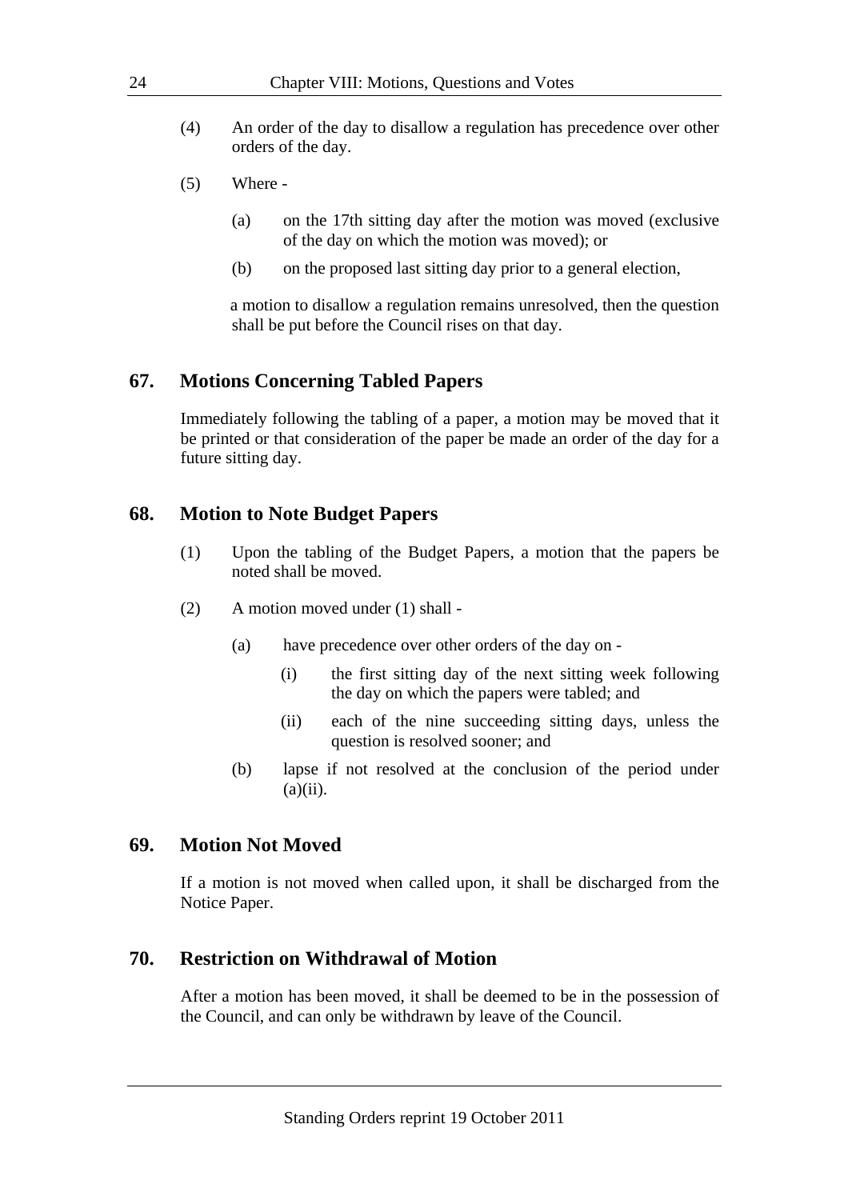(4) An order of the day to disallow a regulation has precedence over other orders of the day.

(5) Where -

(a) on the 17th sitting day after the motion was moved (exclusive of the day on which the motion was moved); or

(b) on the proposed last sitting day prior to a general election,

a motion to disallow a regulation remains unresolved, then the question shall be put before the Council rises on that day.

## 67. Motions Concerning Tabled Papers

Immediately following the tabling of a paper, a motion may be moved that it be printed or that consideration of the paper be made an order of the day for a future sitting day.

## 68. Motion to Note Budget Papers

(1) Upon the tabling of the Budget Papers, a motion that the papers be noted shall be moved.

(2) A motion moved under (1) shall -

(a) have precedence over other orders of the day on -

(i) the first sitting day of the next sitting week following the day on which the papers were tabled; and

(ii) each of the nine succeeding sitting days, unless the question is resolved sooner; and

(b) lapse if not resolved at the conclusion of the period under (a)(ii).

## 69. Motion Not Moved

If a motion is not moved when called upon, it shall be discharged from the Notice Paper.

## 70. Restriction on Withdrawal of Motion

After a motion has been moved, it shall be deemed to be in the possession of the Council, and can only be withdrawn by leave of the Council.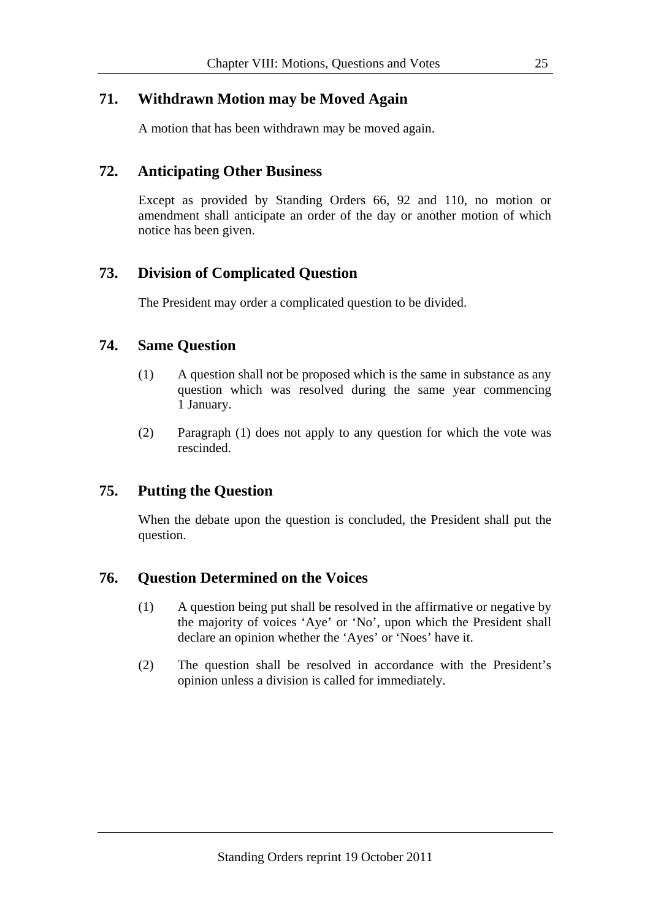## 71. Withdrawn Motion may be Moved Again

A motion that has been withdrawn may be moved again.

## 72. Anticipating Other Business

Except as provided by Standing Orders 66, 92 and 110, no motion or amendment shall anticipate an order of the day or another motion of which notice has been given.

## 73. Division of Complicated Question

The President may order a complicated question to be divided.

## 74. Same Question

(1) A question shall not be proposed which is the same in substance as any question which was resolved during the same year commencing 1 January.

(2) Paragraph (1) does not apply to any question for which the vote was rescinded.

## 75. Putting the Question

When the debate upon the question is concluded, the President shall put the question.

## 76. Question Determined on the Voices

(1) A question being put shall be resolved in the affirmative or negative by the majority of voices 'Aye' or 'No', upon which the President shall declare an opinion whether the 'Ayes' or 'Noes' have it.

(2) The question shall be resolved in accordance with the President's opinion unless a division is called for immediately.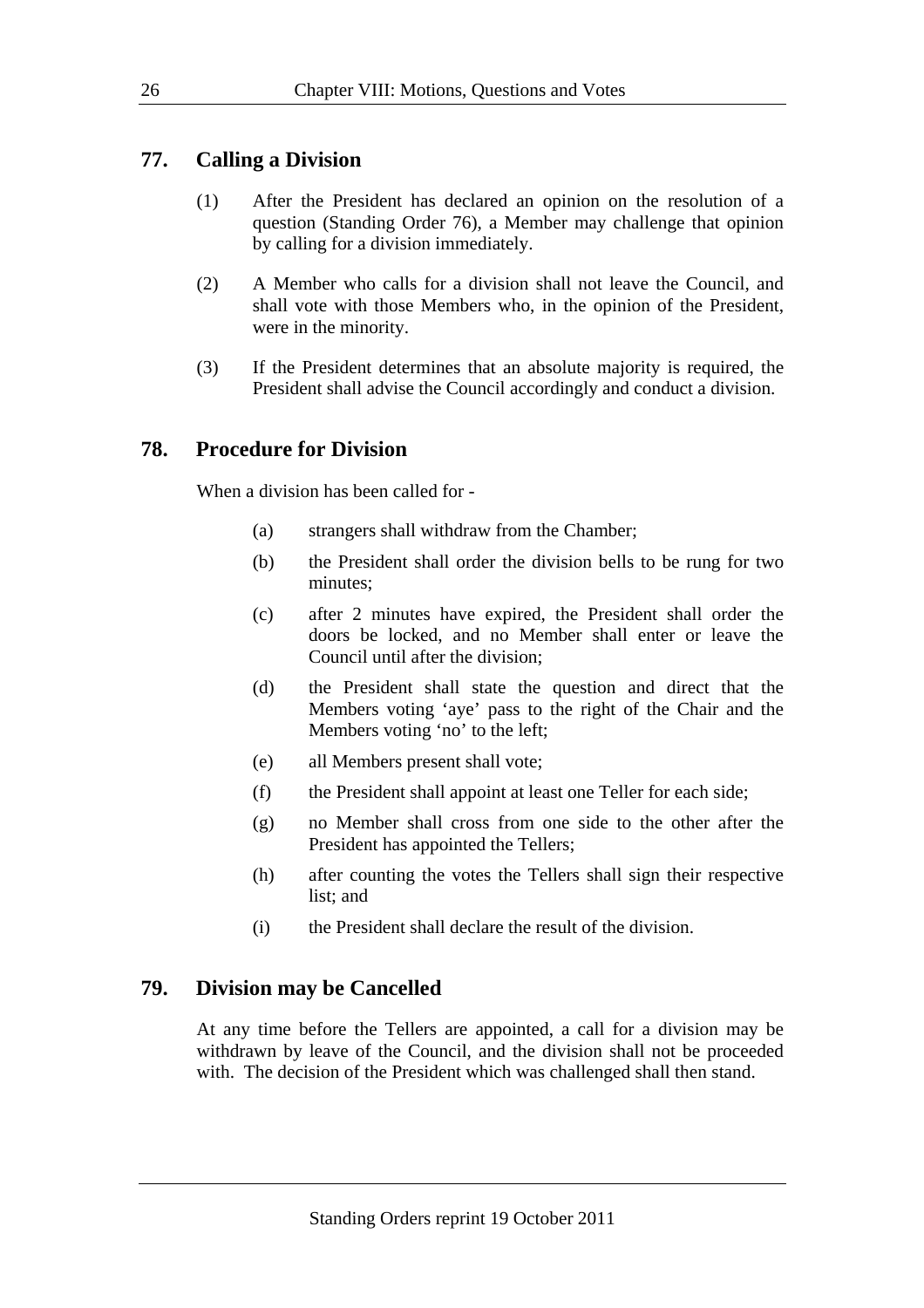## 77. Calling a Division

(1) After the President has declared an opinion on the resolution of a question (Standing Order 76), a Member may challenge that opinion by calling for a division immediately.

(2) A Member who calls for a division shall not leave the Council, and shall vote with those Members who, in the opinion of the President, were in the minority.

(3) If the President determines that an absolute majority is required, the President shall advise the Council accordingly and conduct a division.

## 78. Procedure for Division

When a division has been called for -

(a) strangers shall withdraw from the Chamber;

(b) the President shall order the division bells to be rung for two minutes;

(c) after 2 minutes have expired, the President shall order the doors be locked, and no Member shall enter or leave the Council until after the division;

(d) the President shall state the question and direct that the Members voting 'aye' pass to the right of the Chair and the Members voting 'no' to the left;

(e) all Members present shall vote;

(f) the President shall appoint at least one Teller for each side;

(g) no Member shall cross from one side to the other after the President has appointed the Tellers;

(h) after counting the votes the Tellers shall sign their respective list; and

(i) the President shall declare the result of the division.

## 79. Division may be Cancelled

At any time before the Tellers are appointed, a call for a division may be withdrawn by leave of the Council, and the division shall not be proceeded with. The decision of the President which was challenged shall then stand.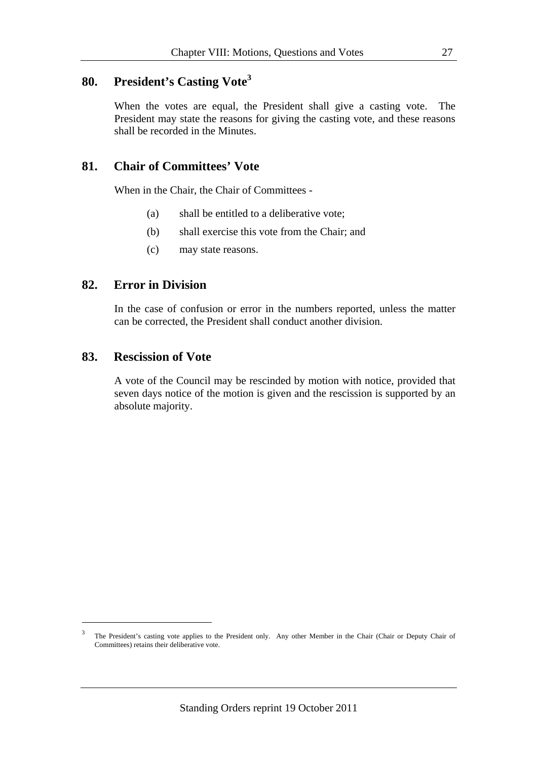## 80. President's Casting Vote[3]

When the votes are equal, the President shall give a casting vote. The President may state the reasons for giving the casting vote, and these reasons shall be recorded in the Minutes.

## 81. Chair of Committees' Vote

When in the Chair, the Chair of Committees -

(a) shall be entitled to a deliberative vote;

(b) shall exercise this vote from the Chair; and

(c) may state reasons.

## 82. Error in Division

In the case of confusion or error in the numbers reported, unless the matter can be corrected, the President shall conduct another division.

## 83. Rescission of Vote

A vote of the Council may be rescinded by motion with notice, provided that seven days notice of the motion is given and the rescission is supported by an absolute majority.

---

[3] The President's casting vote applies to the President only. Any other Member in the Chair (Chair or Deputy Chair of Committees) retains their deliberative vote.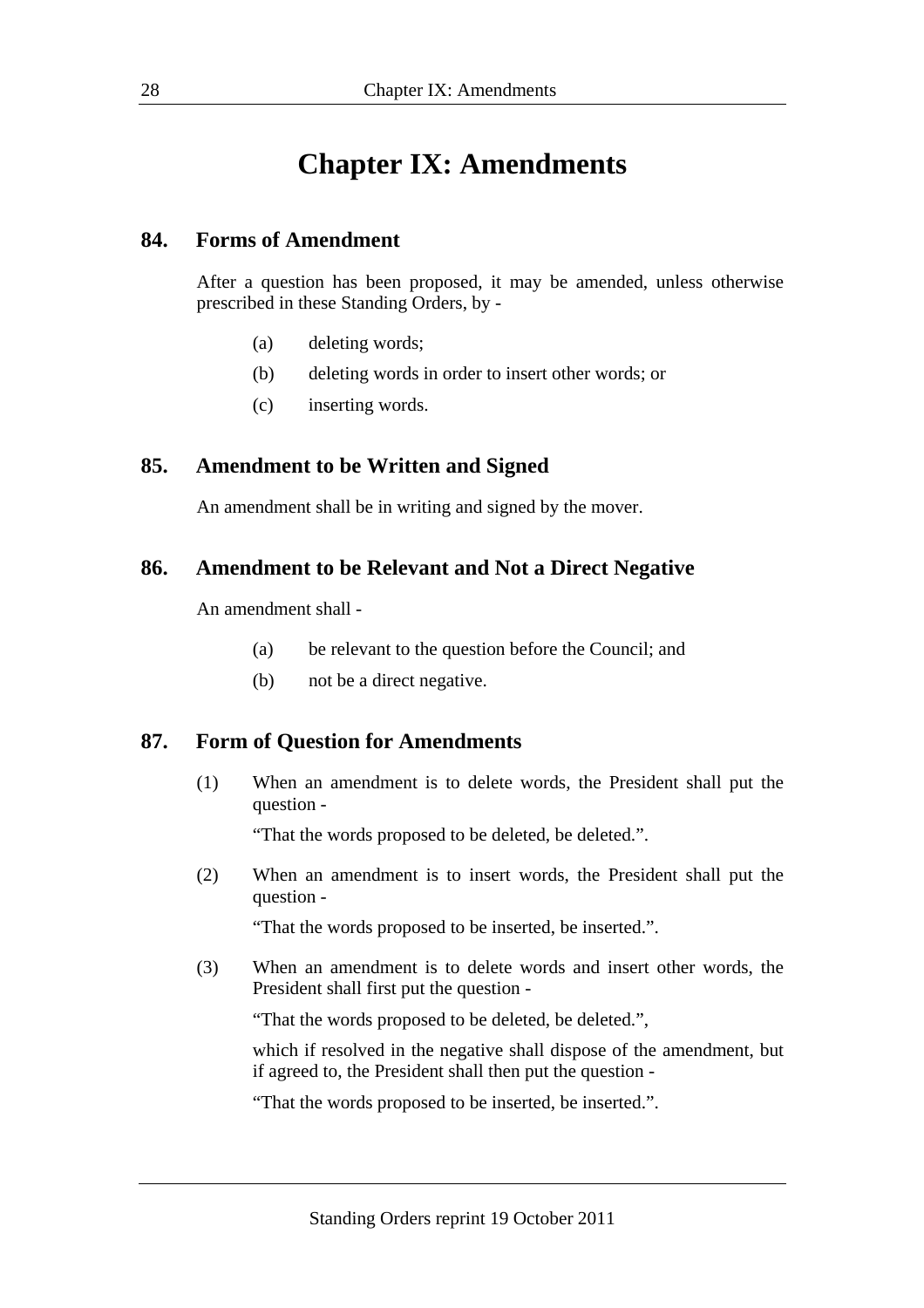# Chapter IX: Amendments

## 84. Forms of Amendment

After a question has been proposed, it may be amended, unless otherwise prescribed in these Standing Orders, by -

(a) deleting words;

(b) deleting words in order to insert other words; or

(c) inserting words.

## 85. Amendment to be Written and Signed

An amendment shall be in writing and signed by the mover.

## 86. Amendment to be Relevant and Not a Direct Negative

An amendment shall -

(a) be relevant to the question before the Council; and

(b) not be a direct negative.

## 87. Form of Question for Amendments

(1) When an amendment is to delete words, the President shall put the question -

"That the words proposed to be deleted, be deleted.".

(2) When an amendment is to insert words, the President shall put the question -

"That the words proposed to be inserted, be inserted.".

(3) When an amendment is to delete words and insert other words, the President shall first put the question -

"That the words proposed to be deleted, be deleted.",

which if resolved in the negative shall dispose of the amendment, but if agreed to, the President shall then put the question -

"That the words proposed to be inserted, be inserted.".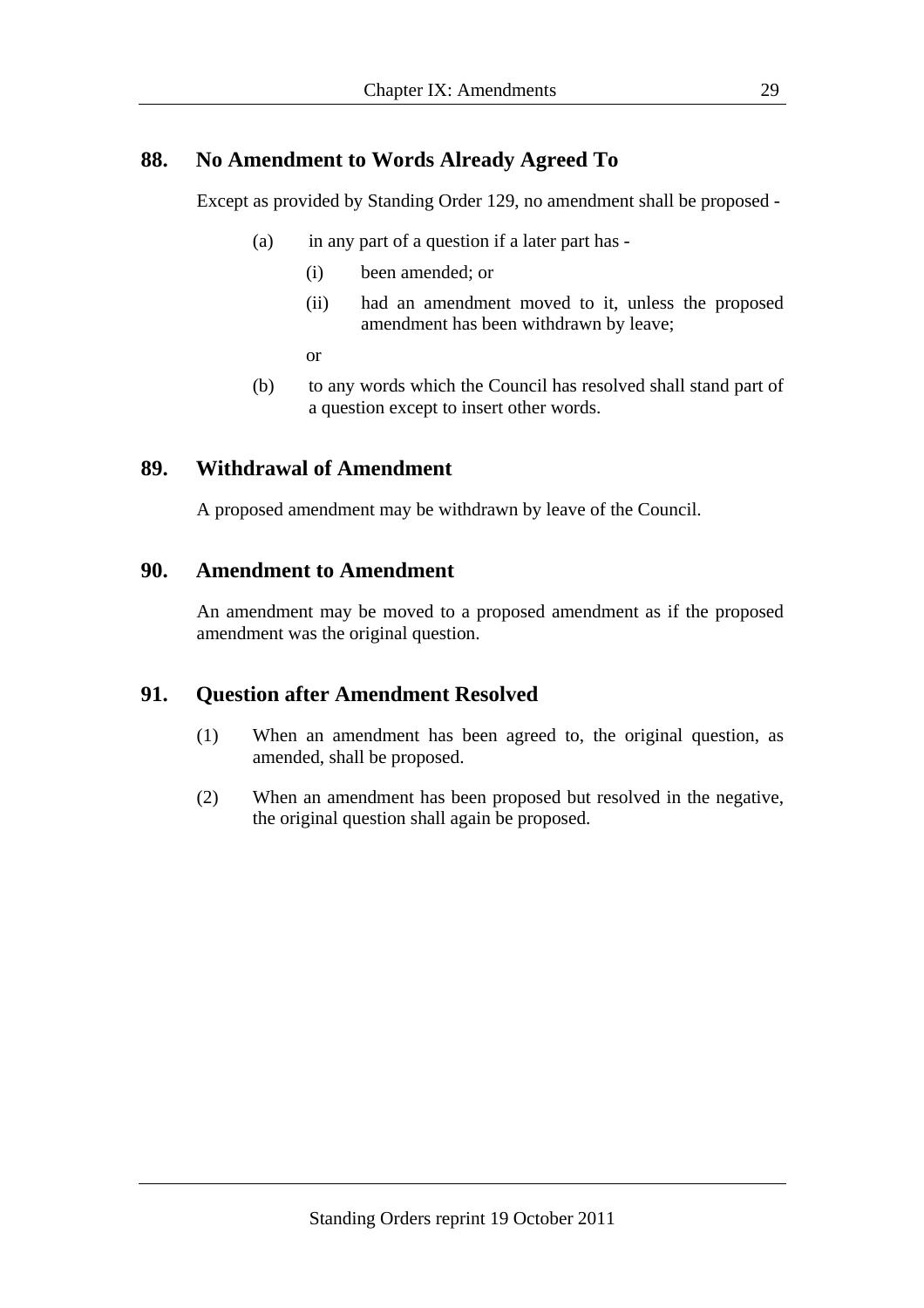## 88. No Amendment to Words Already Agreed To

Except as provided by Standing Order 129, no amendment shall be proposed -

(a) in any part of a question if a later part has -

   (i) been amended; or

   (ii) had an amendment moved to it, unless the proposed amendment has been withdrawn by leave;

   or

(b) to any words which the Council has resolved shall stand part of a question except to insert other words.

## 89. Withdrawal of Amendment

A proposed amendment may be withdrawn by leave of the Council.

## 90. Amendment to Amendment

An amendment may be moved to a proposed amendment as if the proposed amendment was the original question.

## 91. Question after Amendment Resolved

(1) When an amendment has been agreed to, the original question, as amended, shall be proposed.

(2) When an amendment has been proposed but resolved in the negative, the original question shall again be proposed.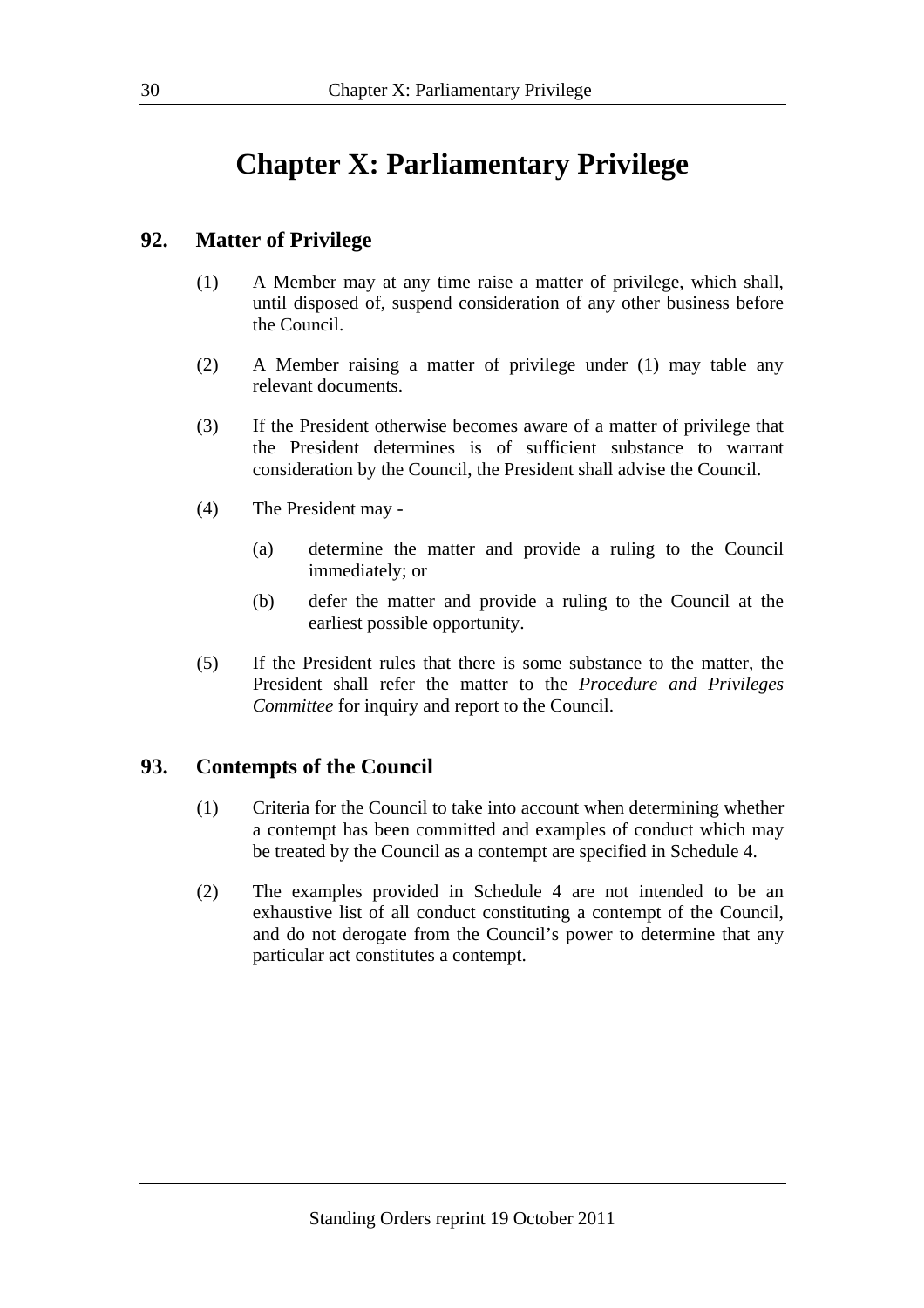# Chapter X: Parliamentary Privilege

## 92. Matter of Privilege

(1) A Member may at any time raise a matter of privilege, which shall, until disposed of, suspend consideration of any other business before the Council.

(2) A Member raising a matter of privilege under (1) may table any relevant documents.

(3) If the President otherwise becomes aware of a matter of privilege that the President determines is of sufficient substance to warrant consideration by the Council, the President shall advise the Council.

(4) The President may -

(a) determine the matter and provide a ruling to the Council immediately; or

(b) defer the matter and provide a ruling to the Council at the earliest possible opportunity.

(5) If the President rules that there is some substance to the matter, the President shall refer the matter to the *Procedure and Privileges Committee* for inquiry and report to the Council.

## 93. Contempts of the Council

(1) Criteria for the Council to take into account when determining whether a contempt has been committed and examples of conduct which may be treated by the Council as a contempt are specified in Schedule 4.

(2) The examples provided in Schedule 4 are not intended to be an exhaustive list of all conduct constituting a contempt of the Council, and do not derogate from the Council's power to determine that any particular act constitutes a contempt.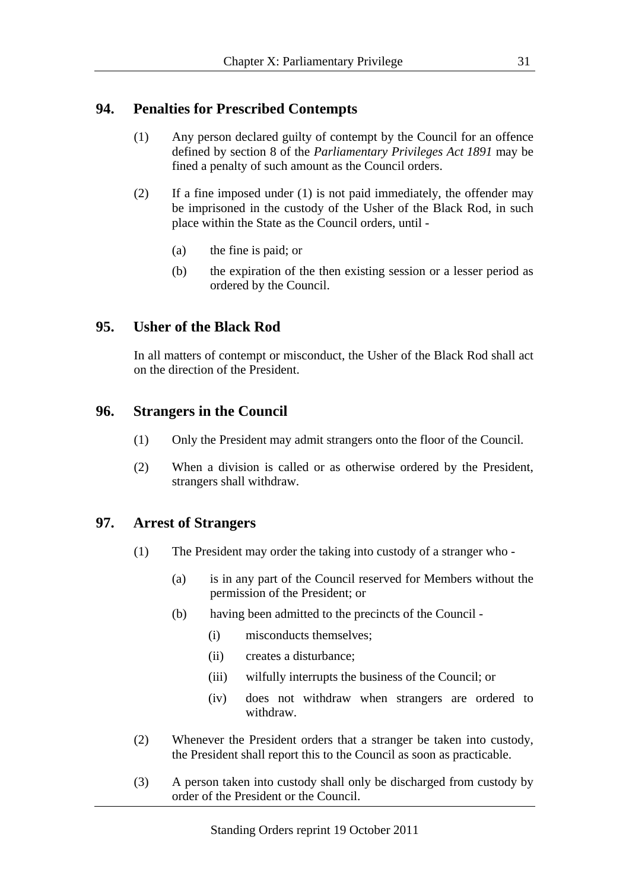## 94. Penalties for Prescribed Contempts

(1) Any person declared guilty of contempt by the Council for an offence defined by section 8 of the *Parliamentary Privileges Act 1891* may be fined a penalty of such amount as the Council orders.

(2) If a fine imposed under (1) is not paid immediately, the offender may be imprisoned in the custody of the Usher of the Black Rod, in such place within the State as the Council orders, until -

- (a) the fine is paid; or
- (b) the expiration of the then existing session or a lesser period as ordered by the Council.

## 95. Usher of the Black Rod

In all matters of contempt or misconduct, the Usher of the Black Rod shall act on the direction of the President.

## 96. Strangers in the Council

(1) Only the President may admit strangers onto the floor of the Council.

(2) When a division is called or as otherwise ordered by the President, strangers shall withdraw.

## 97. Arrest of Strangers

(1) The President may order the taking into custody of a stranger who -

- (a) is in any part of the Council reserved for Members without the permission of the President; or
- (b) having been admitted to the precincts of the Council -
  - (i) misconducts themselves;
  - (ii) creates a disturbance;
  - (iii) wilfully interrupts the business of the Council; or
  - (iv) does not withdraw when strangers are ordered to withdraw.

(2) Whenever the President orders that a stranger be taken into custody, the President shall report this to the Council as soon as practicable.

(3) A person taken into custody shall only be discharged from custody by order of the President or the Council.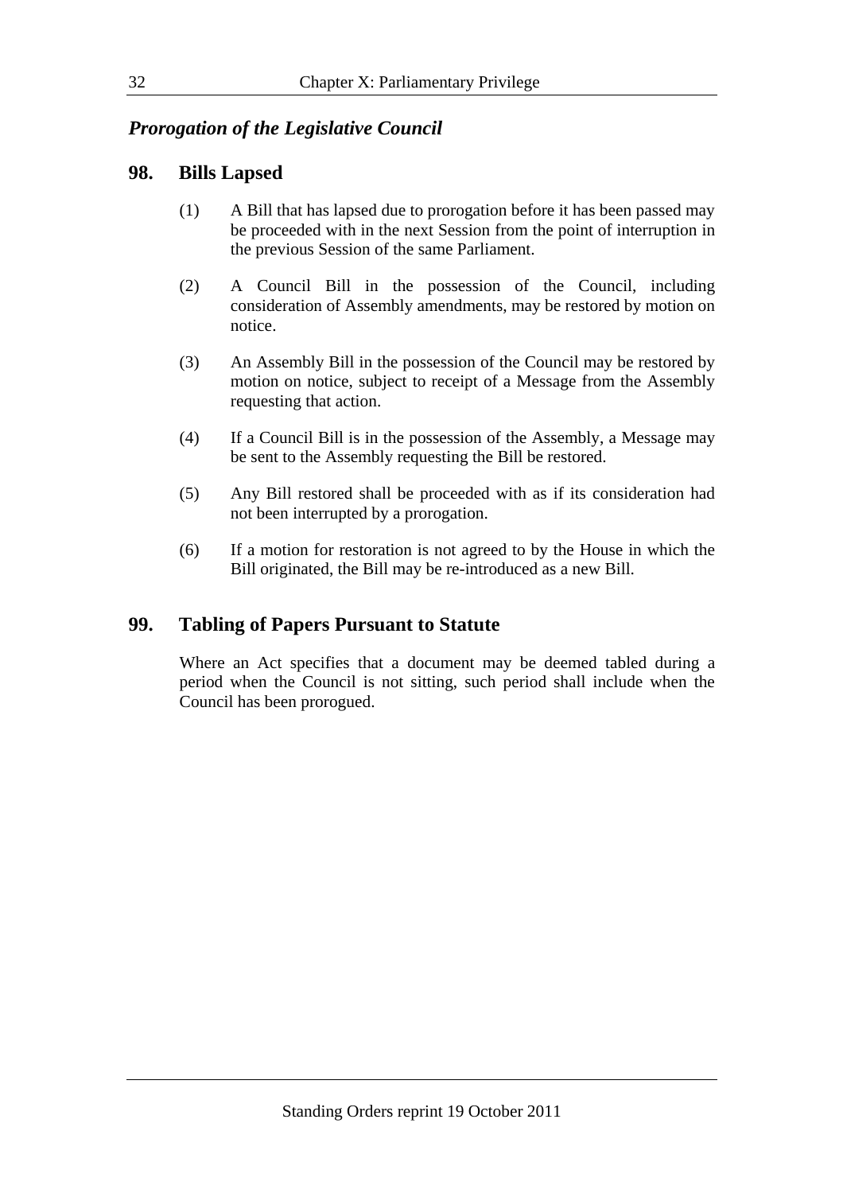### *Prorogation of the Legislative Council*

## 98. Bills Lapsed

(1) A Bill that has lapsed due to prorogation before it has been passed may be proceeded with in the next Session from the point of interruption in the previous Session of the same Parliament.

(2) A Council Bill in the possession of the Council, including consideration of Assembly amendments, may be restored by motion on notice.

(3) An Assembly Bill in the possession of the Council may be restored by motion on notice, subject to receipt of a Message from the Assembly requesting that action.

(4) If a Council Bill is in the possession of the Assembly, a Message may be sent to the Assembly requesting the Bill be restored.

(5) Any Bill restored shall be proceeded with as if its consideration had not been interrupted by a prorogation.

(6) If a motion for restoration is not agreed to by the House in which the Bill originated, the Bill may be re-introduced as a new Bill.

## 99. Tabling of Papers Pursuant to Statute

Where an Act specifies that a document may be deemed tabled during a period when the Council is not sitting, such period shall include when the Council has been prorogued.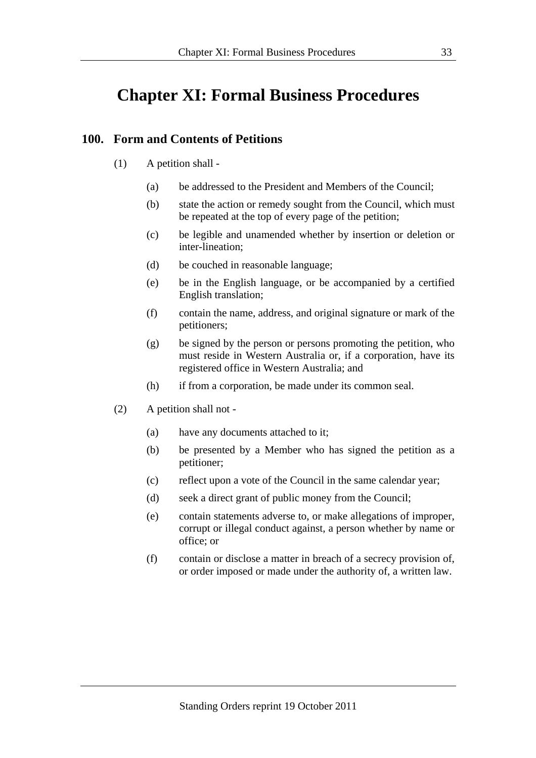# Chapter XI: Formal Business Procedures

## 100. Form and Contents of Petitions

(1) A petition shall -

(a) be addressed to the President and Members of the Council;

(b) state the action or remedy sought from the Council, which must be repeated at the top of every page of the petition;

(c) be legible and unamended whether by insertion or deletion or inter-lineation;

(d) be couched in reasonable language;

(e) be in the English language, or be accompanied by a certified English translation;

(f) contain the name, address, and original signature or mark of the petitioners;

(g) be signed by the person or persons promoting the petition, who must reside in Western Australia or, if a corporation, have its registered office in Western Australia; and

(h) if from a corporation, be made under its common seal.

(2) A petition shall not -

(a) have any documents attached to it;

(b) be presented by a Member who has signed the petition as a petitioner;

(c) reflect upon a vote of the Council in the same calendar year;

(d) seek a direct grant of public money from the Council;

(e) contain statements adverse to, or make allegations of improper, corrupt or illegal conduct against, a person whether by name or office; or

(f) contain or disclose a matter in breach of a secrecy provision of, or order imposed or made under the authority of, a written law.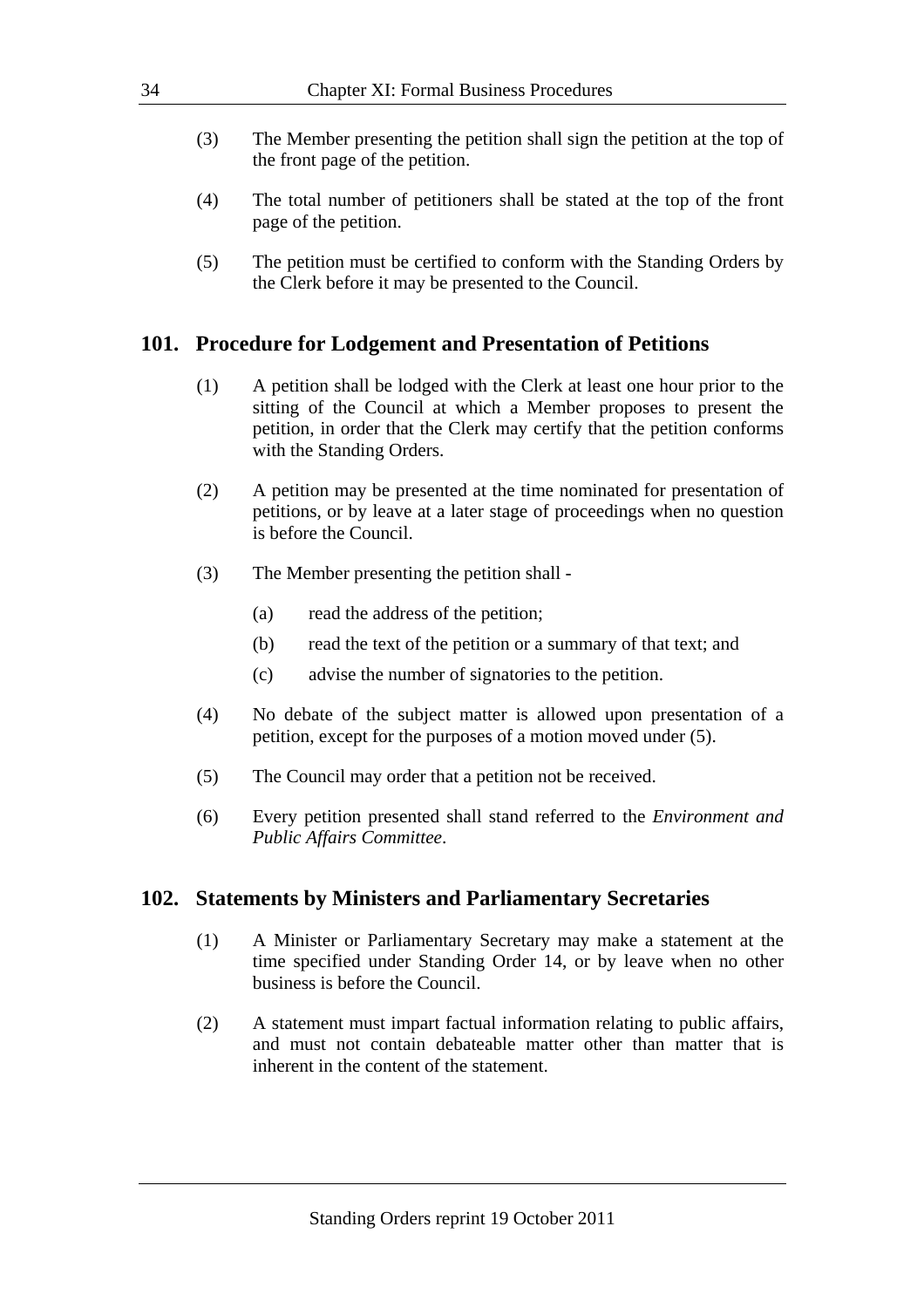(3) The Member presenting the petition shall sign the petition at the top of the front page of the petition.

(4) The total number of petitioners shall be stated at the top of the front page of the petition.

(5) The petition must be certified to conform with the Standing Orders by the Clerk before it may be presented to the Council.

## 101. Procedure for Lodgement and Presentation of Petitions

(1) A petition shall be lodged with the Clerk at least one hour prior to the sitting of the Council at which a Member proposes to present the petition, in order that the Clerk may certify that the petition conforms with the Standing Orders.

(2) A petition may be presented at the time nominated for presentation of petitions, or by leave at a later stage of proceedings when no question is before the Council.

(3) The Member presenting the petition shall -

- (a) read the address of the petition;
- (b) read the text of the petition or a summary of that text; and
- (c) advise the number of signatories to the petition.

(4) No debate of the subject matter is allowed upon presentation of a petition, except for the purposes of a motion moved under (5).

(5) The Council may order that a petition not be received.

(6) Every petition presented shall stand referred to the *Environment and Public Affairs Committee*.

## 102. Statements by Ministers and Parliamentary Secretaries

(1) A Minister or Parliamentary Secretary may make a statement at the time specified under Standing Order 14, or by leave when no other business is before the Council.

(2) A statement must impart factual information relating to public affairs, and must not contain debateable matter other than matter that is inherent in the content of the statement.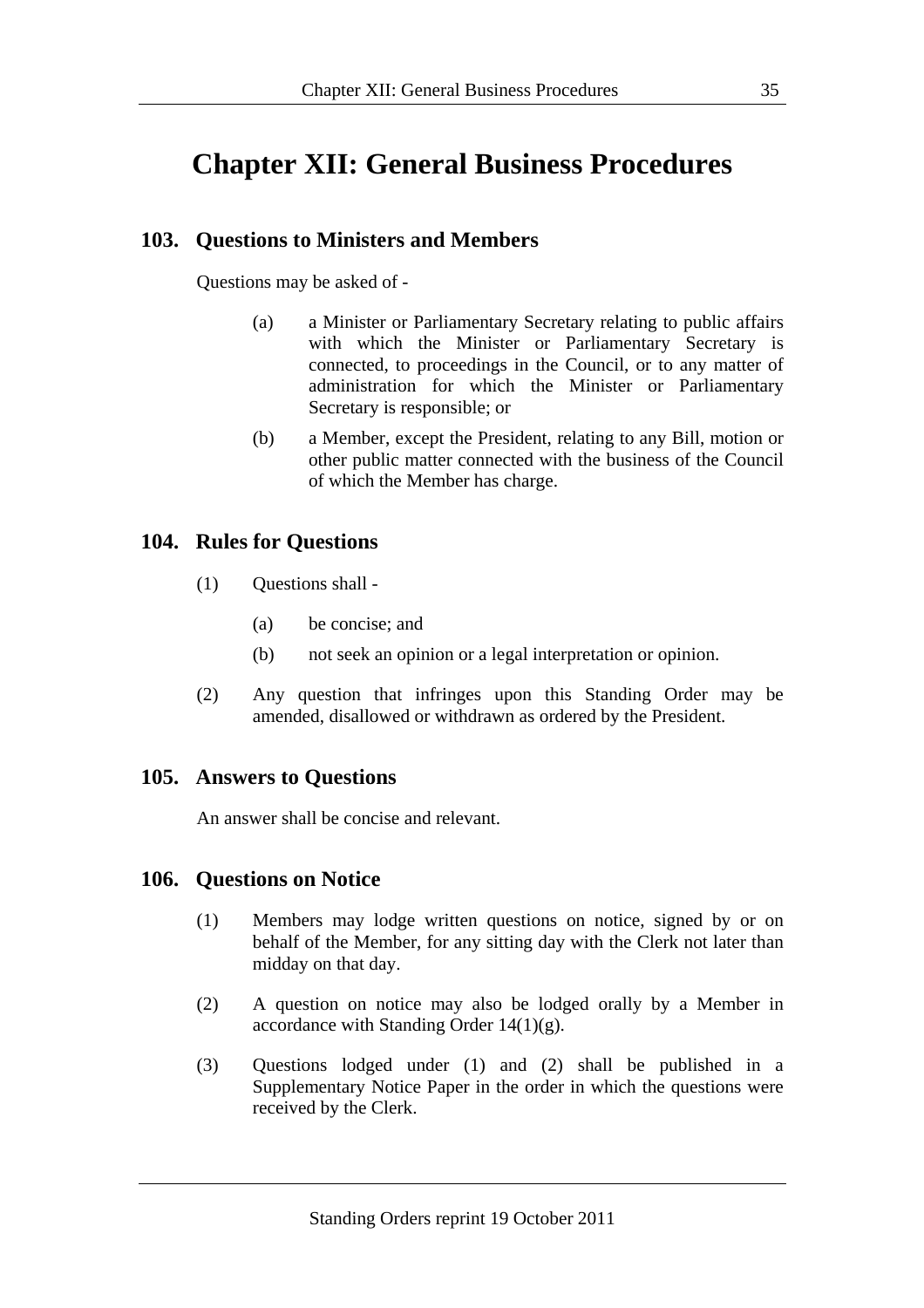# Chapter XII: General Business Procedures

## 103. Questions to Ministers and Members

Questions may be asked of -

(a) a Minister or Parliamentary Secretary relating to public affairs with which the Minister or Parliamentary Secretary is connected, to proceedings in the Council, or to any matter of administration for which the Minister or Parliamentary Secretary is responsible; or

(b) a Member, except the President, relating to any Bill, motion or other public matter connected with the business of the Council of which the Member has charge.

## 104. Rules for Questions

(1) Questions shall -

(a) be concise; and

(b) not seek an opinion or a legal interpretation or opinion.

(2) Any question that infringes upon this Standing Order may be amended, disallowed or withdrawn as ordered by the President.

## 105. Answers to Questions

An answer shall be concise and relevant.

## 106. Questions on Notice

(1) Members may lodge written questions on notice, signed by or on behalf of the Member, for any sitting day with the Clerk not later than midday on that day.

(2) A question on notice may also be lodged orally by a Member in accordance with Standing Order 14(1)(g).

(3) Questions lodged under (1) and (2) shall be published in a Supplementary Notice Paper in the order in which the questions were received by the Clerk.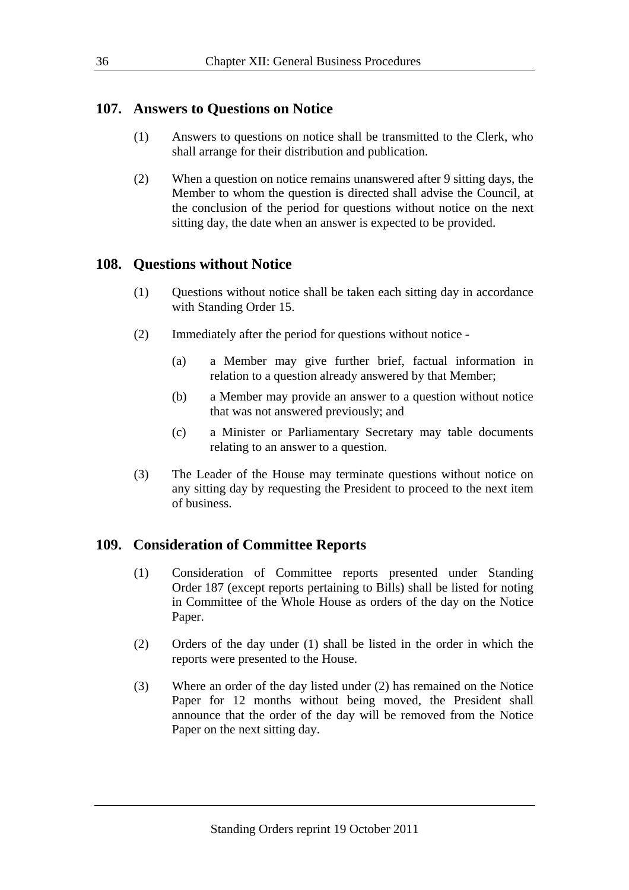## 107. Answers to Questions on Notice

(1) Answers to questions on notice shall be transmitted to the Clerk, who shall arrange for their distribution and publication.

(2) When a question on notice remains unanswered after 9 sitting days, the Member to whom the question is directed shall advise the Council, at the conclusion of the period for questions without notice on the next sitting day, the date when an answer is expected to be provided.

## 108. Questions without Notice

(1) Questions without notice shall be taken each sitting day in accordance with Standing Order 15.

(2) Immediately after the period for questions without notice -

  (a) a Member may give further brief, factual information in relation to a question already answered by that Member;

  (b) a Member may provide an answer to a question without notice that was not answered previously; and

  (c) a Minister or Parliamentary Secretary may table documents relating to an answer to a question.

(3) The Leader of the House may terminate questions without notice on any sitting day by requesting the President to proceed to the next item of business.

## 109. Consideration of Committee Reports

(1) Consideration of Committee reports presented under Standing Order 187 (except reports pertaining to Bills) shall be listed for noting in Committee of the Whole House as orders of the day on the Notice Paper.

(2) Orders of the day under (1) shall be listed in the order in which the reports were presented to the House.

(3) Where an order of the day listed under (2) has remained on the Notice Paper for 12 months without being moved, the President shall announce that the order of the day will be removed from the Notice Paper on the next sitting day.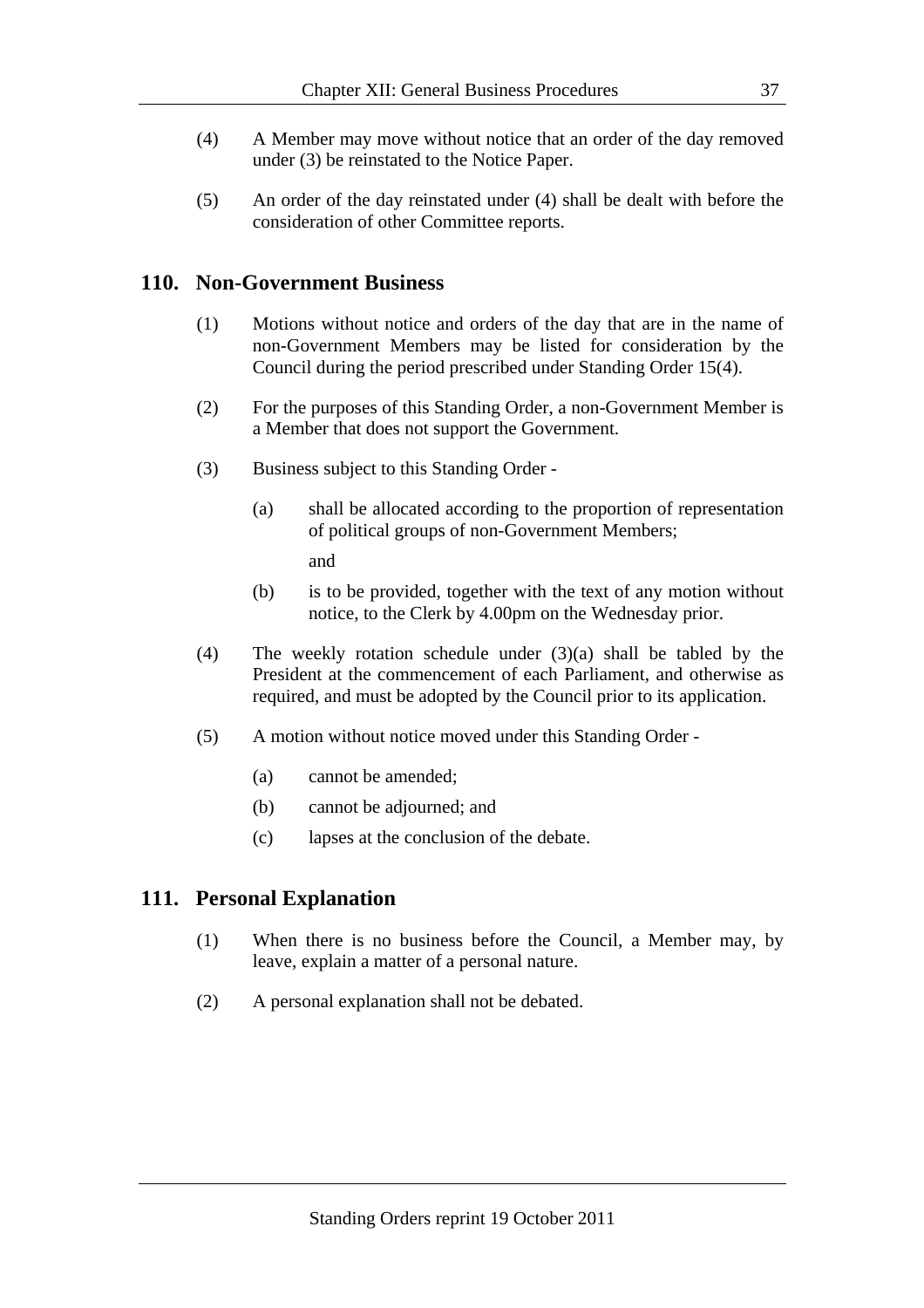(4) A Member may move without notice that an order of the day removed under (3) be reinstated to the Notice Paper.

(5) An order of the day reinstated under (4) shall be dealt with before the consideration of other Committee reports.

## 110. Non-Government Business

(1) Motions without notice and orders of the day that are in the name of non-Government Members may be listed for consideration by the Council during the period prescribed under Standing Order 15(4).

(2) For the purposes of this Standing Order, a non-Government Member is a Member that does not support the Government.

(3) Business subject to this Standing Order -

  (a) shall be allocated according to the proportion of representation of political groups of non-Government Members;

  and

  (b) is to be provided, together with the text of any motion without notice, to the Clerk by 4.00pm on the Wednesday prior.

(4) The weekly rotation schedule under (3)(a) shall be tabled by the President at the commencement of each Parliament, and otherwise as required, and must be adopted by the Council prior to its application.

(5) A motion without notice moved under this Standing Order -

  (a) cannot be amended;

  (b) cannot be adjourned; and

  (c) lapses at the conclusion of the debate.

## 111. Personal Explanation

(1) When there is no business before the Council, a Member may, by leave, explain a matter of a personal nature.

(2) A personal explanation shall not be debated.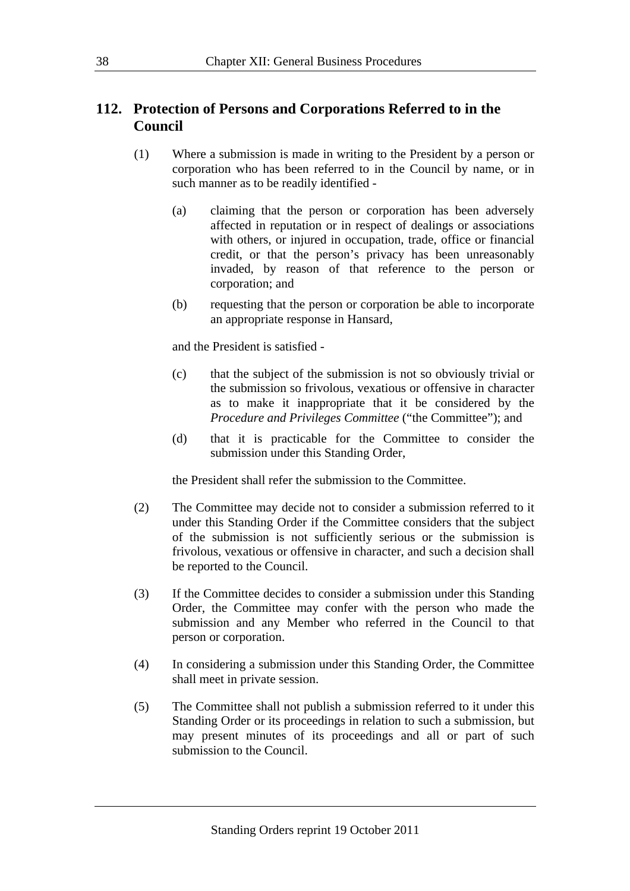## 112. Protection of Persons and Corporations Referred to in the Council

(1) Where a submission is made in writing to the President by a person or corporation who has been referred to in the Council by name, or in such manner as to be readily identified -

(a) claiming that the person or corporation has been adversely affected in reputation or in respect of dealings or associations with others, or injured in occupation, trade, office or financial credit, or that the person's privacy has been unreasonably invaded, by reason of that reference to the person or corporation; and

(b) requesting that the person or corporation be able to incorporate an appropriate response in Hansard,

and the President is satisfied -

(c) that the subject of the submission is not so obviously trivial or the submission so frivolous, vexatious or offensive in character as to make it inappropriate that it be considered by the *Procedure and Privileges Committee* ("the Committee"); and

(d) that it is practicable for the Committee to consider the submission under this Standing Order,

the President shall refer the submission to the Committee.

(2) The Committee may decide not to consider a submission referred to it under this Standing Order if the Committee considers that the subject of the submission is not sufficiently serious or the submission is frivolous, vexatious or offensive in character, and such a decision shall be reported to the Council.

(3) If the Committee decides to consider a submission under this Standing Order, the Committee may confer with the person who made the submission and any Member who referred in the Council to that person or corporation.

(4) In considering a submission under this Standing Order, the Committee shall meet in private session.

(5) The Committee shall not publish a submission referred to it under this Standing Order or its proceedings in relation to such a submission, but may present minutes of its proceedings and all or part of such submission to the Council.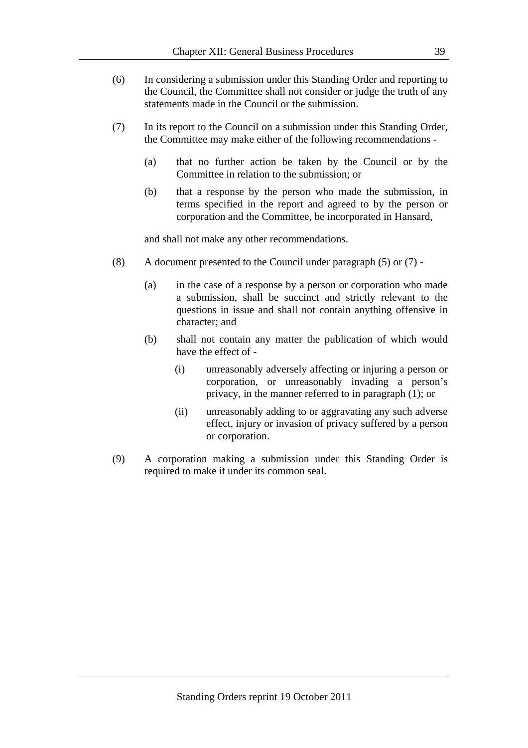(6) In considering a submission under this Standing Order and reporting to the Council, the Committee shall not consider or judge the truth of any statements made in the Council or the submission.

(7) In its report to the Council on a submission under this Standing Order, the Committee may make either of the following recommendations -

 (a) that no further action be taken by the Council or by the Committee in relation to the submission; or

 (b) that a response by the person who made the submission, in terms specified in the report and agreed to by the person or corporation and the Committee, be incorporated in Hansard,

 and shall not make any other recommendations.

(8) A document presented to the Council under paragraph (5) or (7) -

 (a) in the case of a response by a person or corporation who made a submission, shall be succinct and strictly relevant to the questions in issue and shall not contain anything offensive in character; and

 (b) shall not contain any matter the publication of which would have the effect of -

  (i) unreasonably adversely affecting or injuring a person or corporation, or unreasonably invading a person's privacy, in the manner referred to in paragraph (1); or

  (ii) unreasonably adding to or aggravating any such adverse effect, injury or invasion of privacy suffered by a person or corporation.

(9) A corporation making a submission under this Standing Order is required to make it under its common seal.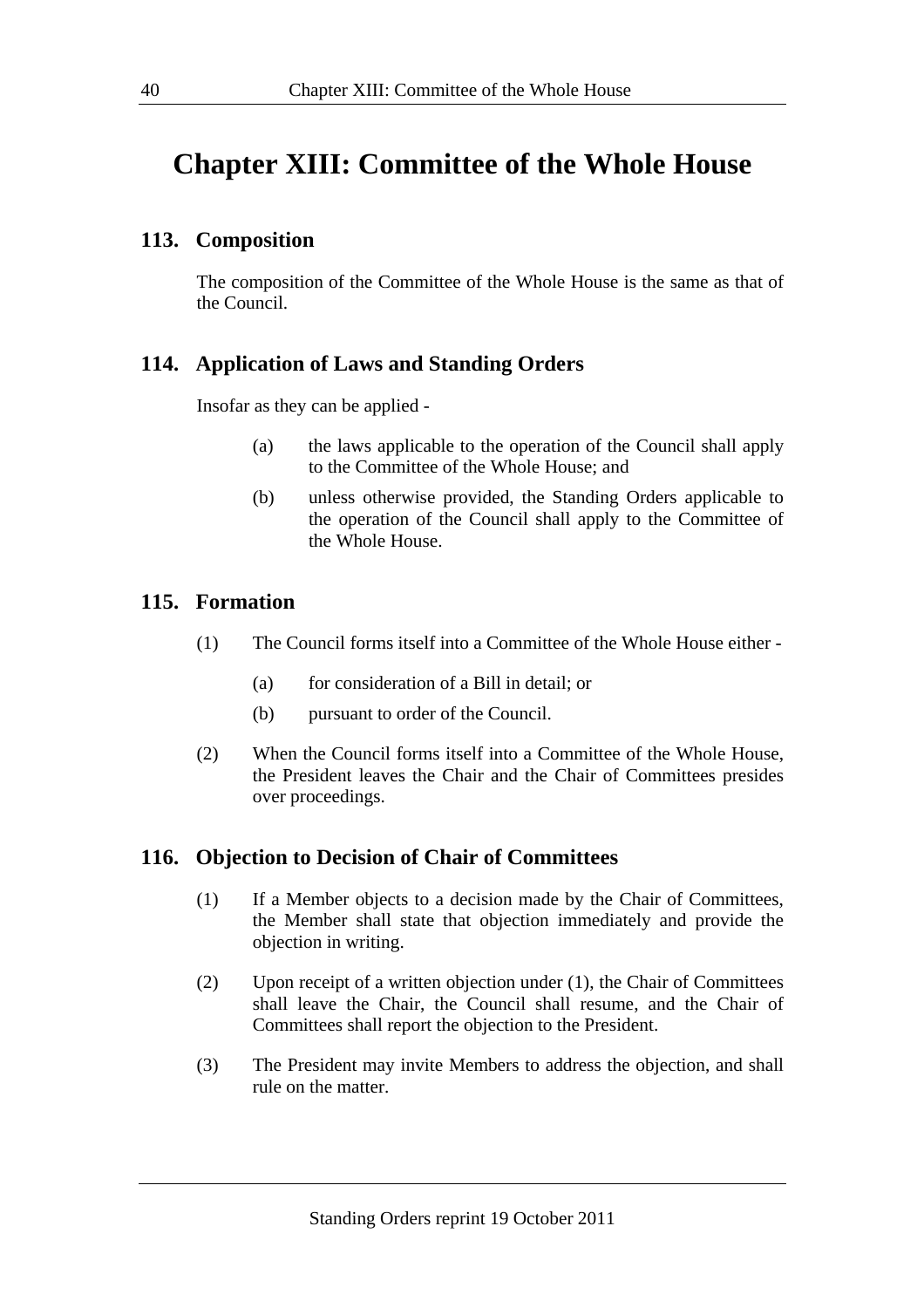# Chapter XIII: Committee of the Whole House

## 113. Composition

The composition of the Committee of the Whole House is the same as that of the Council.

## 114. Application of Laws and Standing Orders

Insofar as they can be applied -

(a) the laws applicable to the operation of the Council shall apply to the Committee of the Whole House; and

(b) unless otherwise provided, the Standing Orders applicable to the operation of the Council shall apply to the Committee of the Whole House.

## 115. Formation

(1) The Council forms itself into a Committee of the Whole House either -

(a) for consideration of a Bill in detail; or

(b) pursuant to order of the Council.

(2) When the Council forms itself into a Committee of the Whole House, the President leaves the Chair and the Chair of Committees presides over proceedings.

## 116. Objection to Decision of Chair of Committees

(1) If a Member objects to a decision made by the Chair of Committees, the Member shall state that objection immediately and provide the objection in writing.

(2) Upon receipt of a written objection under (1), the Chair of Committees shall leave the Chair, the Council shall resume, and the Chair of Committees shall report the objection to the President.

(3) The President may invite Members to address the objection, and shall rule on the matter.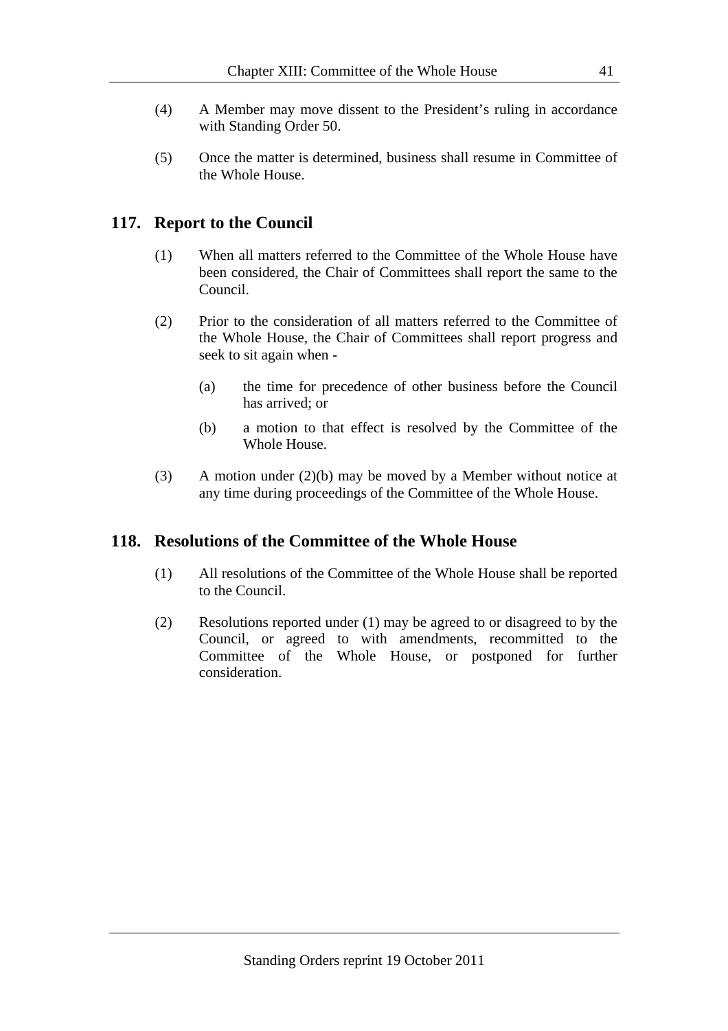(4) A Member may move dissent to the President's ruling in accordance with Standing Order 50.

(5) Once the matter is determined, business shall resume in Committee of the Whole House.

## 117. Report to the Council

(1) When all matters referred to the Committee of the Whole House have been considered, the Chair of Committees shall report the same to the Council.

(2) Prior to the consideration of all matters referred to the Committee of the Whole House, the Chair of Committees shall report progress and seek to sit again when -

(a) the time for precedence of other business before the Council has arrived; or

(b) a motion to that effect is resolved by the Committee of the Whole House.

(3) A motion under (2)(b) may be moved by a Member without notice at any time during proceedings of the Committee of the Whole House.

## 118. Resolutions of the Committee of the Whole House

(1) All resolutions of the Committee of the Whole House shall be reported to the Council.

(2) Resolutions reported under (1) may be agreed to or disagreed to by the Council, or agreed to with amendments, recommitted to the Committee of the Whole House, or postponed for further consideration.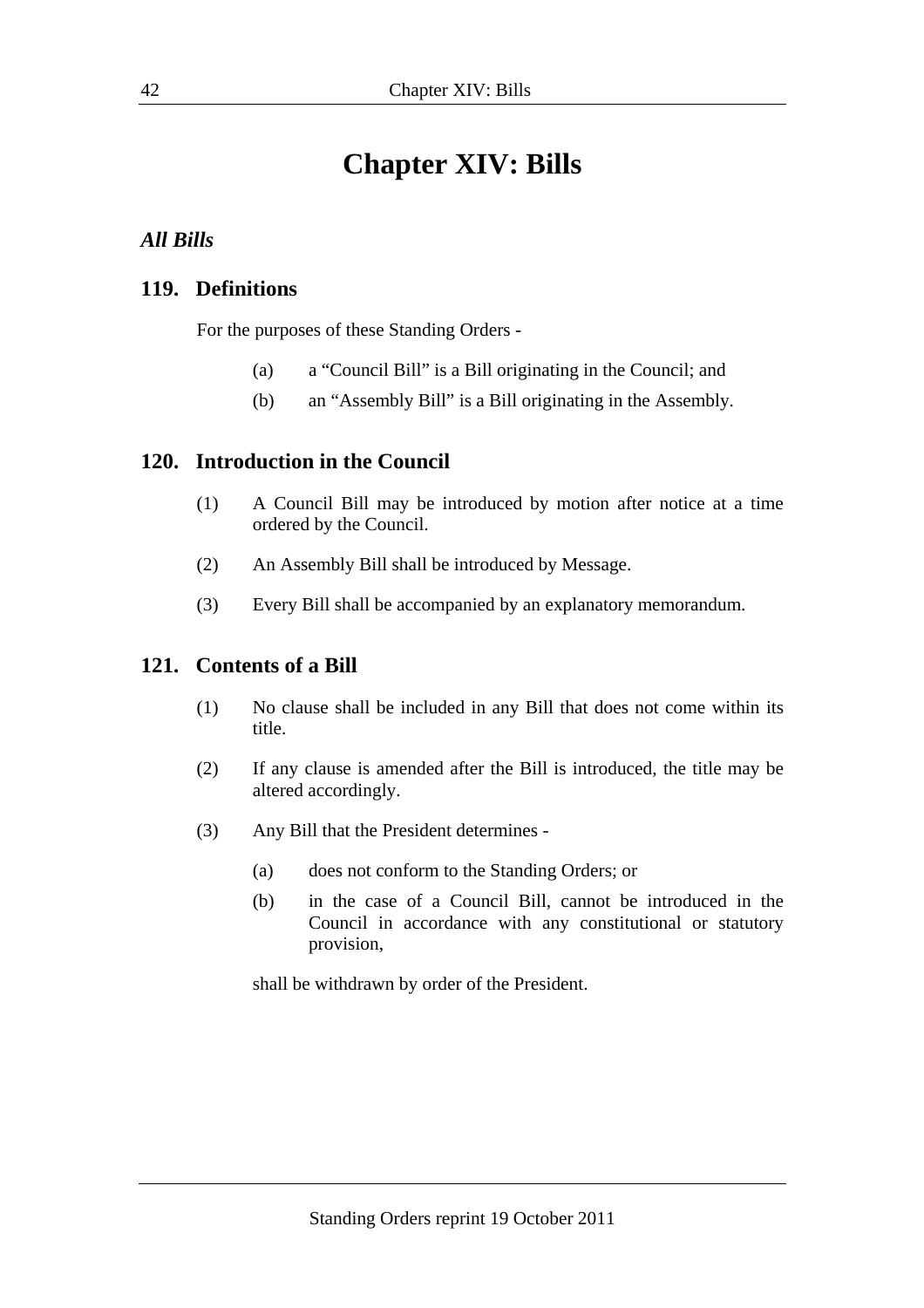# Chapter XIV: Bills

### *All Bills*

## 119. Definitions

For the purposes of these Standing Orders -

(a) a "Council Bill" is a Bill originating in the Council; and

(b) an "Assembly Bill" is a Bill originating in the Assembly.

## 120. Introduction in the Council

(1) A Council Bill may be introduced by motion after notice at a time ordered by the Council.

(2) An Assembly Bill shall be introduced by Message.

(3) Every Bill shall be accompanied by an explanatory memorandum.

## 121. Contents of a Bill

(1) No clause shall be included in any Bill that does not come within its title.

(2) If any clause is amended after the Bill is introduced, the title may be altered accordingly.

(3) Any Bill that the President determines -

(a) does not conform to the Standing Orders; or

(b) in the case of a Council Bill, cannot be introduced in the Council in accordance with any constitutional or statutory provision,

shall be withdrawn by order of the President.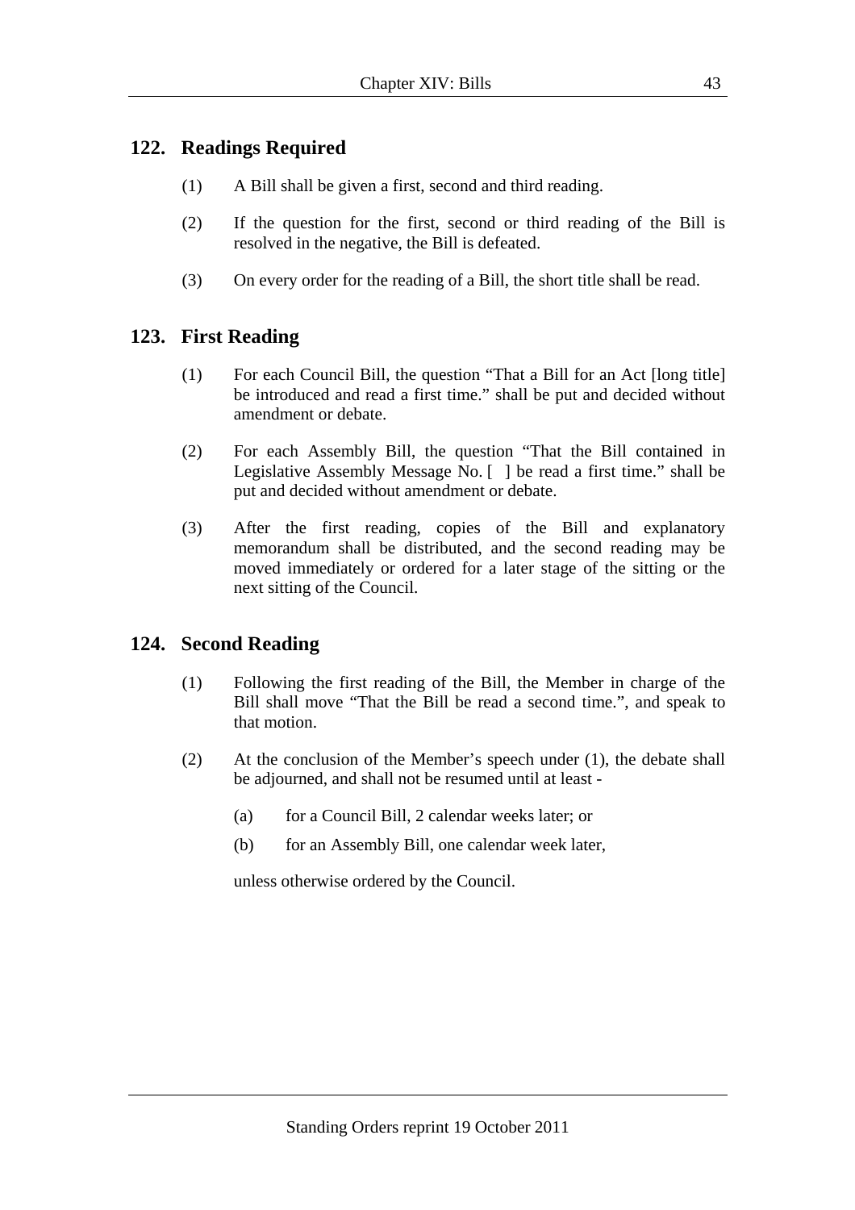## 122. Readings Required

(1) A Bill shall be given a first, second and third reading.

(2) If the question for the first, second or third reading of the Bill is resolved in the negative, the Bill is defeated.

(3) On every order for the reading of a Bill, the short title shall be read.

## 123. First Reading

(1) For each Council Bill, the question "That a Bill for an Act [long title] be introduced and read a first time." shall be put and decided without amendment or debate.

(2) For each Assembly Bill, the question "That the Bill contained in Legislative Assembly Message No. [ ] be read a first time." shall be put and decided without amendment or debate.

(3) After the first reading, copies of the Bill and explanatory memorandum shall be distributed, and the second reading may be moved immediately or ordered for a later stage of the sitting or the next sitting of the Council.

## 124. Second Reading

(1) Following the first reading of the Bill, the Member in charge of the Bill shall move "That the Bill be read a second time.", and speak to that motion.

(2) At the conclusion of the Member's speech under (1), the debate shall be adjourned, and shall not be resumed until at least -

(a) for a Council Bill, 2 calendar weeks later; or

(b) for an Assembly Bill, one calendar week later,

unless otherwise ordered by the Council.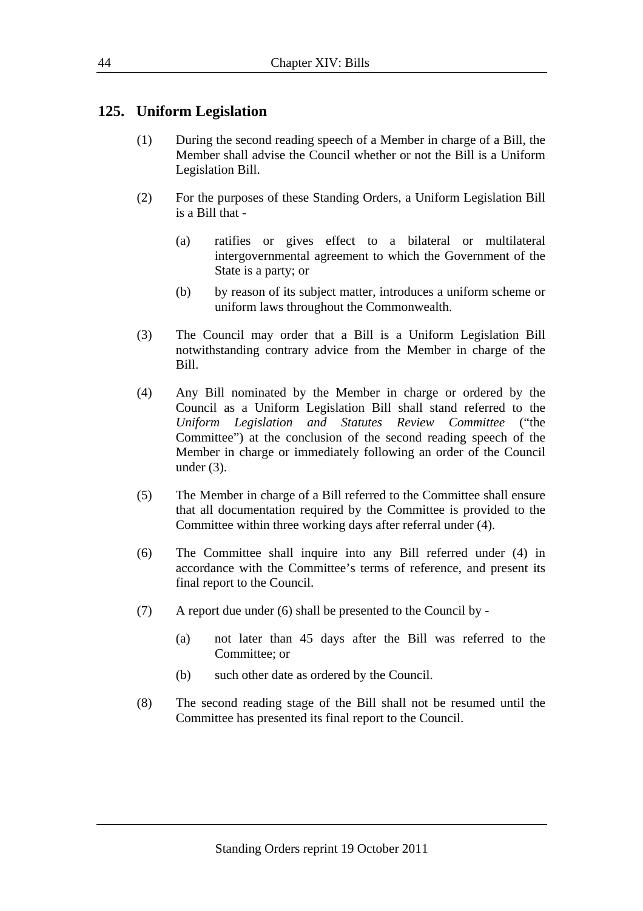## 125. Uniform Legislation

(1) During the second reading speech of a Member in charge of a Bill, the Member shall advise the Council whether or not the Bill is a Uniform Legislation Bill.

(2) For the purposes of these Standing Orders, a Uniform Legislation Bill is a Bill that -

(a) ratifies or gives effect to a bilateral or multilateral intergovernmental agreement to which the Government of the State is a party; or

(b) by reason of its subject matter, introduces a uniform scheme or uniform laws throughout the Commonwealth.

(3) The Council may order that a Bill is a Uniform Legislation Bill notwithstanding contrary advice from the Member in charge of the Bill.

(4) Any Bill nominated by the Member in charge or ordered by the Council as a Uniform Legislation Bill shall stand referred to the *Uniform Legislation and Statutes Review Committee* ("the Committee") at the conclusion of the second reading speech of the Member in charge or immediately following an order of the Council under (3).

(5) The Member in charge of a Bill referred to the Committee shall ensure that all documentation required by the Committee is provided to the Committee within three working days after referral under (4).

(6) The Committee shall inquire into any Bill referred under (4) in accordance with the Committee's terms of reference, and present its final report to the Council.

(7) A report due under (6) shall be presented to the Council by -

(a) not later than 45 days after the Bill was referred to the Committee; or

(b) such other date as ordered by the Council.

(8) The second reading stage of the Bill shall not be resumed until the Committee has presented its final report to the Council.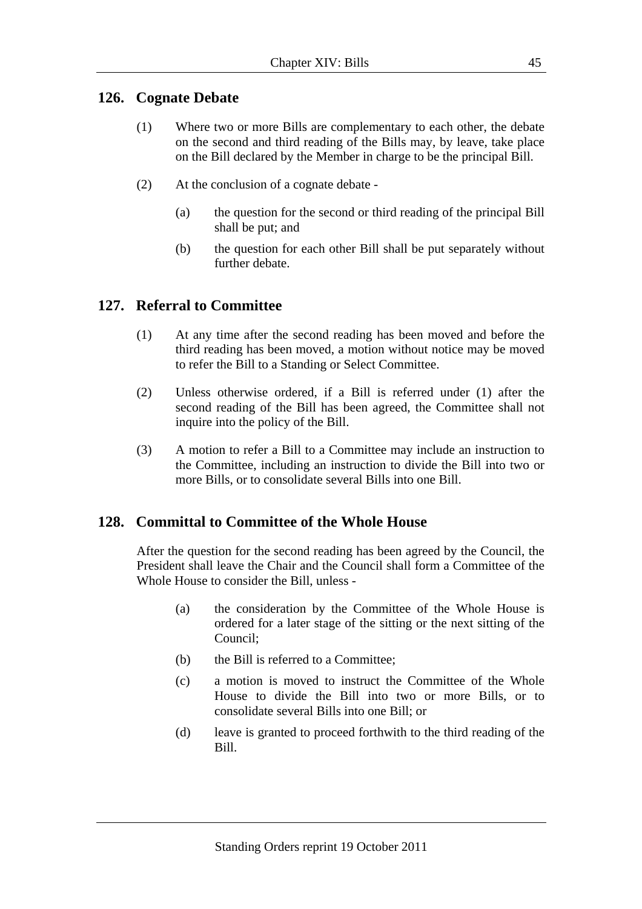## 126. Cognate Debate

(1) Where two or more Bills are complementary to each other, the debate on the second and third reading of the Bills may, by leave, take place on the Bill declared by the Member in charge to be the principal Bill.

(2) At the conclusion of a cognate debate -

(a) the question for the second or third reading of the principal Bill shall be put; and

(b) the question for each other Bill shall be put separately without further debate.

## 127. Referral to Committee

(1) At any time after the second reading has been moved and before the third reading has been moved, a motion without notice may be moved to refer the Bill to a Standing or Select Committee.

(2) Unless otherwise ordered, if a Bill is referred under (1) after the second reading of the Bill has been agreed, the Committee shall not inquire into the policy of the Bill.

(3) A motion to refer a Bill to a Committee may include an instruction to the Committee, including an instruction to divide the Bill into two or more Bills, or to consolidate several Bills into one Bill.

## 128. Committal to Committee of the Whole House

After the question for the second reading has been agreed by the Council, the President shall leave the Chair and the Council shall form a Committee of the Whole House to consider the Bill, unless -

(a) the consideration by the Committee of the Whole House is ordered for a later stage of the sitting or the next sitting of the Council;

(b) the Bill is referred to a Committee;

(c) a motion is moved to instruct the Committee of the Whole House to divide the Bill into two or more Bills, or to consolidate several Bills into one Bill; or

(d) leave is granted to proceed forthwith to the third reading of the Bill.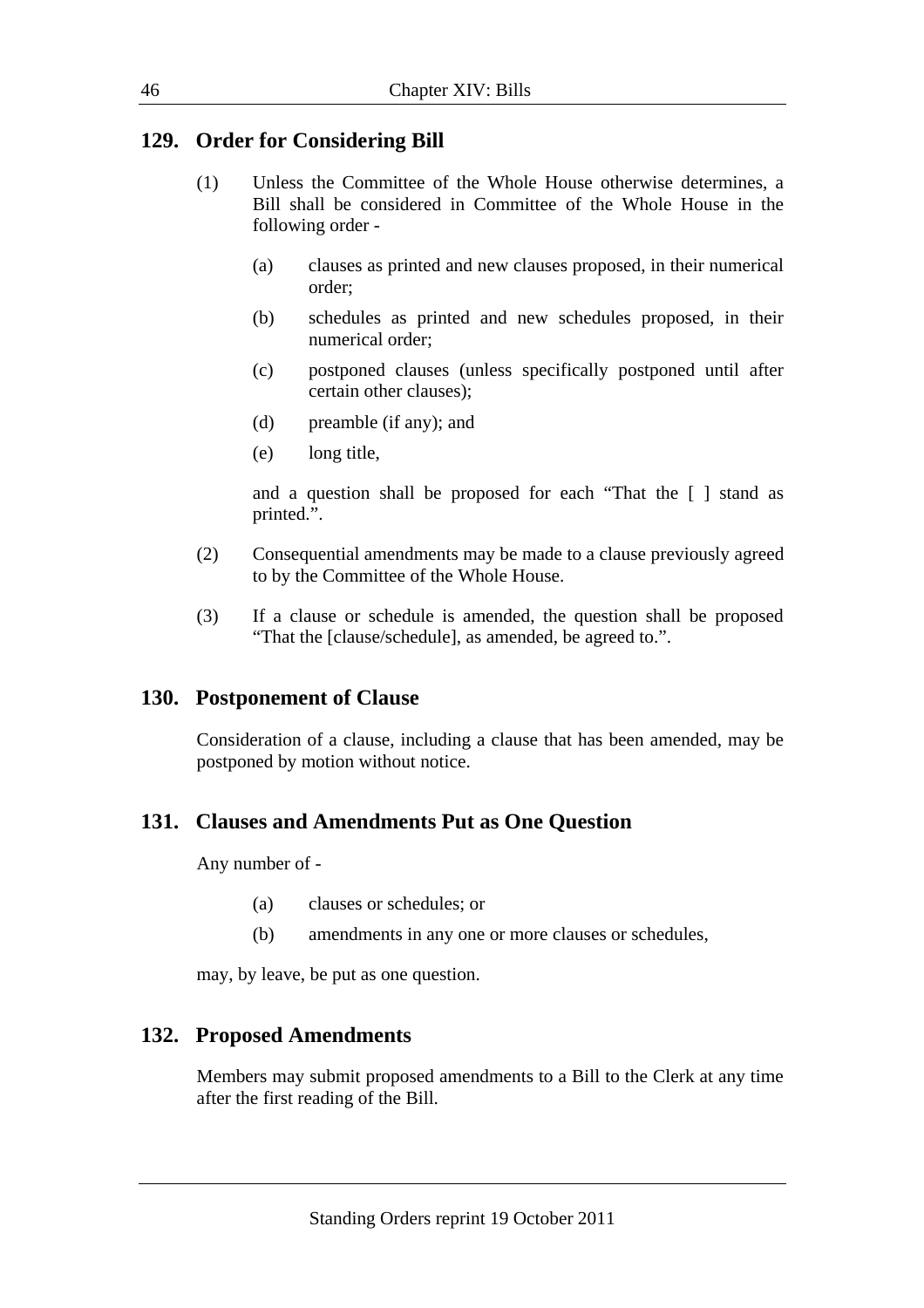## 129. Order for Considering Bill

(1) Unless the Committee of the Whole House otherwise determines, a Bill shall be considered in Committee of the Whole House in the following order -

(a) clauses as printed and new clauses proposed, in their numerical order;

(b) schedules as printed and new schedules proposed, in their numerical order;

(c) postponed clauses (unless specifically postponed until after certain other clauses);

(d) preamble (if any); and

(e) long title,

and a question shall be proposed for each "That the [ ] stand as printed.".

(2) Consequential amendments may be made to a clause previously agreed to by the Committee of the Whole House.

(3) If a clause or schedule is amended, the question shall be proposed "That the [clause/schedule], as amended, be agreed to.".

## 130. Postponement of Clause

Consideration of a clause, including a clause that has been amended, may be postponed by motion without notice.

## 131. Clauses and Amendments Put as One Question

Any number of -

(a) clauses or schedules; or

(b) amendments in any one or more clauses or schedules,

may, by leave, be put as one question.

## 132. Proposed Amendments

Members may submit proposed amendments to a Bill to the Clerk at any time after the first reading of the Bill.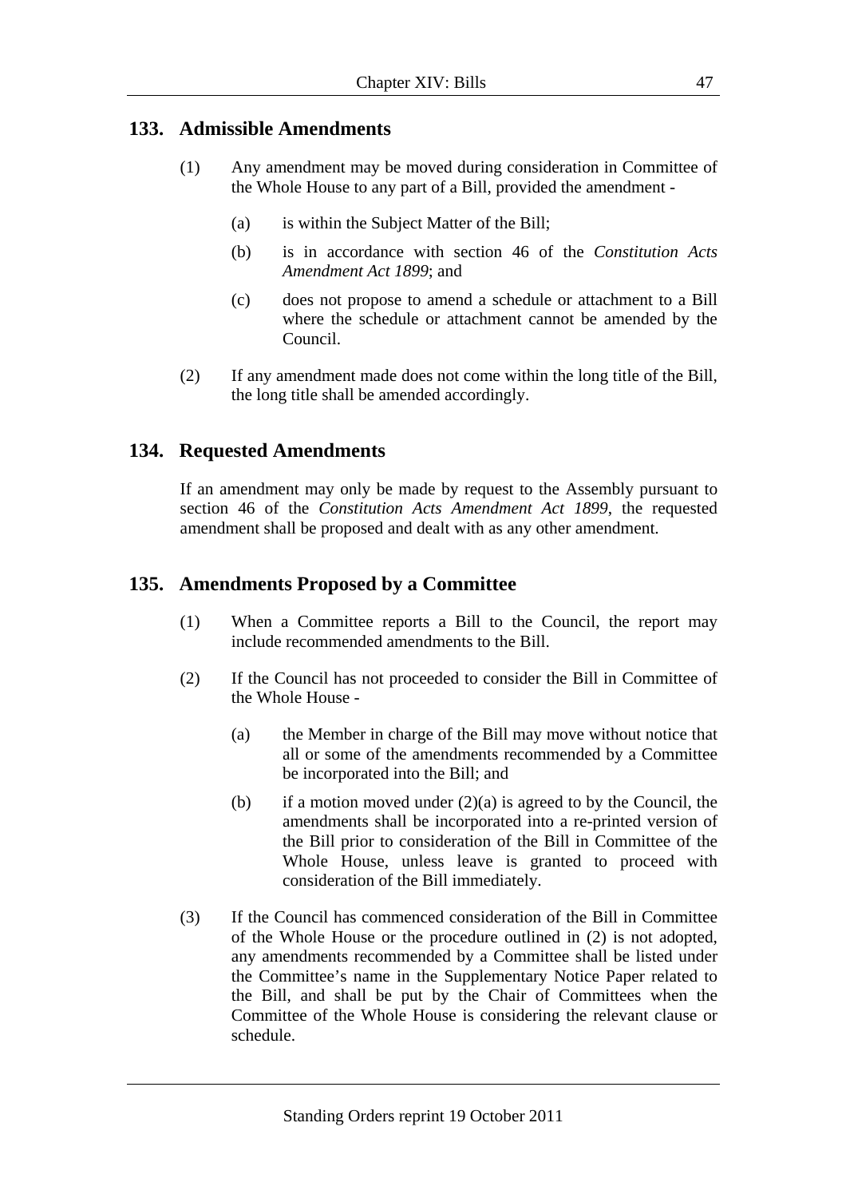## 133. Admissible Amendments

(1) Any amendment may be moved during consideration in Committee of the Whole House to any part of a Bill, provided the amendment -

(a) is within the Subject Matter of the Bill;

(b) is in accordance with section 46 of the *Constitution Acts Amendment Act 1899*; and

(c) does not propose to amend a schedule or attachment to a Bill where the schedule or attachment cannot be amended by the Council.

(2) If any amendment made does not come within the long title of the Bill, the long title shall be amended accordingly.

## 134. Requested Amendments

If an amendment may only be made by request to the Assembly pursuant to section 46 of the *Constitution Acts Amendment Act 1899*, the requested amendment shall be proposed and dealt with as any other amendment.

## 135. Amendments Proposed by a Committee

(1) When a Committee reports a Bill to the Council, the report may include recommended amendments to the Bill.

(2) If the Council has not proceeded to consider the Bill in Committee of the Whole House -

(a) the Member in charge of the Bill may move without notice that all or some of the amendments recommended by a Committee be incorporated into the Bill; and

(b) if a motion moved under (2)(a) is agreed to by the Council, the amendments shall be incorporated into a re-printed version of the Bill prior to consideration of the Bill in Committee of the Whole House, unless leave is granted to proceed with consideration of the Bill immediately.

(3) If the Council has commenced consideration of the Bill in Committee of the Whole House or the procedure outlined in (2) is not adopted, any amendments recommended by a Committee shall be listed under the Committee's name in the Supplementary Notice Paper related to the Bill, and shall be put by the Chair of Committees when the Committee of the Whole House is considering the relevant clause or schedule.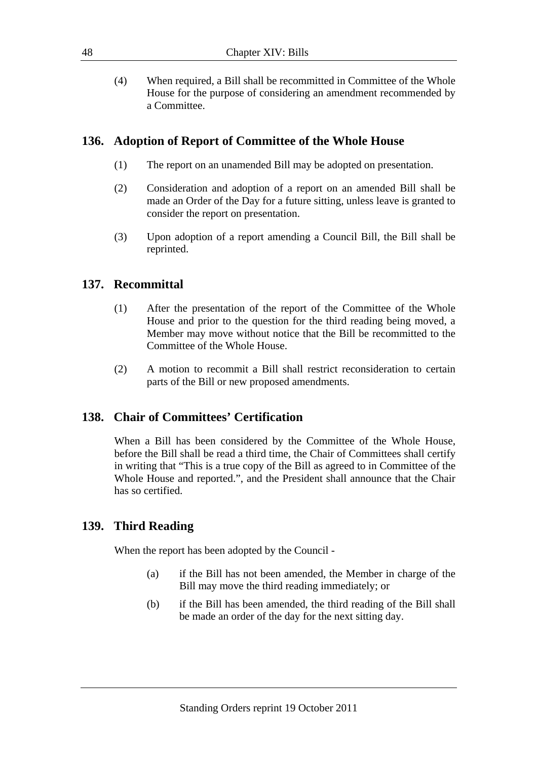(4) When required, a Bill shall be recommitted in Committee of the Whole House for the purpose of considering an amendment recommended by a Committee.

## 136. Adoption of Report of Committee of the Whole House

(1) The report on an unamended Bill may be adopted on presentation.

(2) Consideration and adoption of a report on an amended Bill shall be made an Order of the Day for a future sitting, unless leave is granted to consider the report on presentation.

(3) Upon adoption of a report amending a Council Bill, the Bill shall be reprinted.

## 137. Recommittal

(1) After the presentation of the report of the Committee of the Whole House and prior to the question for the third reading being moved, a Member may move without notice that the Bill be recommitted to the Committee of the Whole House.

(2) A motion to recommit a Bill shall restrict reconsideration to certain parts of the Bill or new proposed amendments.

## 138. Chair of Committees' Certification

When a Bill has been considered by the Committee of the Whole House, before the Bill shall be read a third time, the Chair of Committees shall certify in writing that "This is a true copy of the Bill as agreed to in Committee of the Whole House and reported.", and the President shall announce that the Chair has so certified.

## 139. Third Reading

When the report has been adopted by the Council -

(a) if the Bill has not been amended, the Member in charge of the Bill may move the third reading immediately; or

(b) if the Bill has been amended, the third reading of the Bill shall be made an order of the day for the next sitting day.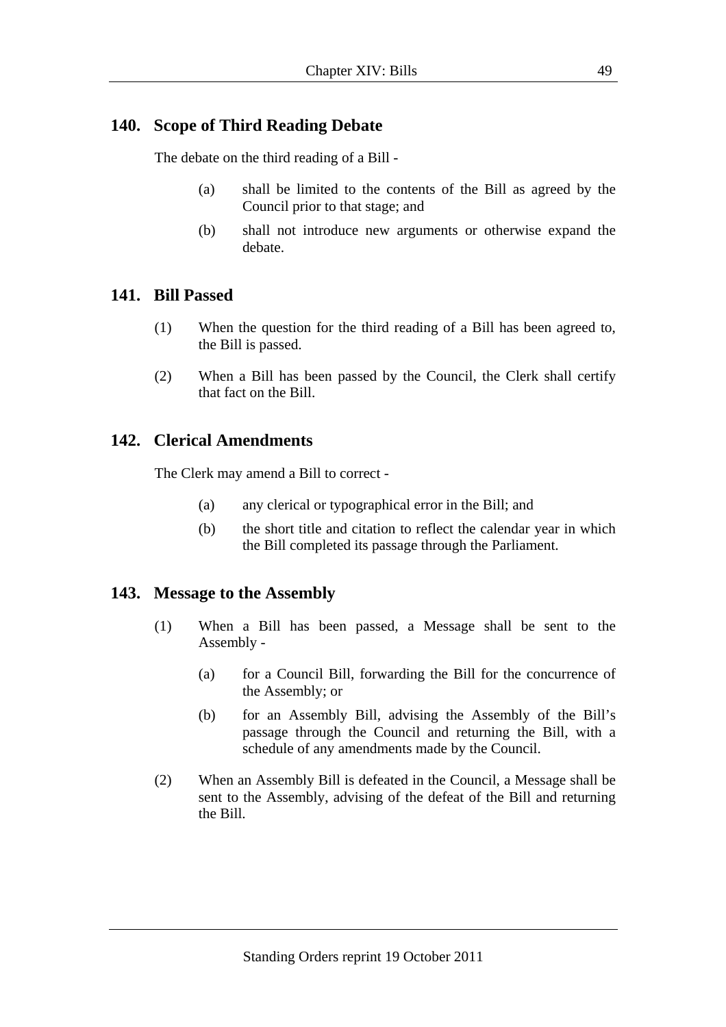## 140. Scope of Third Reading Debate

The debate on the third reading of a Bill -

(a) shall be limited to the contents of the Bill as agreed by the Council prior to that stage; and

(b) shall not introduce new arguments or otherwise expand the debate.

## 141. Bill Passed

(1) When the question for the third reading of a Bill has been agreed to, the Bill is passed.

(2) When a Bill has been passed by the Council, the Clerk shall certify that fact on the Bill.

## 142. Clerical Amendments

The Clerk may amend a Bill to correct -

(a) any clerical or typographical error in the Bill; and

(b) the short title and citation to reflect the calendar year in which the Bill completed its passage through the Parliament.

## 143. Message to the Assembly

(1) When a Bill has been passed, a Message shall be sent to the Assembly -

(a) for a Council Bill, forwarding the Bill for the concurrence of the Assembly; or

(b) for an Assembly Bill, advising the Assembly of the Bill's passage through the Council and returning the Bill, with a schedule of any amendments made by the Council.

(2) When an Assembly Bill is defeated in the Council, a Message shall be sent to the Assembly, advising of the defeat of the Bill and returning the Bill.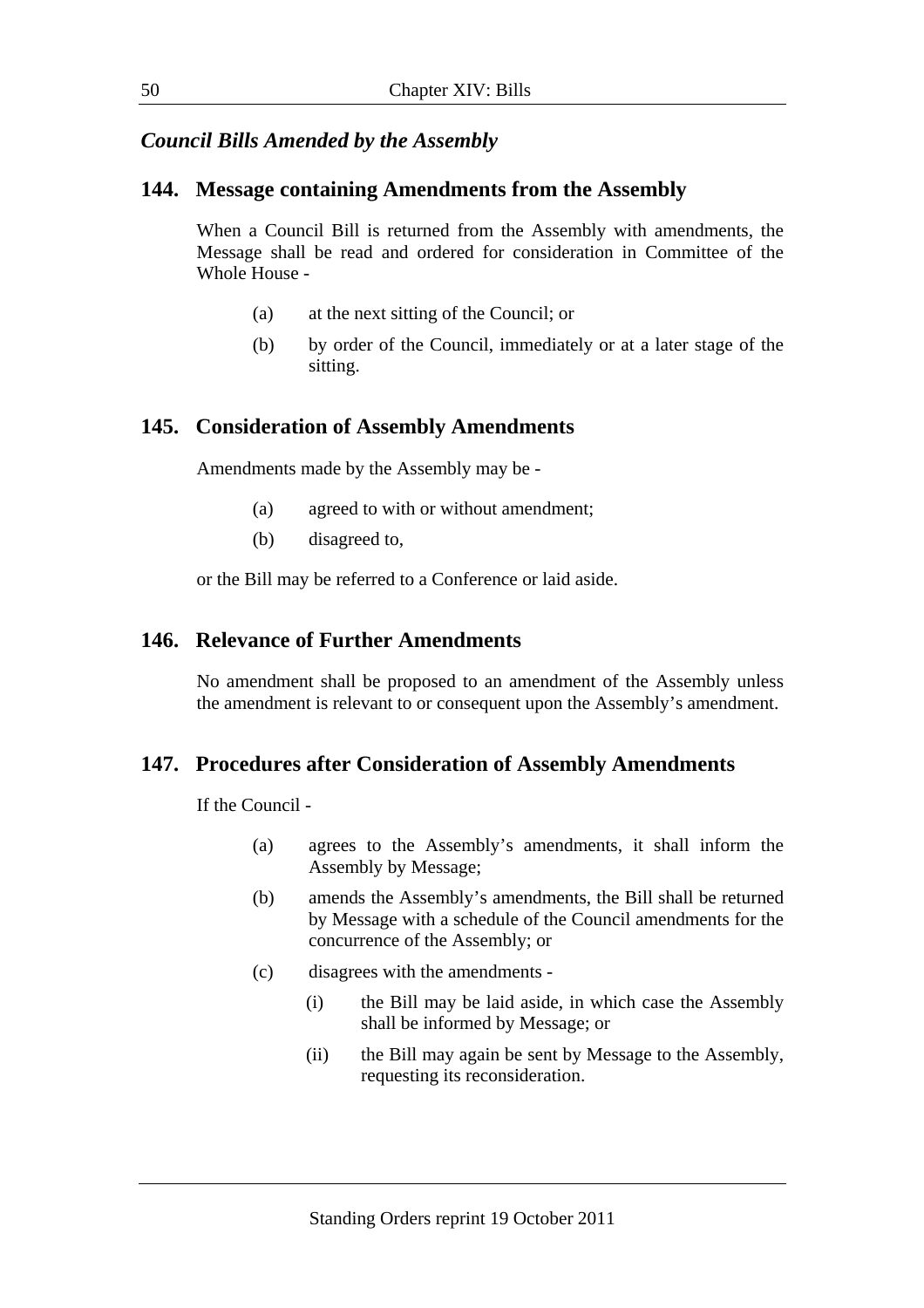### *Council Bills Amended by the Assembly*

## 144. Message containing Amendments from the Assembly

When a Council Bill is returned from the Assembly with amendments, the Message shall be read and ordered for consideration in Committee of the Whole House -

(a) at the next sitting of the Council; or

(b) by order of the Council, immediately or at a later stage of the sitting.

## 145. Consideration of Assembly Amendments

Amendments made by the Assembly may be -

(a) agreed to with or without amendment;

(b) disagreed to,

or the Bill may be referred to a Conference or laid aside.

## 146. Relevance of Further Amendments

No amendment shall be proposed to an amendment of the Assembly unless the amendment is relevant to or consequent upon the Assembly's amendment.

## 147. Procedures after Consideration of Assembly Amendments

If the Council -

(a) agrees to the Assembly's amendments, it shall inform the Assembly by Message;

(b) amends the Assembly's amendments, the Bill shall be returned by Message with a schedule of the Council amendments for the concurrence of the Assembly; or

(c) disagrees with the amendments -

   (i) the Bill may be laid aside, in which case the Assembly shall be informed by Message; or

   (ii) the Bill may again be sent by Message to the Assembly, requesting its reconsideration.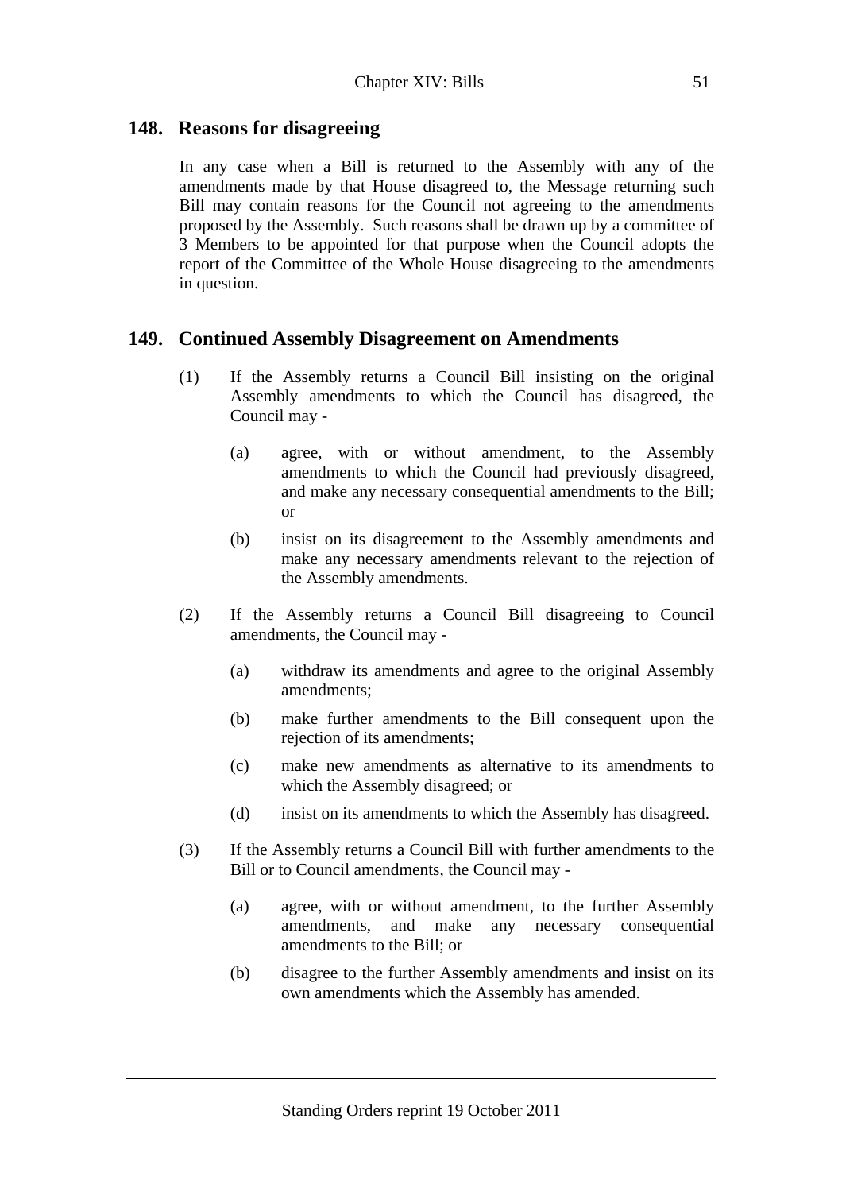## 148. Reasons for disagreeing

In any case when a Bill is returned to the Assembly with any of the amendments made by that House disagreed to, the Message returning such Bill may contain reasons for the Council not agreeing to the amendments proposed by the Assembly. Such reasons shall be drawn up by a committee of 3 Members to be appointed for that purpose when the Council adopts the report of the Committee of the Whole House disagreeing to the amendments in question.

## 149. Continued Assembly Disagreement on Amendments

(1) If the Assembly returns a Council Bill insisting on the original Assembly amendments to which the Council has disagreed, the Council may -

  (a) agree, with or without amendment, to the Assembly amendments to which the Council had previously disagreed, and make any necessary consequential amendments to the Bill; or

  (b) insist on its disagreement to the Assembly amendments and make any necessary amendments relevant to the rejection of the Assembly amendments.

(2) If the Assembly returns a Council Bill disagreeing to Council amendments, the Council may -

  (a) withdraw its amendments and agree to the original Assembly amendments;

  (b) make further amendments to the Bill consequent upon the rejection of its amendments;

  (c) make new amendments as alternative to its amendments to which the Assembly disagreed; or

  (d) insist on its amendments to which the Assembly has disagreed.

(3) If the Assembly returns a Council Bill with further amendments to the Bill or to Council amendments, the Council may -

  (a) agree, with or without amendment, to the further Assembly amendments, and make any necessary consequential amendments to the Bill; or

  (b) disagree to the further Assembly amendments and insist on its own amendments which the Assembly has amended.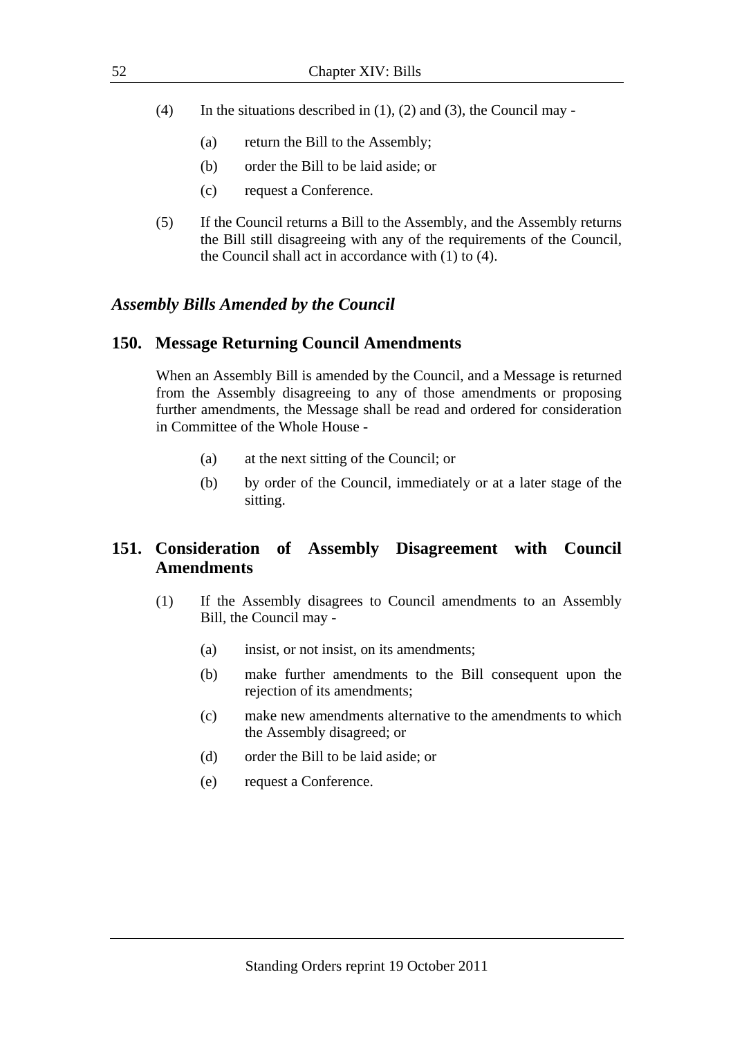(4) In the situations described in (1), (2) and (3), the Council may -

 (a) return the Bill to the Assembly;

 (b) order the Bill to be laid aside; or

 (c) request a Conference.

(5) If the Council returns a Bill to the Assembly, and the Assembly returns the Bill still disagreeing with any of the requirements of the Council, the Council shall act in accordance with (1) to (4).

### *Assembly Bills Amended by the Council*

## 150. Message Returning Council Amendments

When an Assembly Bill is amended by the Council, and a Message is returned from the Assembly disagreeing to any of those amendments or proposing further amendments, the Message shall be read and ordered for consideration in Committee of the Whole House -

 (a) at the next sitting of the Council; or

 (b) by order of the Council, immediately or at a later stage of the sitting.

## 151. Consideration of Assembly Disagreement with Council Amendments

(1) If the Assembly disagrees to Council amendments to an Assembly Bill, the Council may -

 (a) insist, or not insist, on its amendments;

 (b) make further amendments to the Bill consequent upon the rejection of its amendments;

 (c) make new amendments alternative to the amendments to which the Assembly disagreed; or

 (d) order the Bill to be laid aside; or

 (e) request a Conference.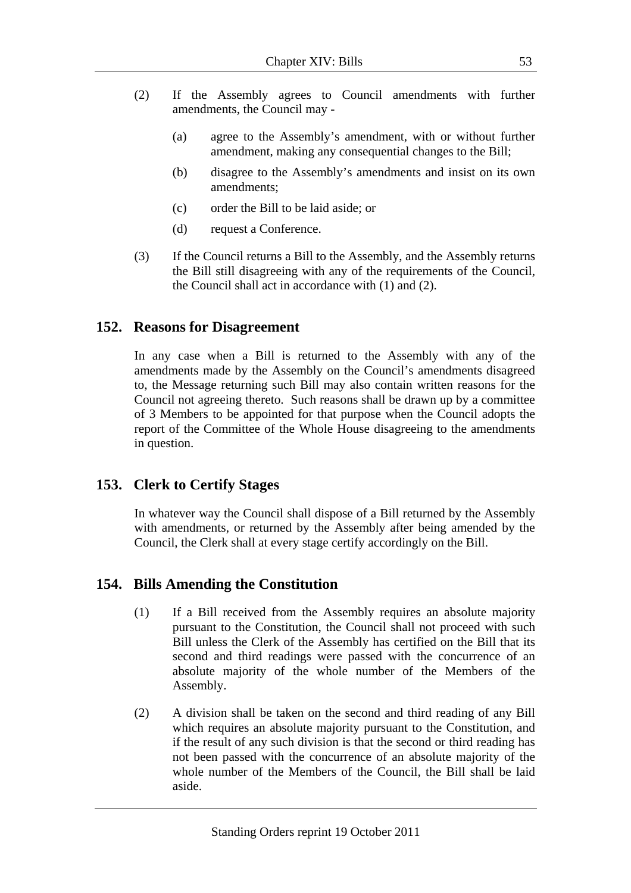(2) If the Assembly agrees to Council amendments with further amendments, the Council may -

   (a) agree to the Assembly's amendment, with or without further amendment, making any consequential changes to the Bill;

   (b) disagree to the Assembly's amendments and insist on its own amendments;

   (c) order the Bill to be laid aside; or

   (d) request a Conference.

(3) If the Council returns a Bill to the Assembly, and the Assembly returns the Bill still disagreeing with any of the requirements of the Council, the Council shall act in accordance with (1) and (2).

## 152. Reasons for Disagreement

In any case when a Bill is returned to the Assembly with any of the amendments made by the Assembly on the Council's amendments disagreed to, the Message returning such Bill may also contain written reasons for the Council not agreeing thereto. Such reasons shall be drawn up by a committee of 3 Members to be appointed for that purpose when the Council adopts the report of the Committee of the Whole House disagreeing to the amendments in question.

## 153. Clerk to Certify Stages

In whatever way the Council shall dispose of a Bill returned by the Assembly with amendments, or returned by the Assembly after being amended by the Council, the Clerk shall at every stage certify accordingly on the Bill.

## 154. Bills Amending the Constitution

(1) If a Bill received from the Assembly requires an absolute majority pursuant to the Constitution, the Council shall not proceed with such Bill unless the Clerk of the Assembly has certified on the Bill that its second and third readings were passed with the concurrence of an absolute majority of the whole number of the Members of the Assembly.

(2) A division shall be taken on the second and third reading of any Bill which requires an absolute majority pursuant to the Constitution, and if the result of any such division is that the second or third reading has not been passed with the concurrence of an absolute majority of the whole number of the Members of the Council, the Bill shall be laid aside.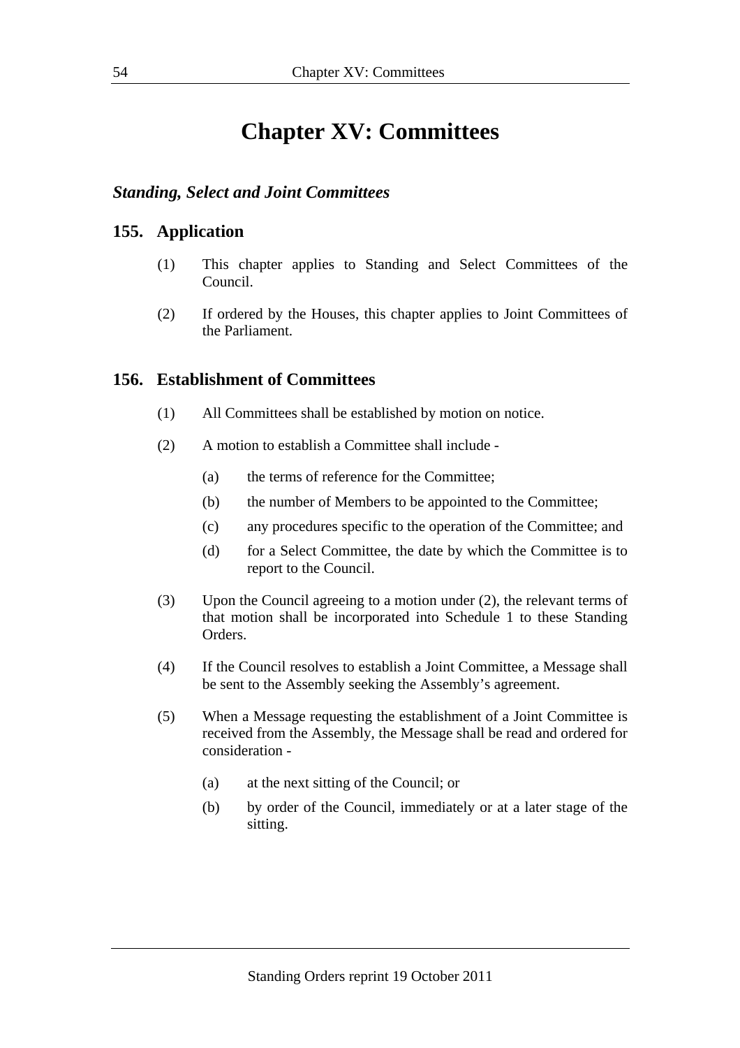# Chapter XV: Committees

### *Standing, Select and Joint Committees*

## 155. Application

(1) This chapter applies to Standing and Select Committees of the Council.

(2) If ordered by the Houses, this chapter applies to Joint Committees of the Parliament.

## 156. Establishment of Committees

(1) All Committees shall be established by motion on notice.

(2) A motion to establish a Committee shall include -

  (a) the terms of reference for the Committee;

  (b) the number of Members to be appointed to the Committee;

  (c) any procedures specific to the operation of the Committee; and

  (d) for a Select Committee, the date by which the Committee is to report to the Council.

(3) Upon the Council agreeing to a motion under (2), the relevant terms of that motion shall be incorporated into Schedule 1 to these Standing Orders.

(4) If the Council resolves to establish a Joint Committee, a Message shall be sent to the Assembly seeking the Assembly's agreement.

(5) When a Message requesting the establishment of a Joint Committee is received from the Assembly, the Message shall be read and ordered for consideration -

  (a) at the next sitting of the Council; or

  (b) by order of the Council, immediately or at a later stage of the sitting.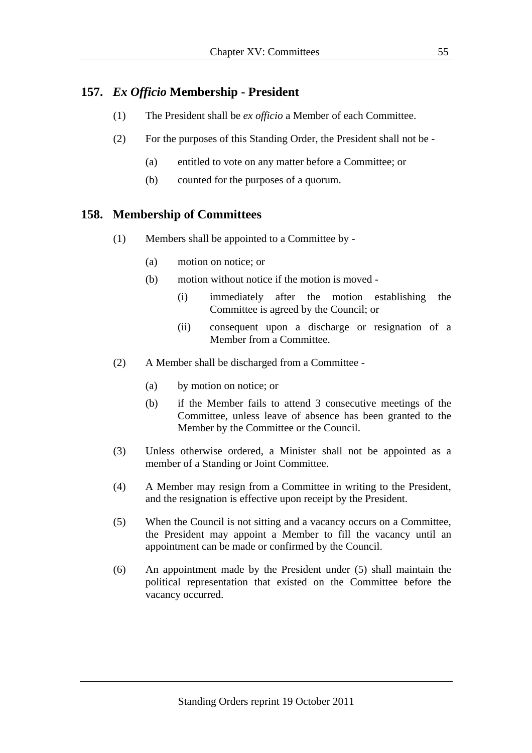## 157. *Ex Officio* Membership - President

(1) The President shall be *ex officio* a Member of each Committee.

(2) For the purposes of this Standing Order, the President shall not be -

  (a) entitled to vote on any matter before a Committee; or

  (b) counted for the purposes of a quorum.

## 158. Membership of Committees

(1) Members shall be appointed to a Committee by -

  (a) motion on notice; or

  (b) motion without notice if the motion is moved -

    (i) immediately after the motion establishing the Committee is agreed by the Council; or

    (ii) consequent upon a discharge or resignation of a Member from a Committee.

(2) A Member shall be discharged from a Committee -

  (a) by motion on notice; or

  (b) if the Member fails to attend 3 consecutive meetings of the Committee, unless leave of absence has been granted to the Member by the Committee or the Council.

(3) Unless otherwise ordered, a Minister shall not be appointed as a member of a Standing or Joint Committee.

(4) A Member may resign from a Committee in writing to the President, and the resignation is effective upon receipt by the President.

(5) When the Council is not sitting and a vacancy occurs on a Committee, the President may appoint a Member to fill the vacancy until an appointment can be made or confirmed by the Council.

(6) An appointment made by the President under (5) shall maintain the political representation that existed on the Committee before the vacancy occurred.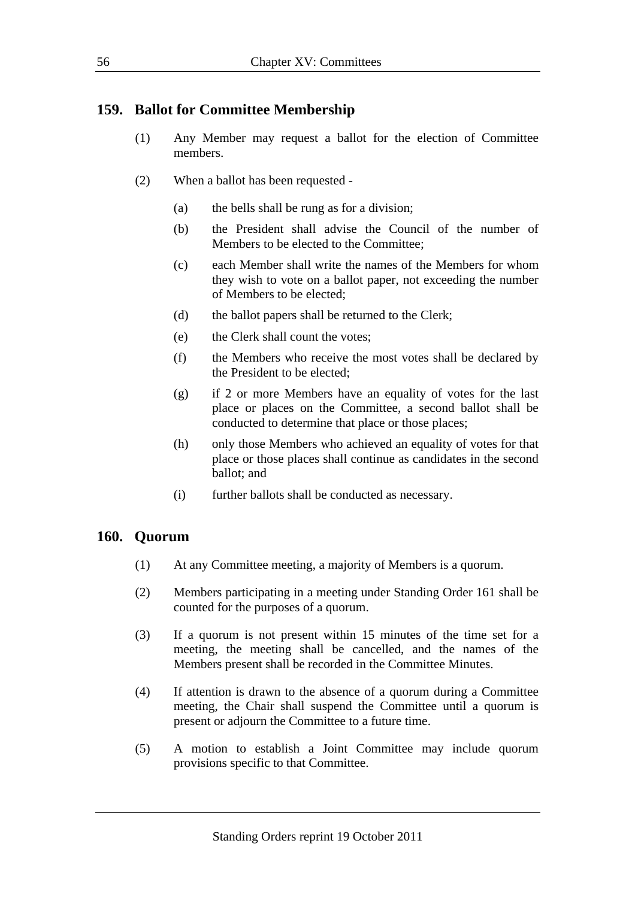## 159. Ballot for Committee Membership

(1) Any Member may request a ballot for the election of Committee members.

(2) When a ballot has been requested -

- (a) the bells shall be rung as for a division;
- (b) the President shall advise the Council of the number of Members to be elected to the Committee;
- (c) each Member shall write the names of the Members for whom they wish to vote on a ballot paper, not exceeding the number of Members to be elected;
- (d) the ballot papers shall be returned to the Clerk;
- (e) the Clerk shall count the votes;
- (f) the Members who receive the most votes shall be declared by the President to be elected;
- (g) if 2 or more Members have an equality of votes for the last place or places on the Committee, a second ballot shall be conducted to determine that place or those places;
- (h) only those Members who achieved an equality of votes for that place or those places shall continue as candidates in the second ballot; and
- (i) further ballots shall be conducted as necessary.

## 160. Quorum

(1) At any Committee meeting, a majority of Members is a quorum.

(2) Members participating in a meeting under Standing Order 161 shall be counted for the purposes of a quorum.

(3) If a quorum is not present within 15 minutes of the time set for a meeting, the meeting shall be cancelled, and the names of the Members present shall be recorded in the Committee Minutes.

(4) If attention is drawn to the absence of a quorum during a Committee meeting, the Chair shall suspend the Committee until a quorum is present or adjourn the Committee to a future time.

(5) A motion to establish a Joint Committee may include quorum provisions specific to that Committee.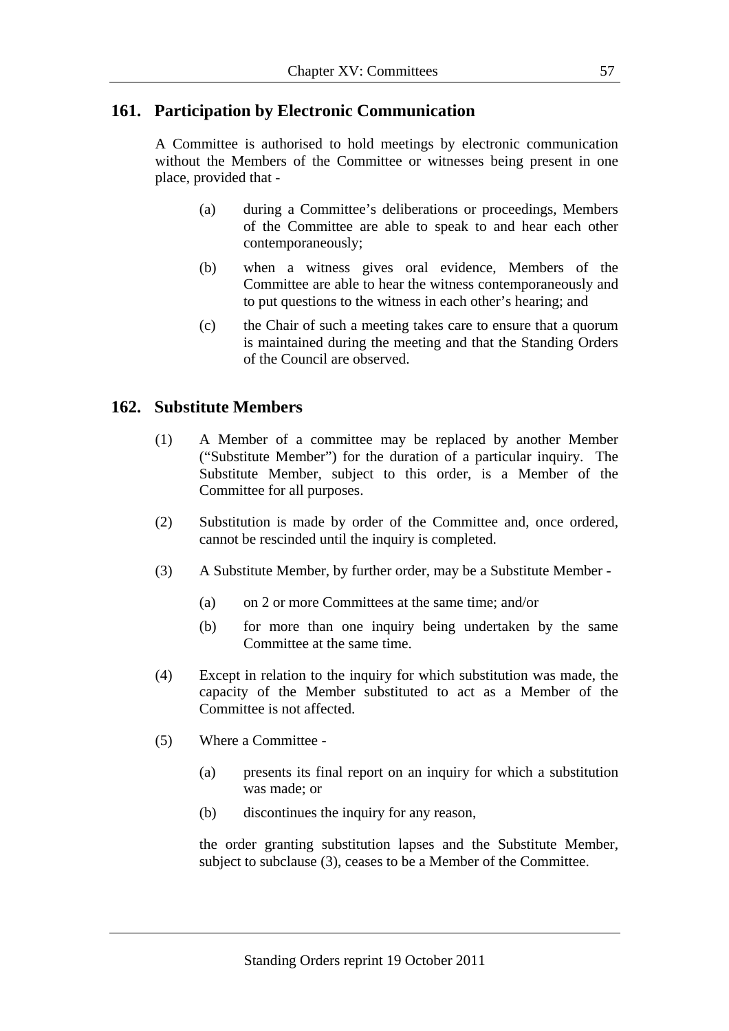## 161. Participation by Electronic Communication

A Committee is authorised to hold meetings by electronic communication without the Members of the Committee or witnesses being present in one place, provided that -

(a) during a Committee's deliberations or proceedings, Members of the Committee are able to speak to and hear each other contemporaneously;

(b) when a witness gives oral evidence, Members of the Committee are able to hear the witness contemporaneously and to put questions to the witness in each other's hearing; and

(c) the Chair of such a meeting takes care to ensure that a quorum is maintained during the meeting and that the Standing Orders of the Council are observed.

## 162. Substitute Members

(1) A Member of a committee may be replaced by another Member ("Substitute Member") for the duration of a particular inquiry. The Substitute Member, subject to this order, is a Member of the Committee for all purposes.

(2) Substitution is made by order of the Committee and, once ordered, cannot be rescinded until the inquiry is completed.

(3) A Substitute Member, by further order, may be a Substitute Member -

(a) on 2 or more Committees at the same time; and/or

(b) for more than one inquiry being undertaken by the same Committee at the same time.

(4) Except in relation to the inquiry for which substitution was made, the capacity of the Member substituted to act as a Member of the Committee is not affected.

(5) Where a Committee -

(a) presents its final report on an inquiry for which a substitution was made; or

(b) discontinues the inquiry for any reason,

the order granting substitution lapses and the Substitute Member, subject to subclause (3), ceases to be a Member of the Committee.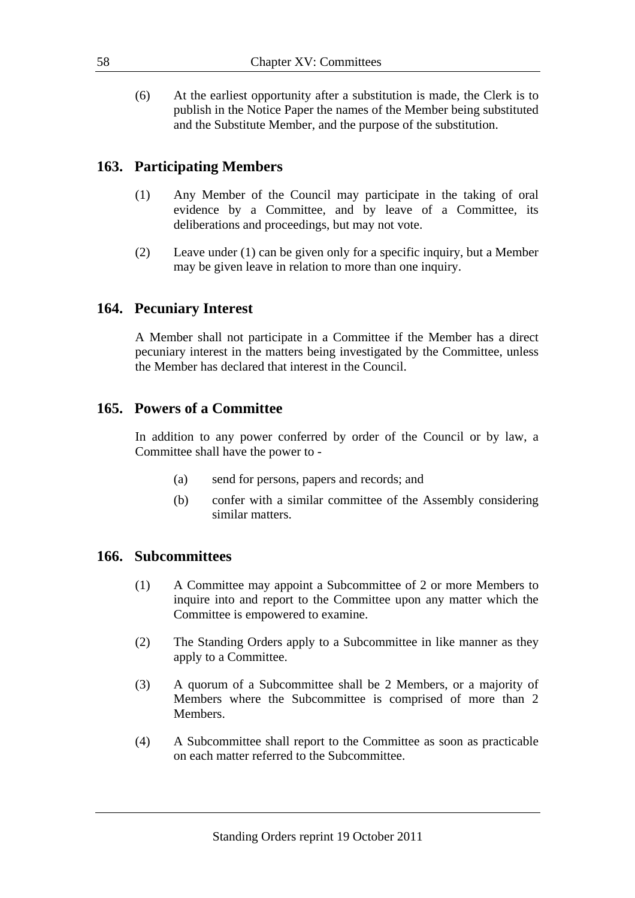(6) At the earliest opportunity after a substitution is made, the Clerk is to publish in the Notice Paper the names of the Member being substituted and the Substitute Member, and the purpose of the substitution.

## 163. Participating Members

(1) Any Member of the Council may participate in the taking of oral evidence by a Committee, and by leave of a Committee, its deliberations and proceedings, but may not vote.

(2) Leave under (1) can be given only for a specific inquiry, but a Member may be given leave in relation to more than one inquiry.

## 164. Pecuniary Interest

A Member shall not participate in a Committee if the Member has a direct pecuniary interest in the matters being investigated by the Committee, unless the Member has declared that interest in the Council.

## 165. Powers of a Committee

In addition to any power conferred by order of the Council or by law, a Committee shall have the power to -

(a) send for persons, papers and records; and

(b) confer with a similar committee of the Assembly considering similar matters.

## 166. Subcommittees

(1) A Committee may appoint a Subcommittee of 2 or more Members to inquire into and report to the Committee upon any matter which the Committee is empowered to examine.

(2) The Standing Orders apply to a Subcommittee in like manner as they apply to a Committee.

(3) A quorum of a Subcommittee shall be 2 Members, or a majority of Members where the Subcommittee is comprised of more than 2 Members.

(4) A Subcommittee shall report to the Committee as soon as practicable on each matter referred to the Subcommittee.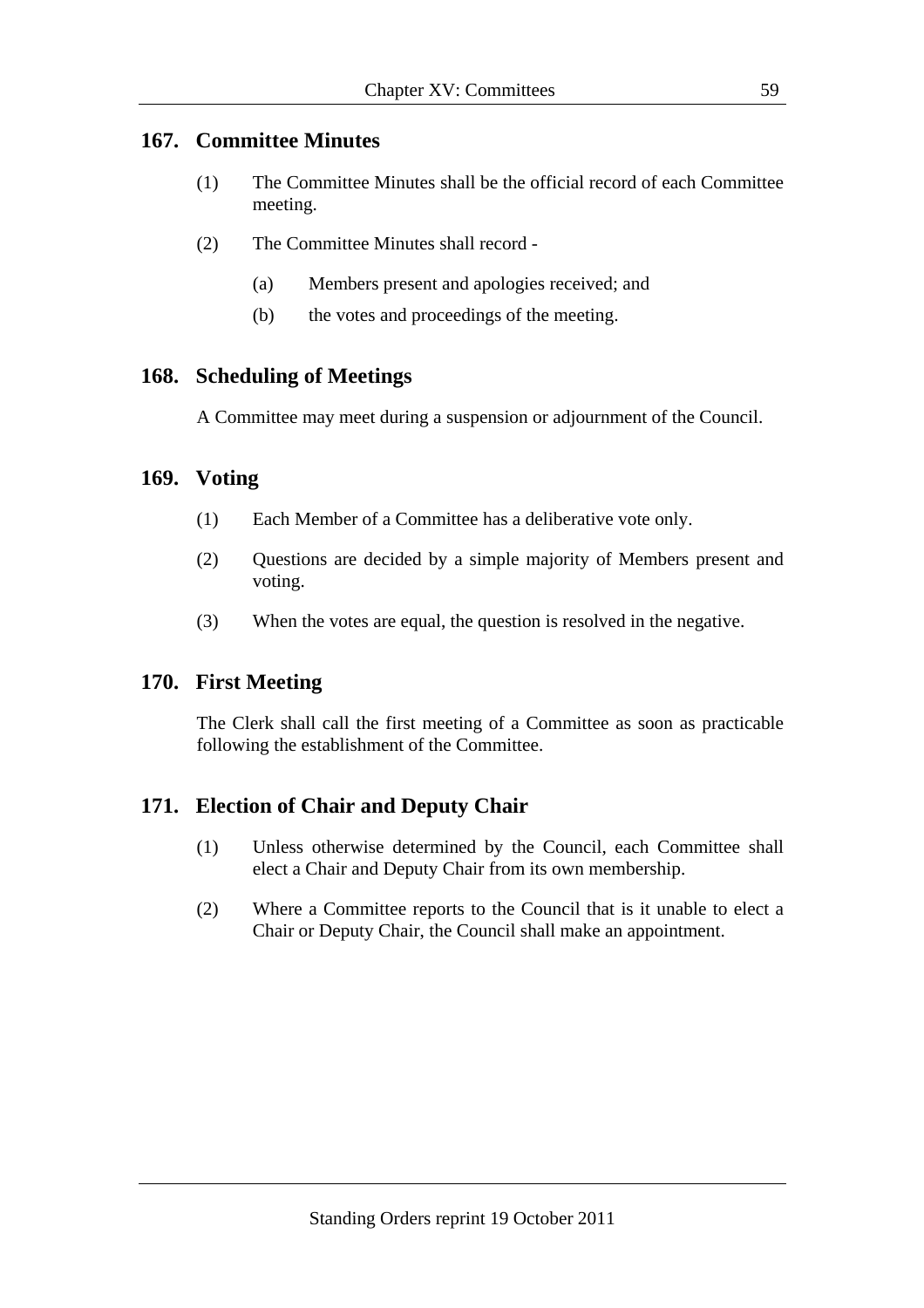## 167. Committee Minutes

(1) The Committee Minutes shall be the official record of each Committee meeting.

(2) The Committee Minutes shall record -

(a) Members present and apologies received; and

(b) the votes and proceedings of the meeting.

## 168. Scheduling of Meetings

A Committee may meet during a suspension or adjournment of the Council.

## 169. Voting

(1) Each Member of a Committee has a deliberative vote only.

(2) Questions are decided by a simple majority of Members present and voting.

(3) When the votes are equal, the question is resolved in the negative.

## 170. First Meeting

The Clerk shall call the first meeting of a Committee as soon as practicable following the establishment of the Committee.

## 171. Election of Chair and Deputy Chair

(1) Unless otherwise determined by the Council, each Committee shall elect a Chair and Deputy Chair from its own membership.

(2) Where a Committee reports to the Council that is it unable to elect a Chair or Deputy Chair, the Council shall make an appointment.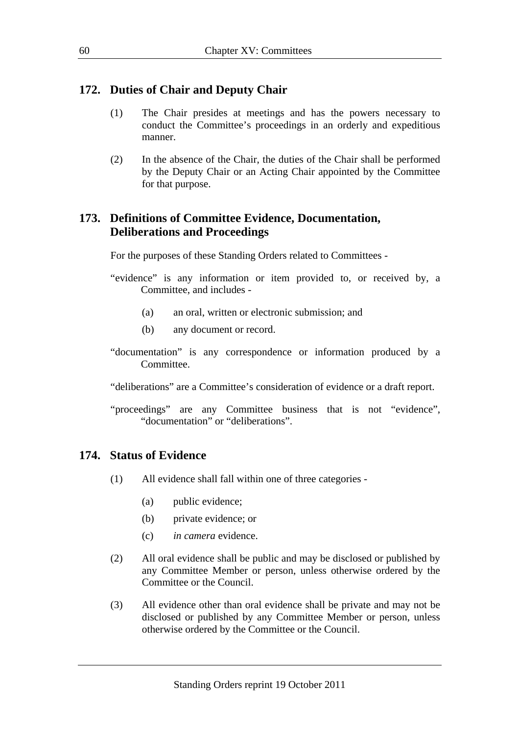## 172. Duties of Chair and Deputy Chair

(1) The Chair presides at meetings and has the powers necessary to conduct the Committee's proceedings in an orderly and expeditious manner.

(2) In the absence of the Chair, the duties of the Chair shall be performed by the Deputy Chair or an Acting Chair appointed by the Committee for that purpose.

## 173. Definitions of Committee Evidence, Documentation, Deliberations and Proceedings

For the purposes of these Standing Orders related to Committees -

"evidence" is any information or item provided to, or received by, a Committee, and includes -

(a) an oral, written or electronic submission; and

(b) any document or record.

"documentation" is any correspondence or information produced by a Committee.

"deliberations" are a Committee's consideration of evidence or a draft report.

"proceedings" are any Committee business that is not "evidence", "documentation" or "deliberations".

## 174. Status of Evidence

(1) All evidence shall fall within one of three categories -

(a) public evidence;

(b) private evidence; or

(c) *in camera* evidence.

(2) All oral evidence shall be public and may be disclosed or published by any Committee Member or person, unless otherwise ordered by the Committee or the Council.

(3) All evidence other than oral evidence shall be private and may not be disclosed or published by any Committee Member or person, unless otherwise ordered by the Committee or the Council.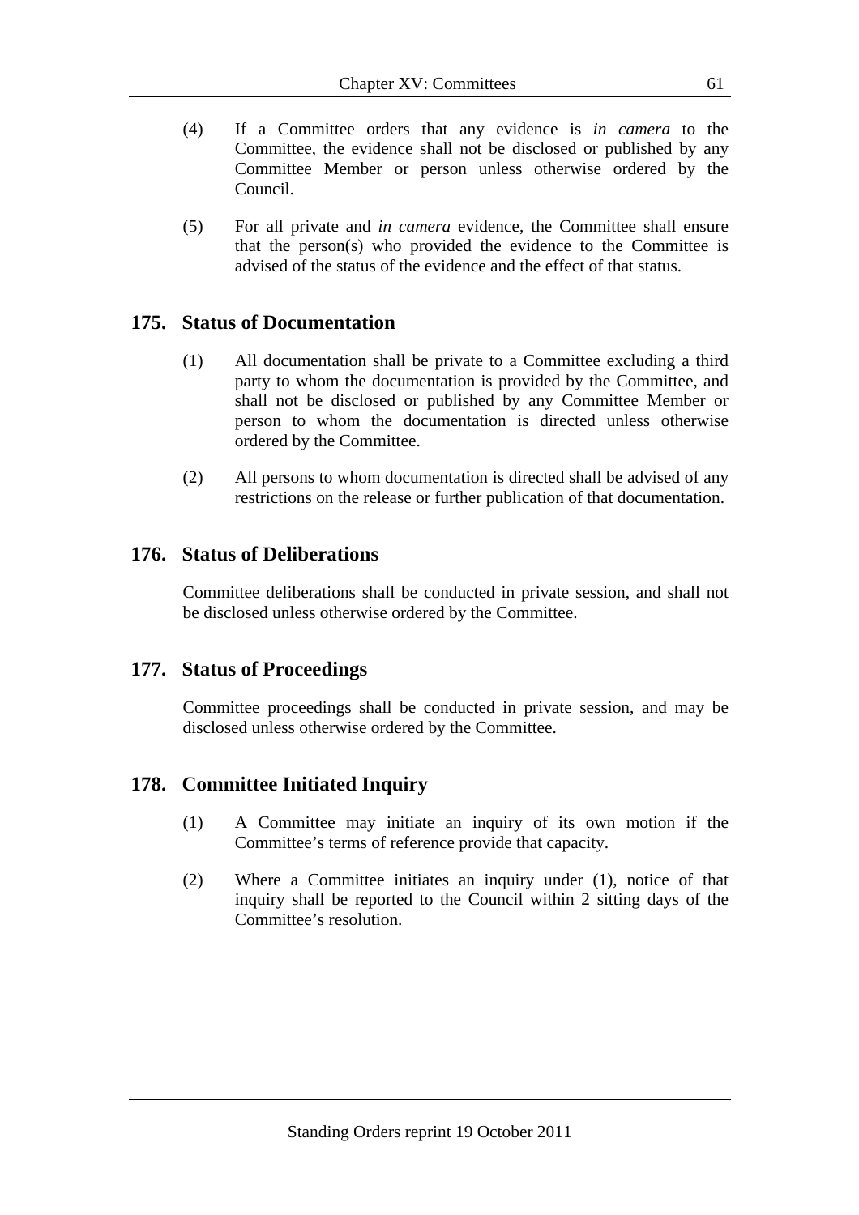(4) If a Committee orders that any evidence is *in camera* to the Committee, the evidence shall not be disclosed or published by any Committee Member or person unless otherwise ordered by the Council.

(5) For all private and *in camera* evidence, the Committee shall ensure that the person(s) who provided the evidence to the Committee is advised of the status of the evidence and the effect of that status.

## 175. Status of Documentation

(1) All documentation shall be private to a Committee excluding a third party to whom the documentation is provided by the Committee, and shall not be disclosed or published by any Committee Member or person to whom the documentation is directed unless otherwise ordered by the Committee.

(2) All persons to whom documentation is directed shall be advised of any restrictions on the release or further publication of that documentation.

## 176. Status of Deliberations

Committee deliberations shall be conducted in private session, and shall not be disclosed unless otherwise ordered by the Committee.

## 177. Status of Proceedings

Committee proceedings shall be conducted in private session, and may be disclosed unless otherwise ordered by the Committee.

## 178. Committee Initiated Inquiry

(1) A Committee may initiate an inquiry of its own motion if the Committee's terms of reference provide that capacity.

(2) Where a Committee initiates an inquiry under (1), notice of that inquiry shall be reported to the Council within 2 sitting days of the Committee's resolution.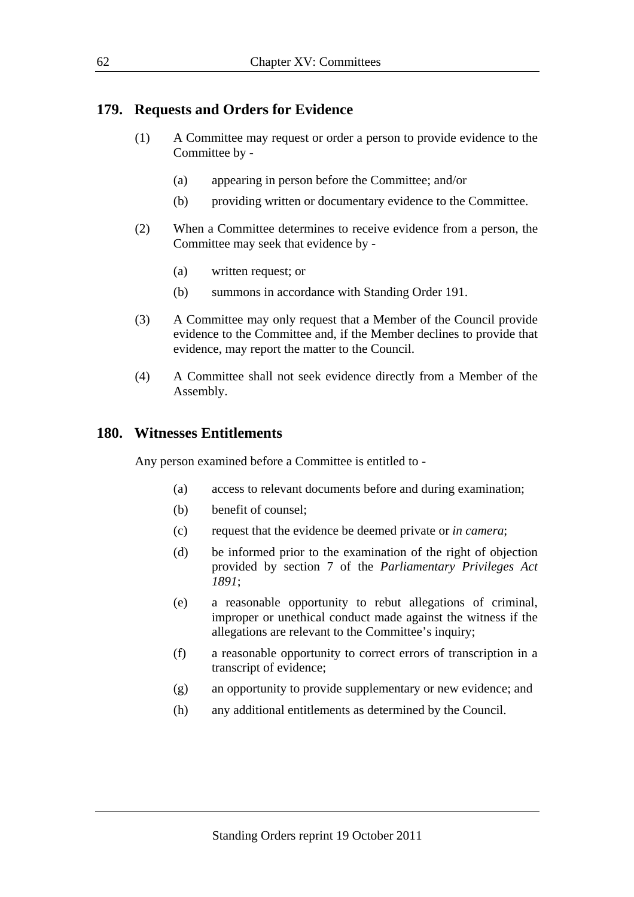## 179. Requests and Orders for Evidence

(1) A Committee may request or order a person to provide evidence to the Committee by -

  (a) appearing in person before the Committee; and/or

  (b) providing written or documentary evidence to the Committee.

(2) When a Committee determines to receive evidence from a person, the Committee may seek that evidence by -

  (a) written request; or

  (b) summons in accordance with Standing Order 191.

(3) A Committee may only request that a Member of the Council provide evidence to the Committee and, if the Member declines to provide that evidence, may report the matter to the Council.

(4) A Committee shall not seek evidence directly from a Member of the Assembly.

## 180. Witnesses Entitlements

Any person examined before a Committee is entitled to -

  (a) access to relevant documents before and during examination;

  (b) benefit of counsel;

  (c) request that the evidence be deemed private or *in camera*;

  (d) be informed prior to the examination of the right of objection provided by section 7 of the *Parliamentary Privileges Act 1891*;

  (e) a reasonable opportunity to rebut allegations of criminal, improper or unethical conduct made against the witness if the allegations are relevant to the Committee's inquiry;

  (f) a reasonable opportunity to correct errors of transcription in a transcript of evidence;

  (g) an opportunity to provide supplementary or new evidence; and

  (h) any additional entitlements as determined by the Council.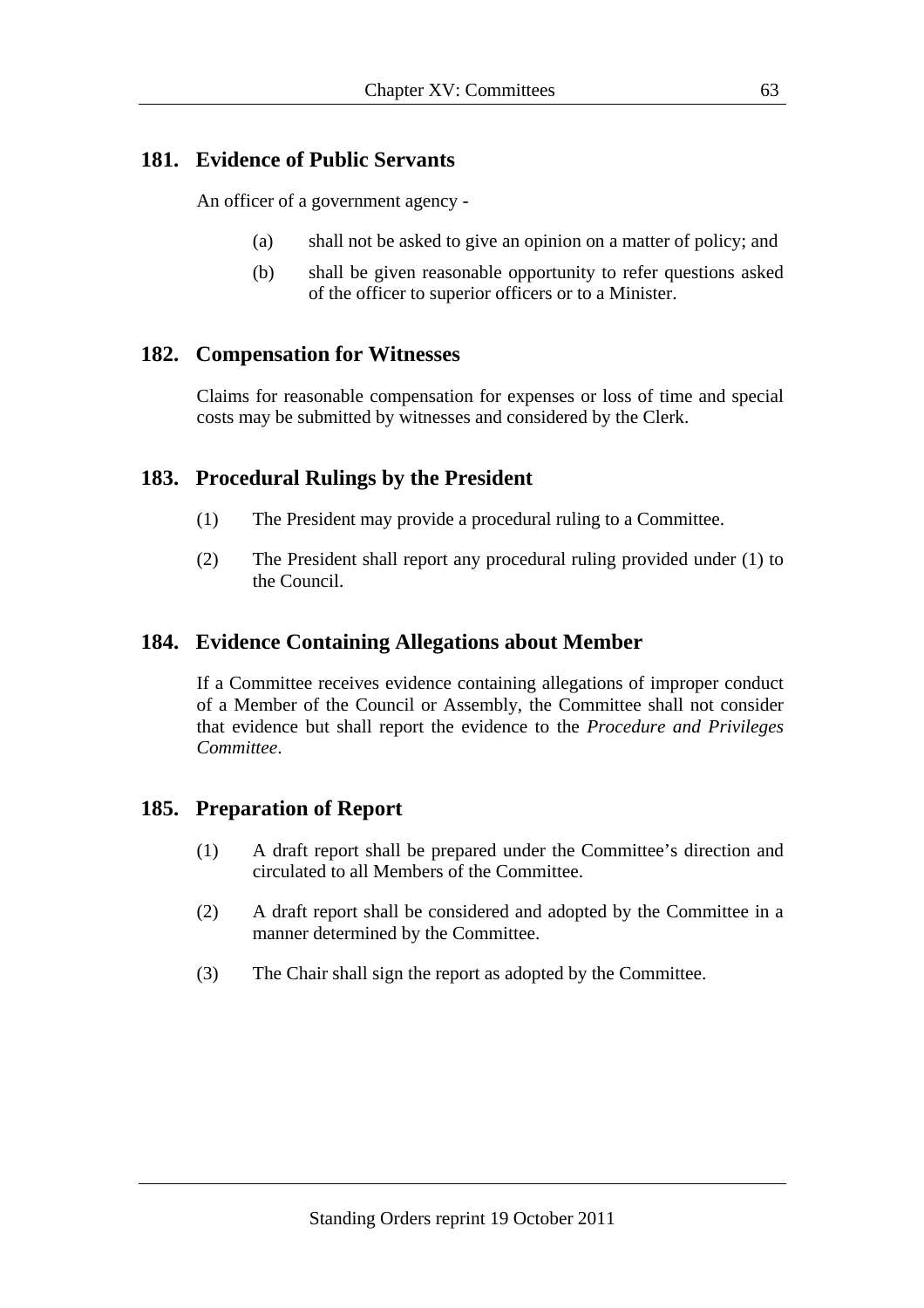## 181. Evidence of Public Servants

An officer of a government agency -

(a) shall not be asked to give an opinion on a matter of policy; and

(b) shall be given reasonable opportunity to refer questions asked of the officer to superior officers or to a Minister.

## 182. Compensation for Witnesses

Claims for reasonable compensation for expenses or loss of time and special costs may be submitted by witnesses and considered by the Clerk.

## 183. Procedural Rulings by the President

(1) The President may provide a procedural ruling to a Committee.

(2) The President shall report any procedural ruling provided under (1) to the Council.

## 184. Evidence Containing Allegations about Member

If a Committee receives evidence containing allegations of improper conduct of a Member of the Council or Assembly, the Committee shall not consider that evidence but shall report the evidence to the *Procedure and Privileges Committee*.

## 185. Preparation of Report

(1) A draft report shall be prepared under the Committee's direction and circulated to all Members of the Committee.

(2) A draft report shall be considered and adopted by the Committee in a manner determined by the Committee.

(3) The Chair shall sign the report as adopted by the Committee.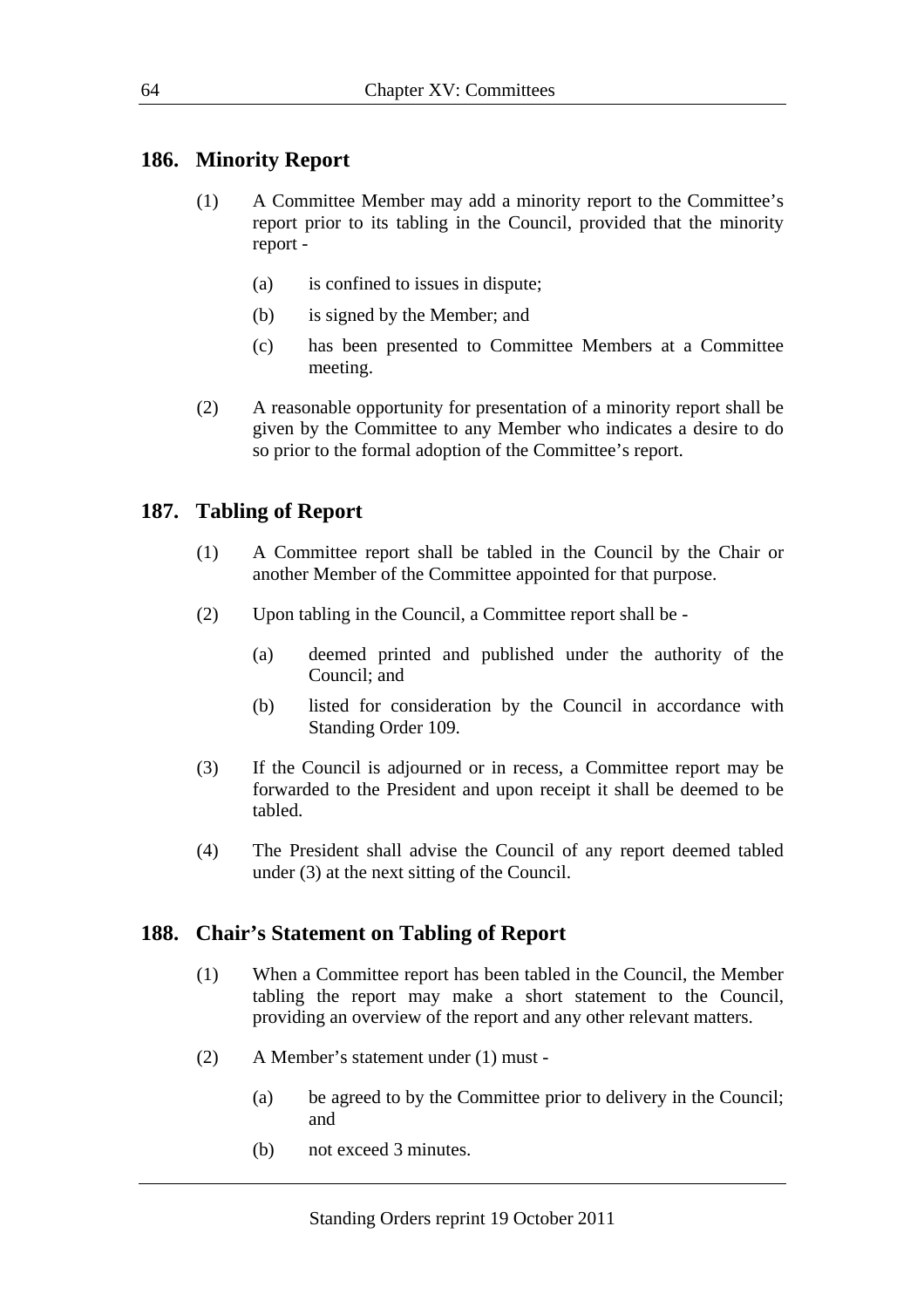## 186. Minority Report

(1) A Committee Member may add a minority report to the Committee's report prior to its tabling in the Council, provided that the minority report -

- (a) is confined to issues in dispute;
- (b) is signed by the Member; and
- (c) has been presented to Committee Members at a Committee meeting.

(2) A reasonable opportunity for presentation of a minority report shall be given by the Committee to any Member who indicates a desire to do so prior to the formal adoption of the Committee's report.

## 187. Tabling of Report

(1) A Committee report shall be tabled in the Council by the Chair or another Member of the Committee appointed for that purpose.

(2) Upon tabling in the Council, a Committee report shall be -

- (a) deemed printed and published under the authority of the Council; and
- (b) listed for consideration by the Council in accordance with Standing Order 109.

(3) If the Council is adjourned or in recess, a Committee report may be forwarded to the President and upon receipt it shall be deemed to be tabled.

(4) The President shall advise the Council of any report deemed tabled under (3) at the next sitting of the Council.

## 188. Chair's Statement on Tabling of Report

(1) When a Committee report has been tabled in the Council, the Member tabling the report may make a short statement to the Council, providing an overview of the report and any other relevant matters.

(2) A Member's statement under (1) must -

- (a) be agreed to by the Committee prior to delivery in the Council; and
- (b) not exceed 3 minutes.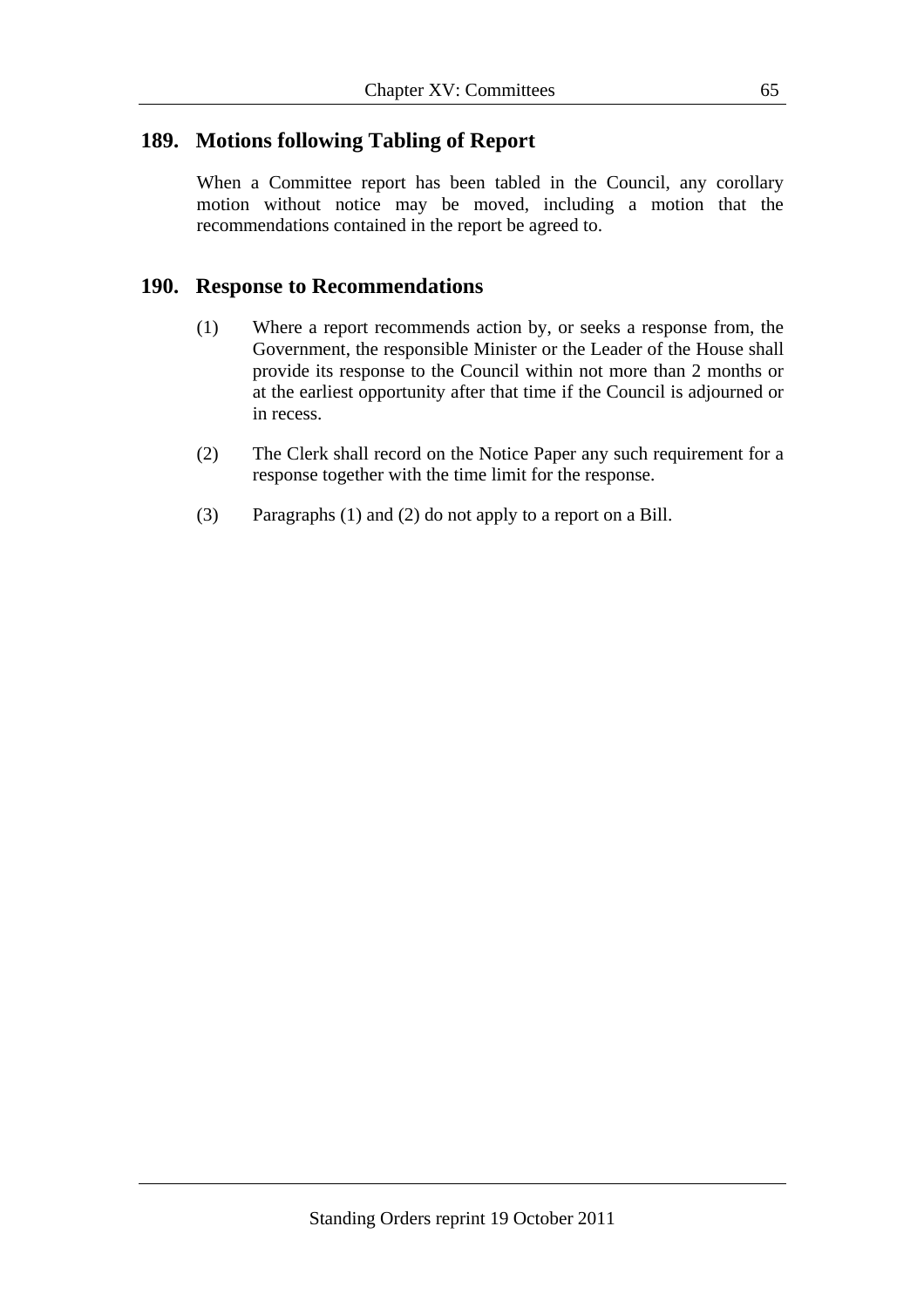## 189. Motions following Tabling of Report

When a Committee report has been tabled in the Council, any corollary motion without notice may be moved, including a motion that the recommendations contained in the report be agreed to.

## 190. Response to Recommendations

(1) Where a report recommends action by, or seeks a response from, the Government, the responsible Minister or the Leader of the House shall provide its response to the Council within not more than 2 months or at the earliest opportunity after that time if the Council is adjourned or in recess.

(2) The Clerk shall record on the Notice Paper any such requirement for a response together with the time limit for the response.

(3) Paragraphs (1) and (2) do not apply to a report on a Bill.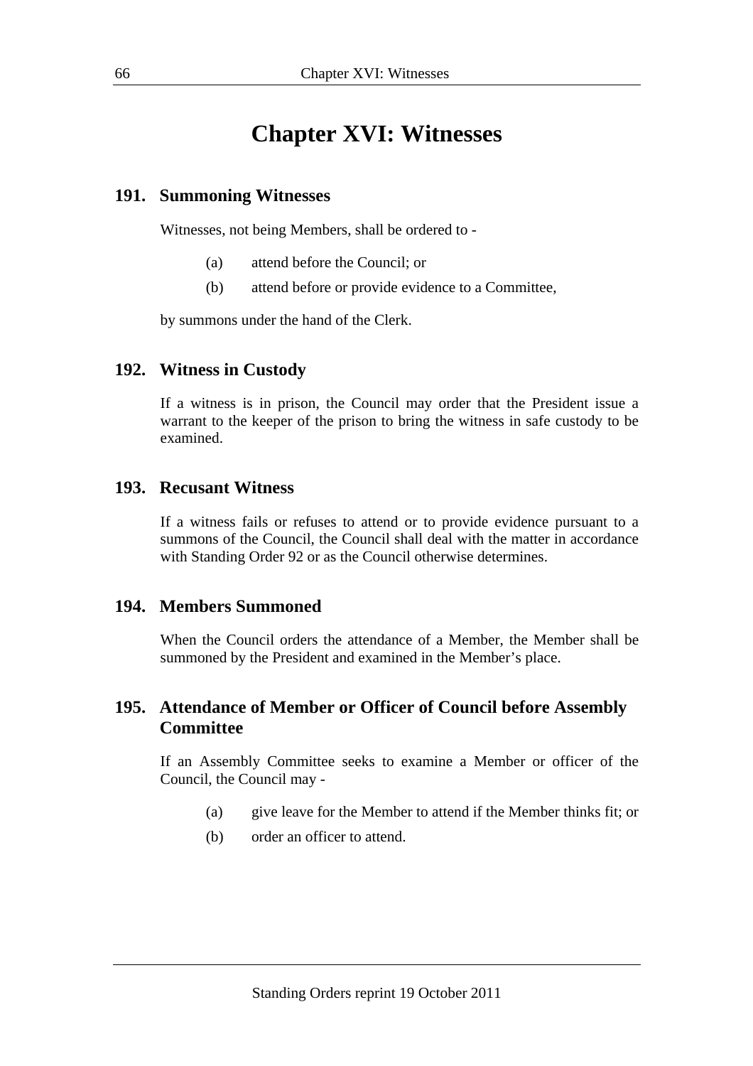# Chapter XVI: Witnesses

## 191. Summoning Witnesses

Witnesses, not being Members, shall be ordered to -

(a) attend before the Council; or

(b) attend before or provide evidence to a Committee,

by summons under the hand of the Clerk.

## 192. Witness in Custody

If a witness is in prison, the Council may order that the President issue a warrant to the keeper of the prison to bring the witness in safe custody to be examined.

## 193. Recusant Witness

If a witness fails or refuses to attend or to provide evidence pursuant to a summons of the Council, the Council shall deal with the matter in accordance with Standing Order 92 or as the Council otherwise determines.

## 194. Members Summoned

When the Council orders the attendance of a Member, the Member shall be summoned by the President and examined in the Member's place.

## 195. Attendance of Member or Officer of Council before Assembly Committee

If an Assembly Committee seeks to examine a Member or officer of the Council, the Council may -

(a) give leave for the Member to attend if the Member thinks fit; or

(b) order an officer to attend.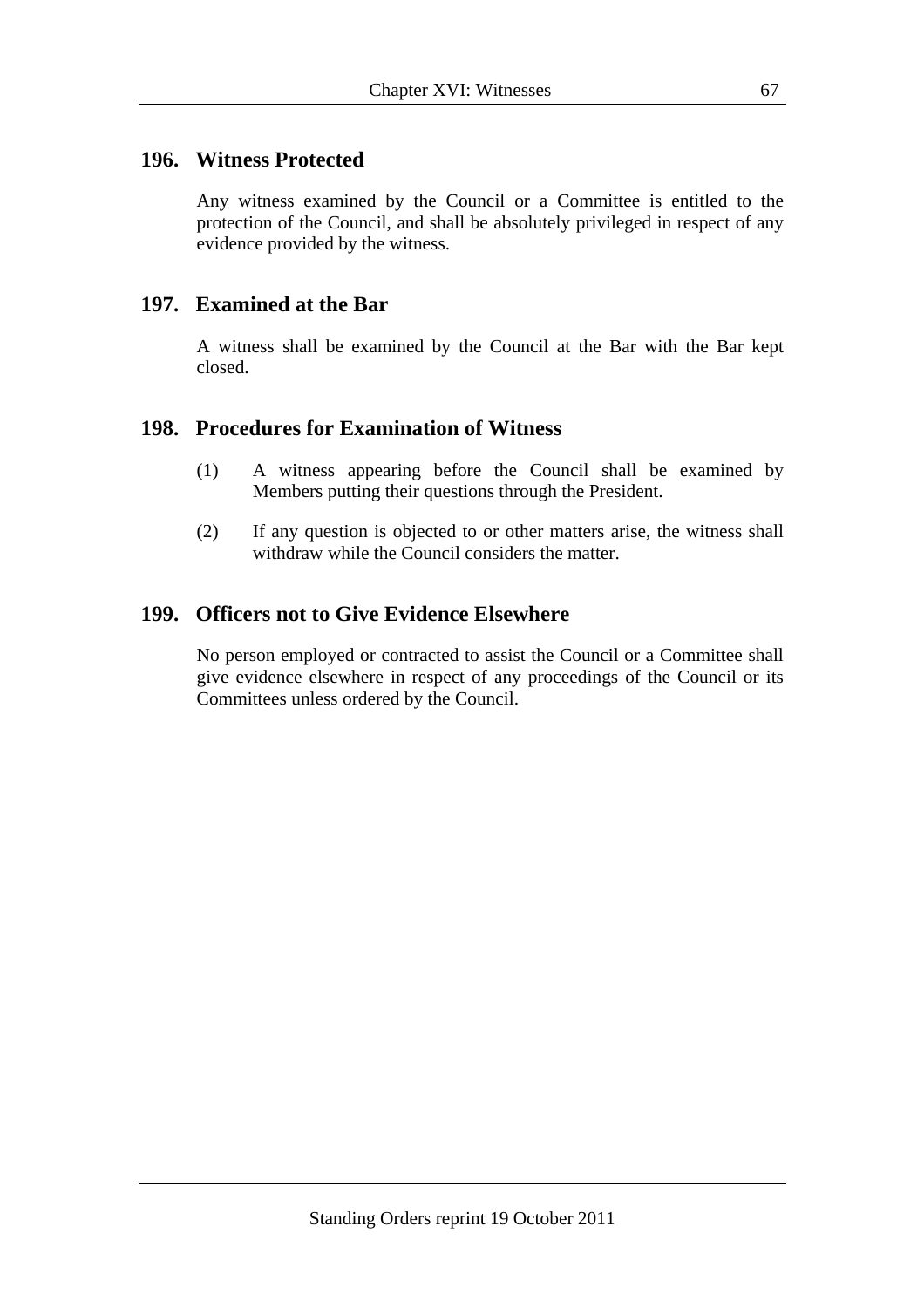## 196. Witness Protected

Any witness examined by the Council or a Committee is entitled to the protection of the Council, and shall be absolutely privileged in respect of any evidence provided by the witness.

## 197. Examined at the Bar

A witness shall be examined by the Council at the Bar with the Bar kept closed.

## 198. Procedures for Examination of Witness

(1) A witness appearing before the Council shall be examined by Members putting their questions through the President.

(2) If any question is objected to or other matters arise, the witness shall withdraw while the Council considers the matter.

## 199. Officers not to Give Evidence Elsewhere

No person employed or contracted to assist the Council or a Committee shall give evidence elsewhere in respect of any proceedings of the Council or its Committees unless ordered by the Council.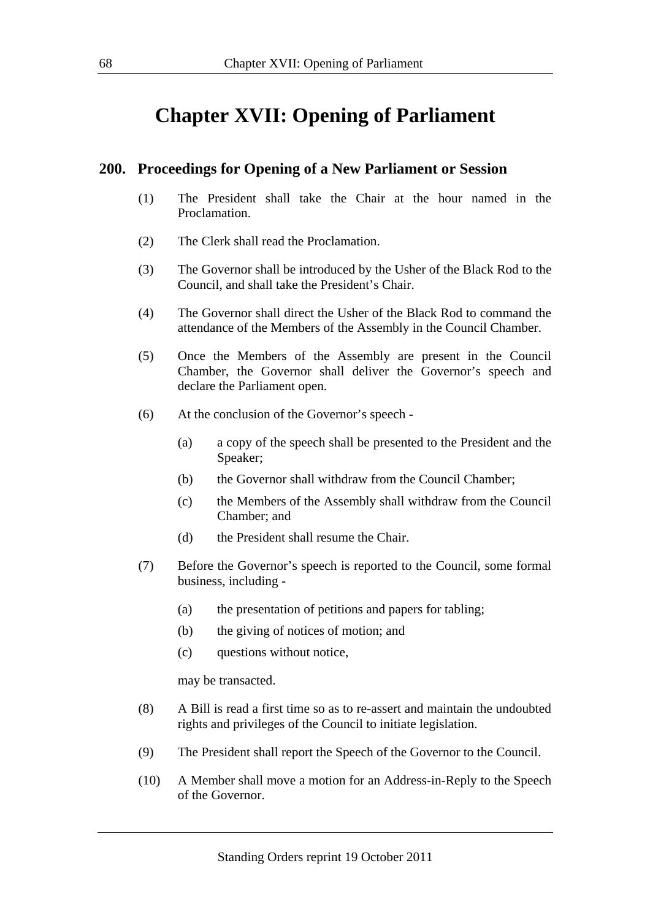# Chapter XVII: Opening of Parliament

## 200. Proceedings for Opening of a New Parliament or Session

(1) The President shall take the Chair at the hour named in the Proclamation.

(2) The Clerk shall read the Proclamation.

(3) The Governor shall be introduced by the Usher of the Black Rod to the Council, and shall take the President's Chair.

(4) The Governor shall direct the Usher of the Black Rod to command the attendance of the Members of the Assembly in the Council Chamber.

(5) Once the Members of the Assembly are present in the Council Chamber, the Governor shall deliver the Governor's speech and declare the Parliament open.

(6) At the conclusion of the Governor's speech -

- (a) a copy of the speech shall be presented to the President and the Speaker;
- (b) the Governor shall withdraw from the Council Chamber;
- (c) the Members of the Assembly shall withdraw from the Council Chamber; and
- (d) the President shall resume the Chair.

(7) Before the Governor's speech is reported to the Council, some formal business, including -

- (a) the presentation of petitions and papers for tabling;
- (b) the giving of notices of motion; and
- (c) questions without notice,

may be transacted.

(8) A Bill is read a first time so as to re-assert and maintain the undoubted rights and privileges of the Council to initiate legislation.

(9) The President shall report the Speech of the Governor to the Council.

(10) A Member shall move a motion for an Address-in-Reply to the Speech of the Governor.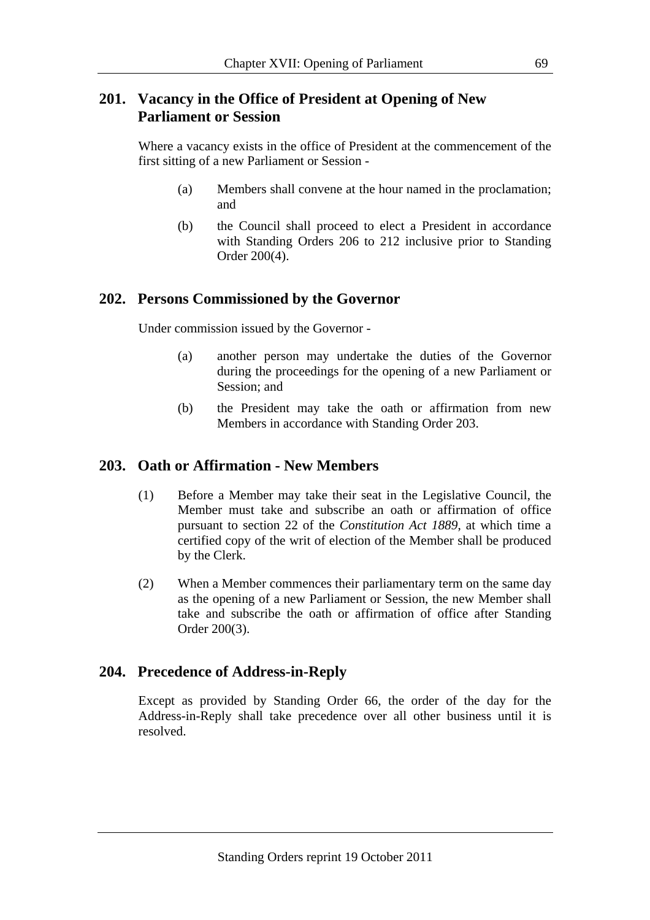## 201. Vacancy in the Office of President at Opening of New Parliament or Session

Where a vacancy exists in the office of President at the commencement of the first sitting of a new Parliament or Session -

(a) Members shall convene at the hour named in the proclamation; and

(b) the Council shall proceed to elect a President in accordance with Standing Orders 206 to 212 inclusive prior to Standing Order 200(4).

## 202. Persons Commissioned by the Governor

Under commission issued by the Governor -

(a) another person may undertake the duties of the Governor during the proceedings for the opening of a new Parliament or Session; and

(b) the President may take the oath or affirmation from new Members in accordance with Standing Order 203.

## 203. Oath or Affirmation - New Members

(1) Before a Member may take their seat in the Legislative Council, the Member must take and subscribe an oath or affirmation of office pursuant to section 22 of the *Constitution Act 1889*, at which time a certified copy of the writ of election of the Member shall be produced by the Clerk.

(2) When a Member commences their parliamentary term on the same day as the opening of a new Parliament or Session, the new Member shall take and subscribe the oath or affirmation of office after Standing Order 200(3).

## 204. Precedence of Address-in-Reply

Except as provided by Standing Order 66, the order of the day for the Address-in-Reply shall take precedence over all other business until it is resolved.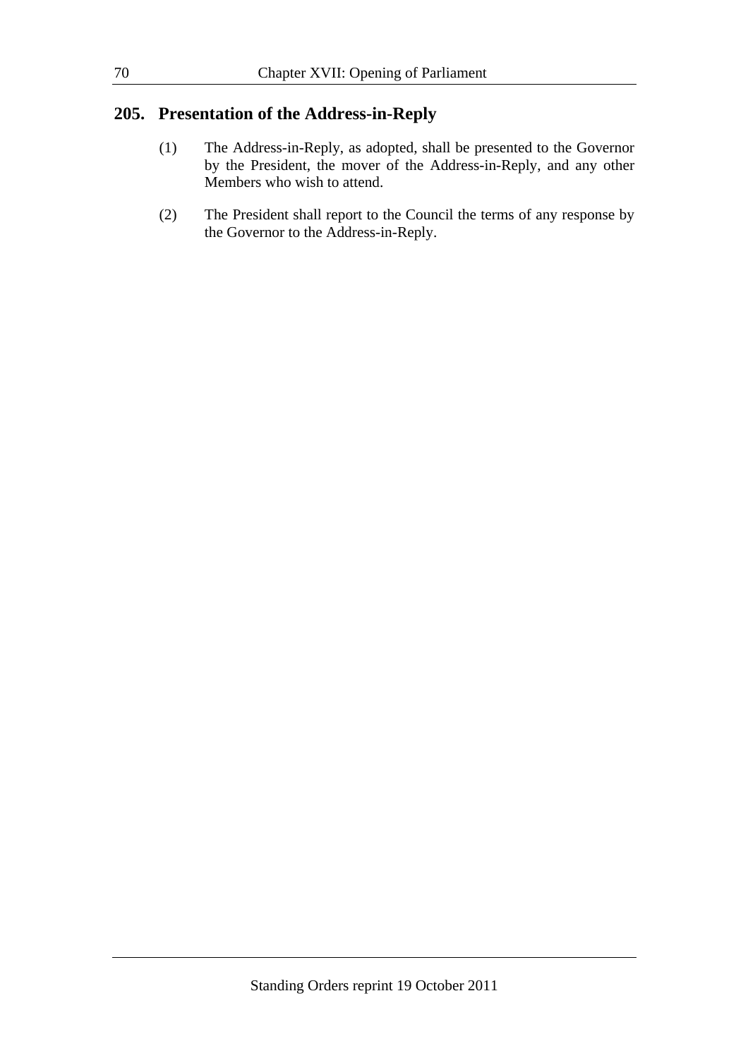## 205. Presentation of the Address-in-Reply

(1) The Address-in-Reply, as adopted, shall be presented to the Governor by the President, the mover of the Address-in-Reply, and any other Members who wish to attend.

(2) The President shall report to the Council the terms of any response by the Governor to the Address-in-Reply.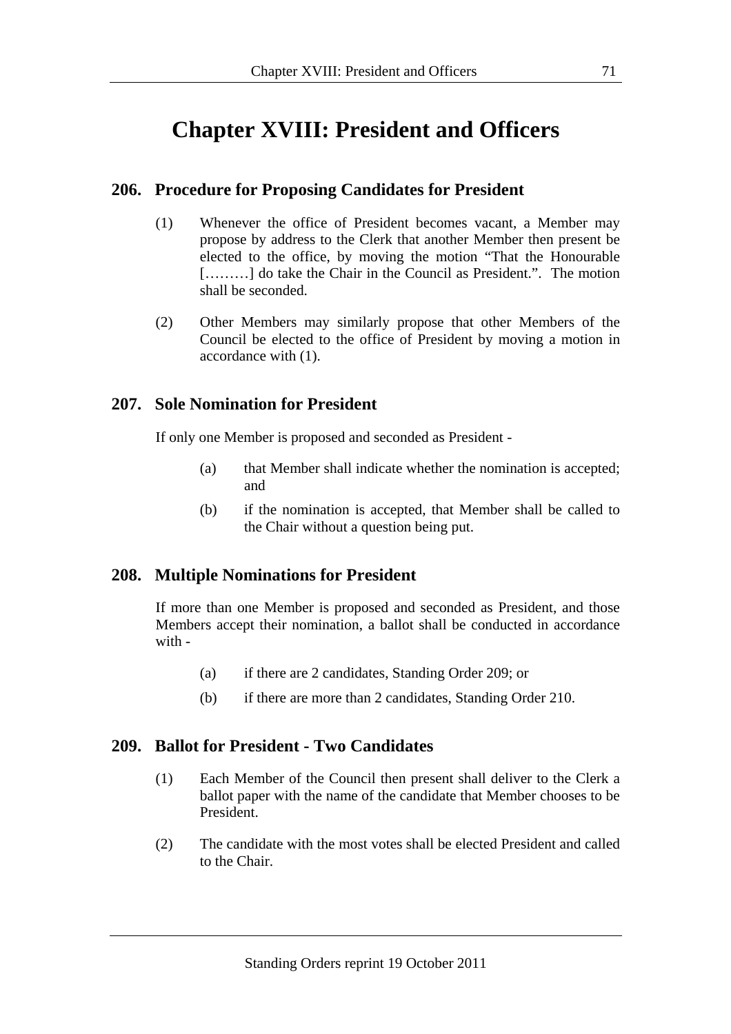# Chapter XVIII: President and Officers

## 206. Procedure for Proposing Candidates for President

(1) Whenever the office of President becomes vacant, a Member may propose by address to the Clerk that another Member then present be elected to the office, by moving the motion "That the Honourable [………] do take the Chair in the Council as President.". The motion shall be seconded.

(2) Other Members may similarly propose that other Members of the Council be elected to the office of President by moving a motion in accordance with (1).

## 207. Sole Nomination for President

If only one Member is proposed and seconded as President -

(a) that Member shall indicate whether the nomination is accepted; and

(b) if the nomination is accepted, that Member shall be called to the Chair without a question being put.

## 208. Multiple Nominations for President

If more than one Member is proposed and seconded as President, and those Members accept their nomination, a ballot shall be conducted in accordance with -

(a) if there are 2 candidates, Standing Order 209; or

(b) if there are more than 2 candidates, Standing Order 210.

## 209. Ballot for President - Two Candidates

(1) Each Member of the Council then present shall deliver to the Clerk a ballot paper with the name of the candidate that Member chooses to be President.

(2) The candidate with the most votes shall be elected President and called to the Chair.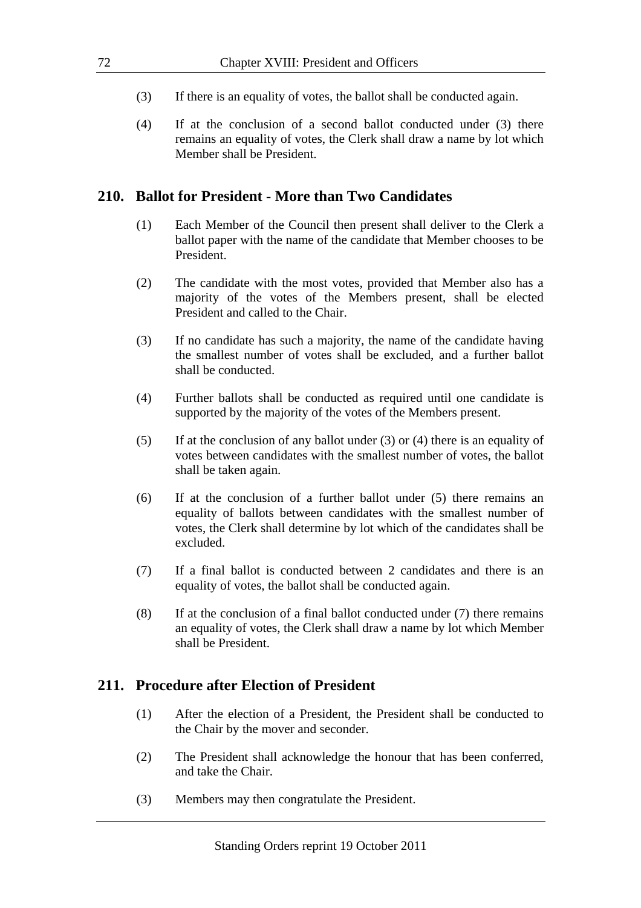(3) If there is an equality of votes, the ballot shall be conducted again.

(4) If at the conclusion of a second ballot conducted under (3) there remains an equality of votes, the Clerk shall draw a name by lot which Member shall be President.

## 210. Ballot for President - More than Two Candidates

(1) Each Member of the Council then present shall deliver to the Clerk a ballot paper with the name of the candidate that Member chooses to be President.

(2) The candidate with the most votes, provided that Member also has a majority of the votes of the Members present, shall be elected President and called to the Chair.

(3) If no candidate has such a majority, the name of the candidate having the smallest number of votes shall be excluded, and a further ballot shall be conducted.

(4) Further ballots shall be conducted as required until one candidate is supported by the majority of the votes of the Members present.

(5) If at the conclusion of any ballot under (3) or (4) there is an equality of votes between candidates with the smallest number of votes, the ballot shall be taken again.

(6) If at the conclusion of a further ballot under (5) there remains an equality of ballots between candidates with the smallest number of votes, the Clerk shall determine by lot which of the candidates shall be excluded.

(7) If a final ballot is conducted between 2 candidates and there is an equality of votes, the ballot shall be conducted again.

(8) If at the conclusion of a final ballot conducted under (7) there remains an equality of votes, the Clerk shall draw a name by lot which Member shall be President.

## 211. Procedure after Election of President

(1) After the election of a President, the President shall be conducted to the Chair by the mover and seconder.

(2) The President shall acknowledge the honour that has been conferred, and take the Chair.

(3) Members may then congratulate the President.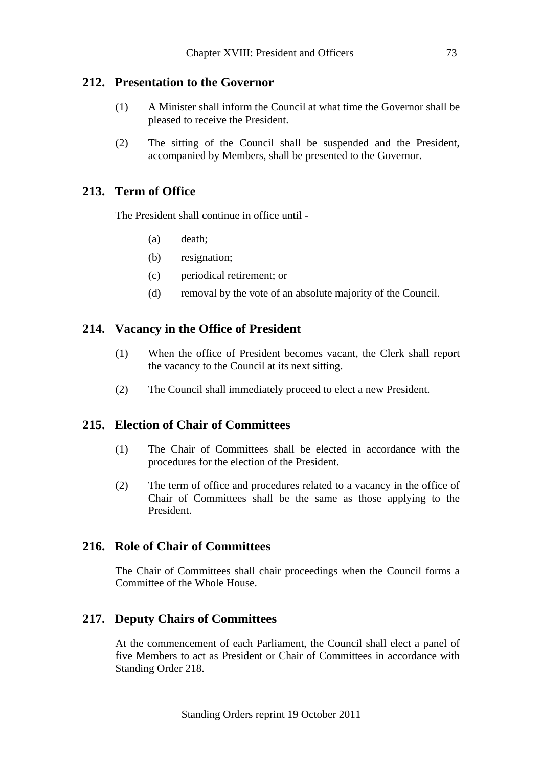## 212. Presentation to the Governor

(1) A Minister shall inform the Council at what time the Governor shall be pleased to receive the President.

(2) The sitting of the Council shall be suspended and the President, accompanied by Members, shall be presented to the Governor.

## 213. Term of Office

The President shall continue in office until -

(a) death;

(b) resignation;

(c) periodical retirement; or

(d) removal by the vote of an absolute majority of the Council.

## 214. Vacancy in the Office of President

(1) When the office of President becomes vacant, the Clerk shall report the vacancy to the Council at its next sitting.

(2) The Council shall immediately proceed to elect a new President.

## 215. Election of Chair of Committees

(1) The Chair of Committees shall be elected in accordance with the procedures for the election of the President.

(2) The term of office and procedures related to a vacancy in the office of Chair of Committees shall be the same as those applying to the President.

## 216. Role of Chair of Committees

The Chair of Committees shall chair proceedings when the Council forms a Committee of the Whole House.

## 217. Deputy Chairs of Committees

At the commencement of each Parliament, the Council shall elect a panel of five Members to act as President or Chair of Committees in accordance with Standing Order 218.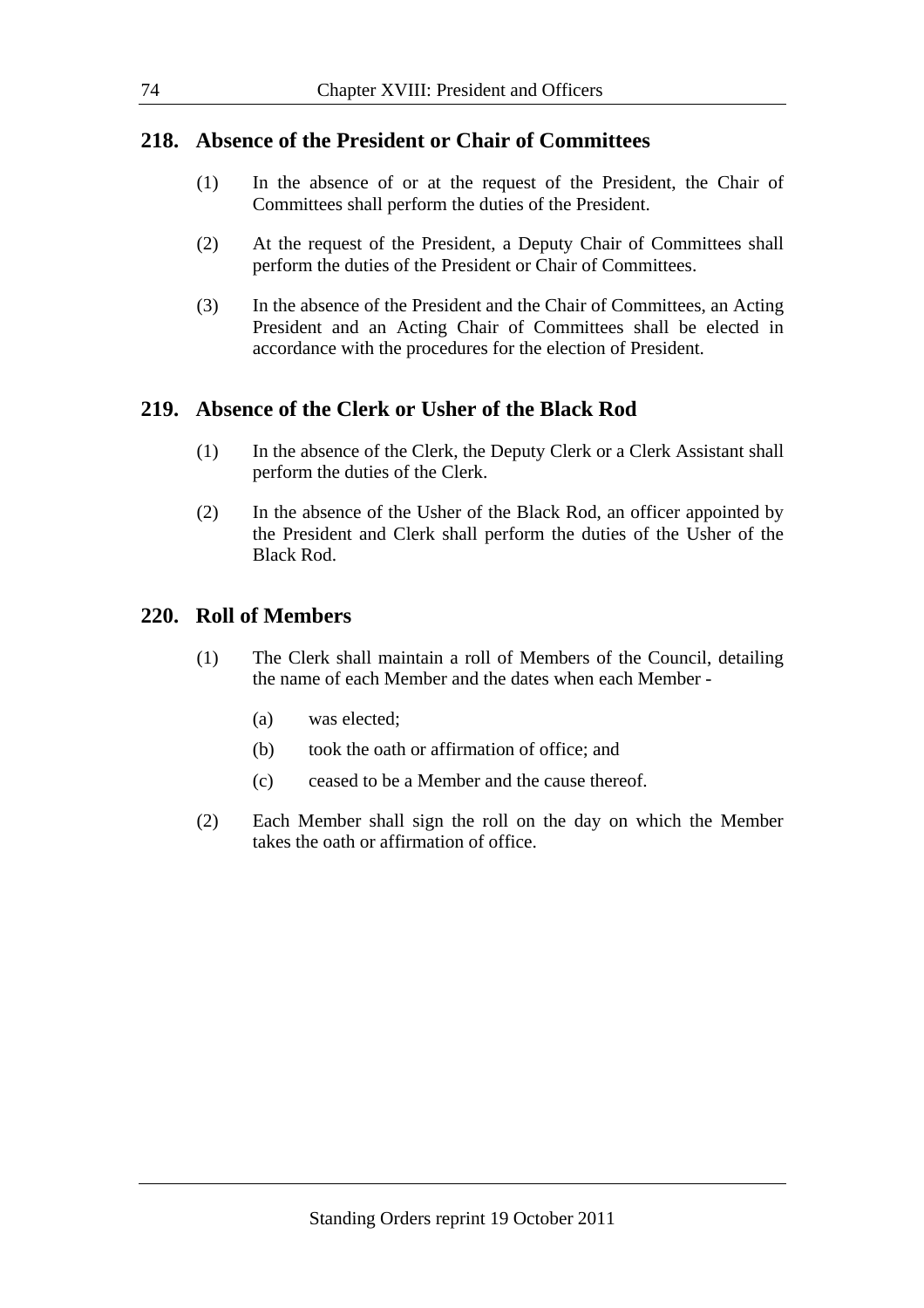## 218. Absence of the President or Chair of Committees

(1) In the absence of or at the request of the President, the Chair of Committees shall perform the duties of the President.

(2) At the request of the President, a Deputy Chair of Committees shall perform the duties of the President or Chair of Committees.

(3) In the absence of the President and the Chair of Committees, an Acting President and an Acting Chair of Committees shall be elected in accordance with the procedures for the election of President.

## 219. Absence of the Clerk or Usher of the Black Rod

(1) In the absence of the Clerk, the Deputy Clerk or a Clerk Assistant shall perform the duties of the Clerk.

(2) In the absence of the Usher of the Black Rod, an officer appointed by the President and Clerk shall perform the duties of the Usher of the Black Rod.

## 220. Roll of Members

(1) The Clerk shall maintain a roll of Members of the Council, detailing the name of each Member and the dates when each Member -

- (a) was elected;
- (b) took the oath or affirmation of office; and
- (c) ceased to be a Member and the cause thereof.

(2) Each Member shall sign the roll on the day on which the Member takes the oath or affirmation of office.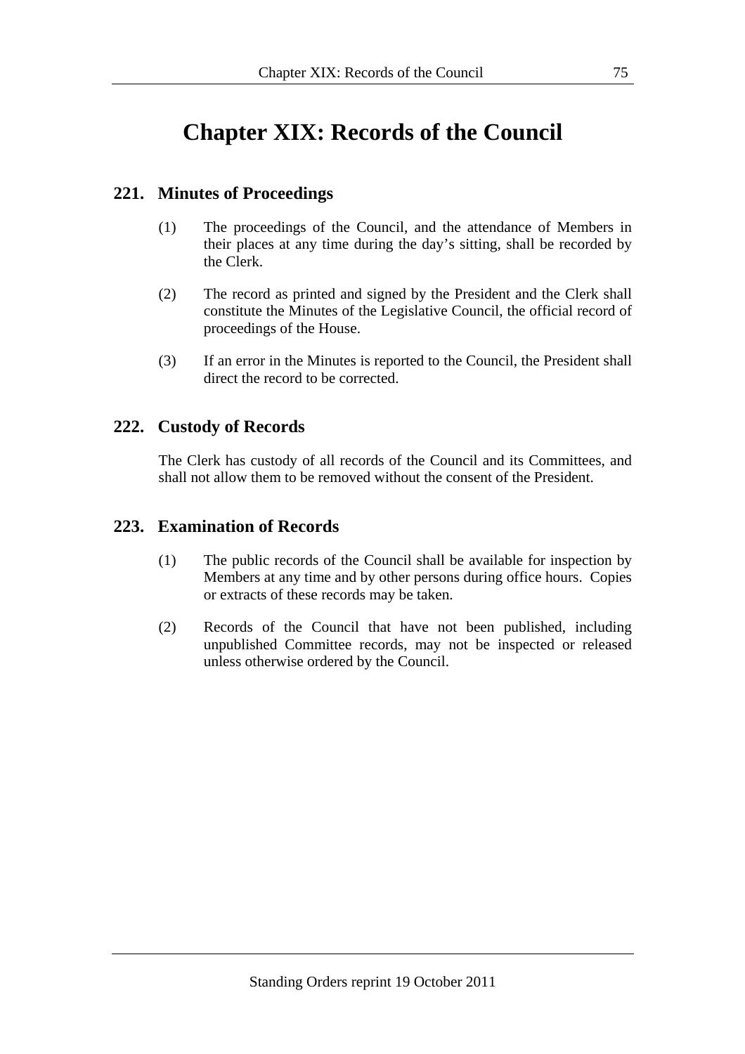# Chapter XIX: Records of the Council

## 221. Minutes of Proceedings

(1) The proceedings of the Council, and the attendance of Members in their places at any time during the day's sitting, shall be recorded by the Clerk.

(2) The record as printed and signed by the President and the Clerk shall constitute the Minutes of the Legislative Council, the official record of proceedings of the House.

(3) If an error in the Minutes is reported to the Council, the President shall direct the record to be corrected.

## 222. Custody of Records

The Clerk has custody of all records of the Council and its Committees, and shall not allow them to be removed without the consent of the President.

## 223. Examination of Records

(1) The public records of the Council shall be available for inspection by Members at any time and by other persons during office hours. Copies or extracts of these records may be taken.

(2) Records of the Council that have not been published, including unpublished Committee records, may not be inspected or released unless otherwise ordered by the Council.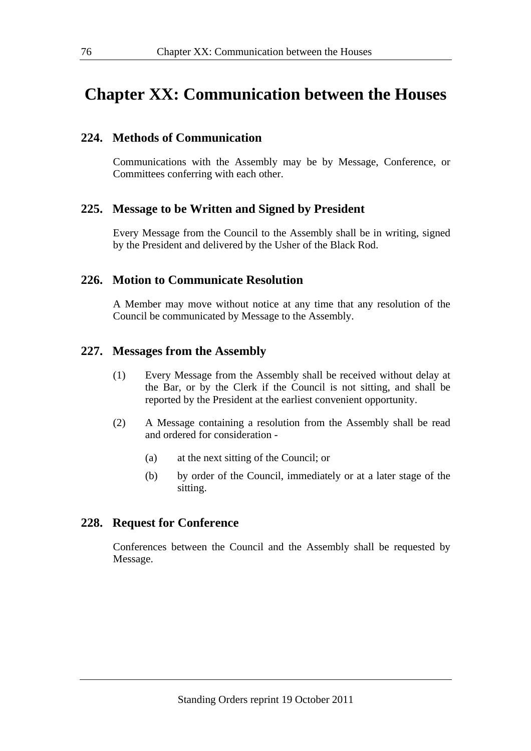# Chapter XX: Communication between the Houses

## 224. Methods of Communication

Communications with the Assembly may be by Message, Conference, or Committees conferring with each other.

## 225. Message to be Written and Signed by President

Every Message from the Council to the Assembly shall be in writing, signed by the President and delivered by the Usher of the Black Rod.

## 226. Motion to Communicate Resolution

A Member may move without notice at any time that any resolution of the Council be communicated by Message to the Assembly.

## 227. Messages from the Assembly

(1) Every Message from the Assembly shall be received without delay at the Bar, or by the Clerk if the Council is not sitting, and shall be reported by the President at the earliest convenient opportunity.

(2) A Message containing a resolution from the Assembly shall be read and ordered for consideration -

- (a) at the next sitting of the Council; or
- (b) by order of the Council, immediately or at a later stage of the sitting.

## 228. Request for Conference

Conferences between the Council and the Assembly shall be requested by Message.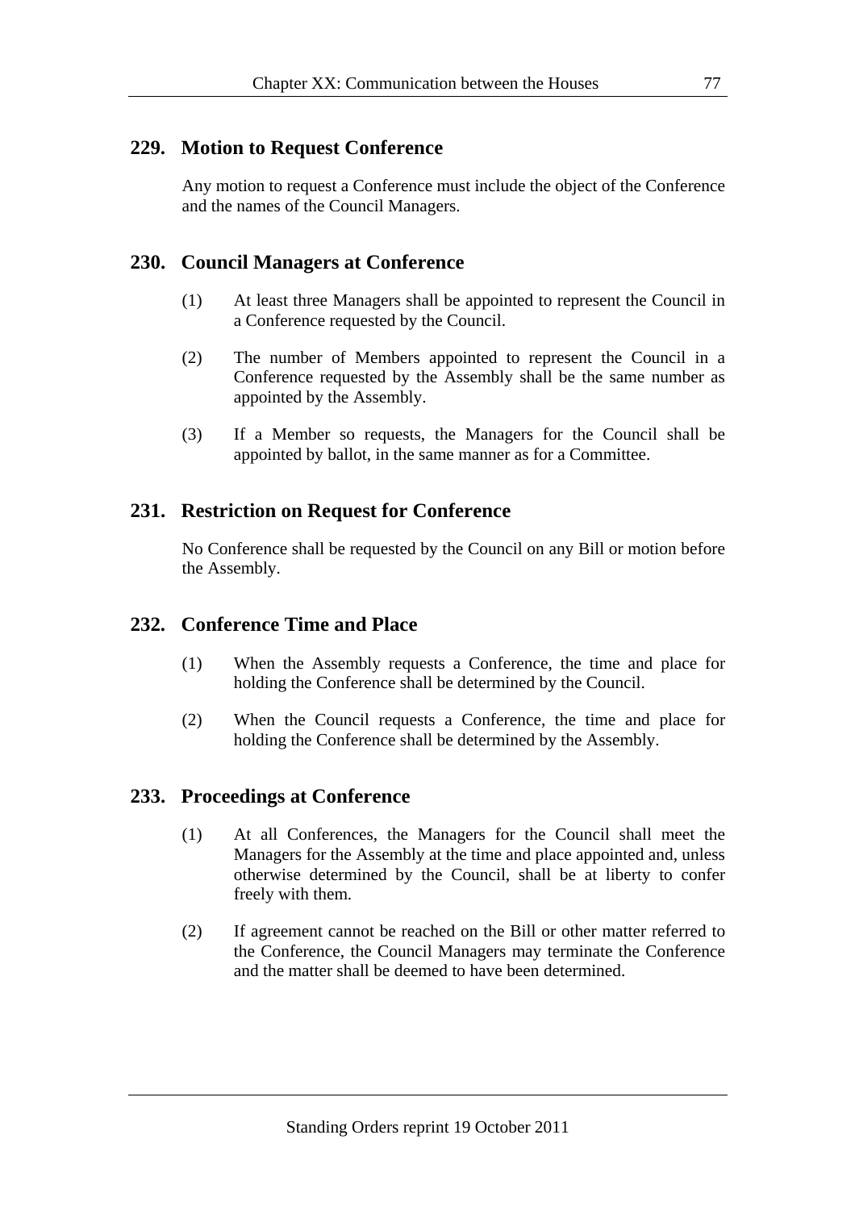## 229. Motion to Request Conference

Any motion to request a Conference must include the object of the Conference and the names of the Council Managers.

## 230. Council Managers at Conference

(1) At least three Managers shall be appointed to represent the Council in a Conference requested by the Council.

(2) The number of Members appointed to represent the Council in a Conference requested by the Assembly shall be the same number as appointed by the Assembly.

(3) If a Member so requests, the Managers for the Council shall be appointed by ballot, in the same manner as for a Committee.

## 231. Restriction on Request for Conference

No Conference shall be requested by the Council on any Bill or motion before the Assembly.

## 232. Conference Time and Place

(1) When the Assembly requests a Conference, the time and place for holding the Conference shall be determined by the Council.

(2) When the Council requests a Conference, the time and place for holding the Conference shall be determined by the Assembly.

## 233. Proceedings at Conference

(1) At all Conferences, the Managers for the Council shall meet the Managers for the Assembly at the time and place appointed and, unless otherwise determined by the Council, shall be at liberty to confer freely with them.

(2) If agreement cannot be reached on the Bill or other matter referred to the Conference, the Council Managers may terminate the Conference and the matter shall be deemed to have been determined.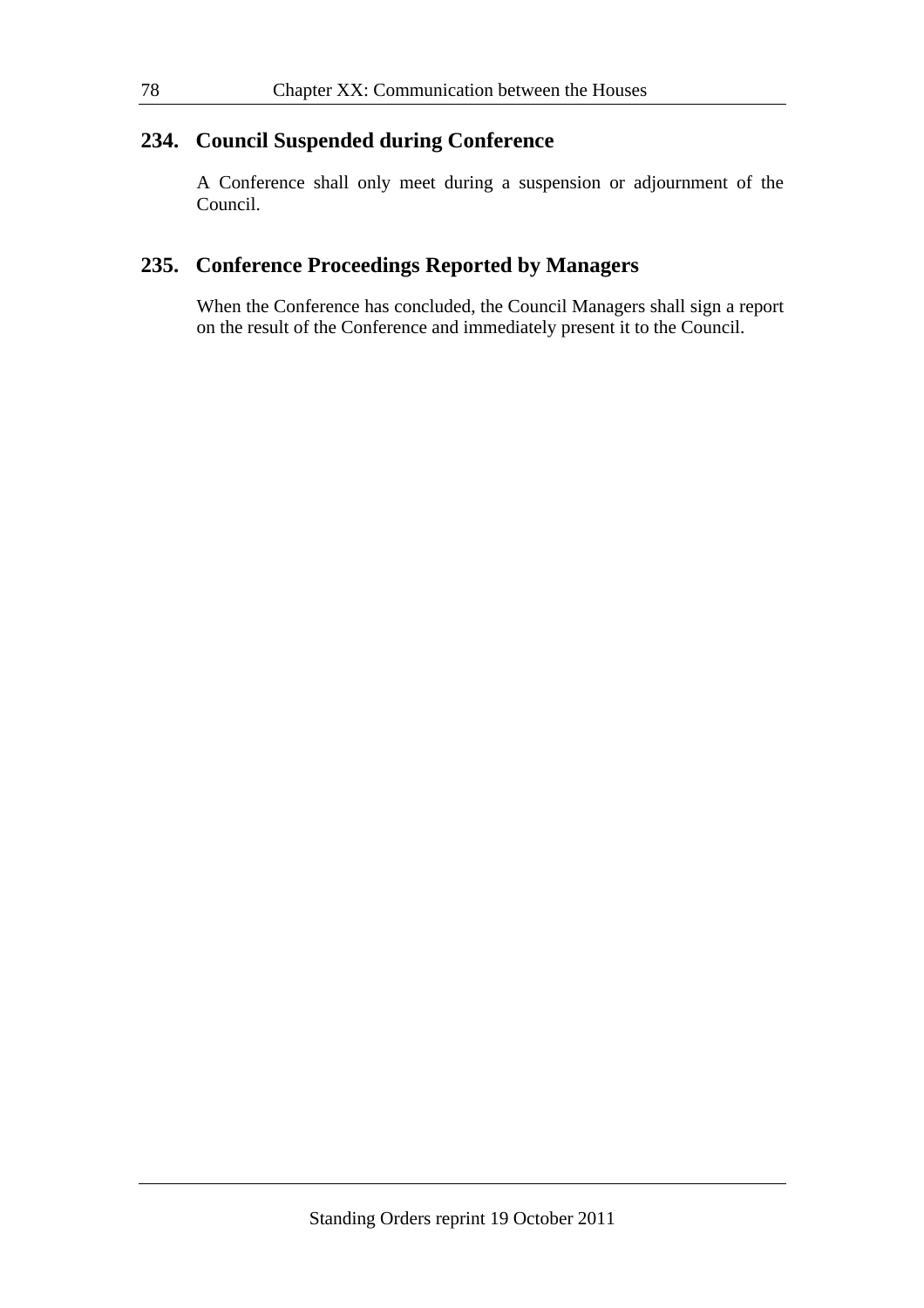## 234. Council Suspended during Conference

A Conference shall only meet during a suspension or adjournment of the Council.

## 235. Conference Proceedings Reported by Managers

When the Conference has concluded, the Council Managers shall sign a report on the result of the Conference and immediately present it to the Council.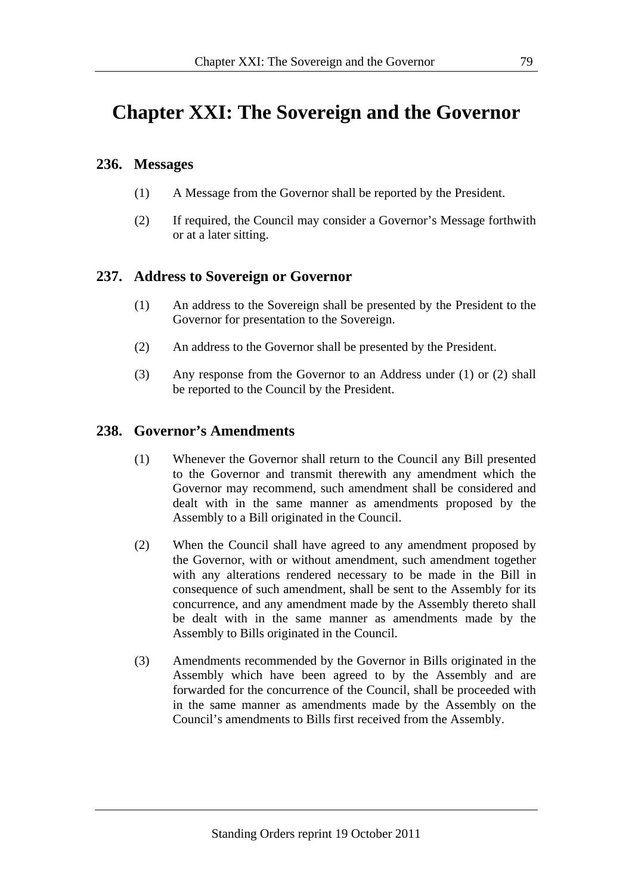# Chapter XXI: The Sovereign and the Governor

## 236. Messages

(1) A Message from the Governor shall be reported by the President.

(2) If required, the Council may consider a Governor's Message forthwith or at a later sitting.

## 237. Address to Sovereign or Governor

(1) An address to the Sovereign shall be presented by the President to the Governor for presentation to the Sovereign.

(2) An address to the Governor shall be presented by the President.

(3) Any response from the Governor to an Address under (1) or (2) shall be reported to the Council by the President.

## 238. Governor's Amendments

(1) Whenever the Governor shall return to the Council any Bill presented to the Governor and transmit therewith any amendment which the Governor may recommend, such amendment shall be considered and dealt with in the same manner as amendments proposed by the Assembly to a Bill originated in the Council.

(2) When the Council shall have agreed to any amendment proposed by the Governor, with or without amendment, such amendment together with any alterations rendered necessary to be made in the Bill in consequence of such amendment, shall be sent to the Assembly for its concurrence, and any amendment made by the Assembly thereto shall be dealt with in the same manner as amendments made by the Assembly to Bills originated in the Council.

(3) Amendments recommended by the Governor in Bills originated in the Assembly which have been agreed to by the Assembly and are forwarded for the concurrence of the Council, shall be proceeded with in the same manner as amendments made by the Assembly on the Council's amendments to Bills first received from the Assembly.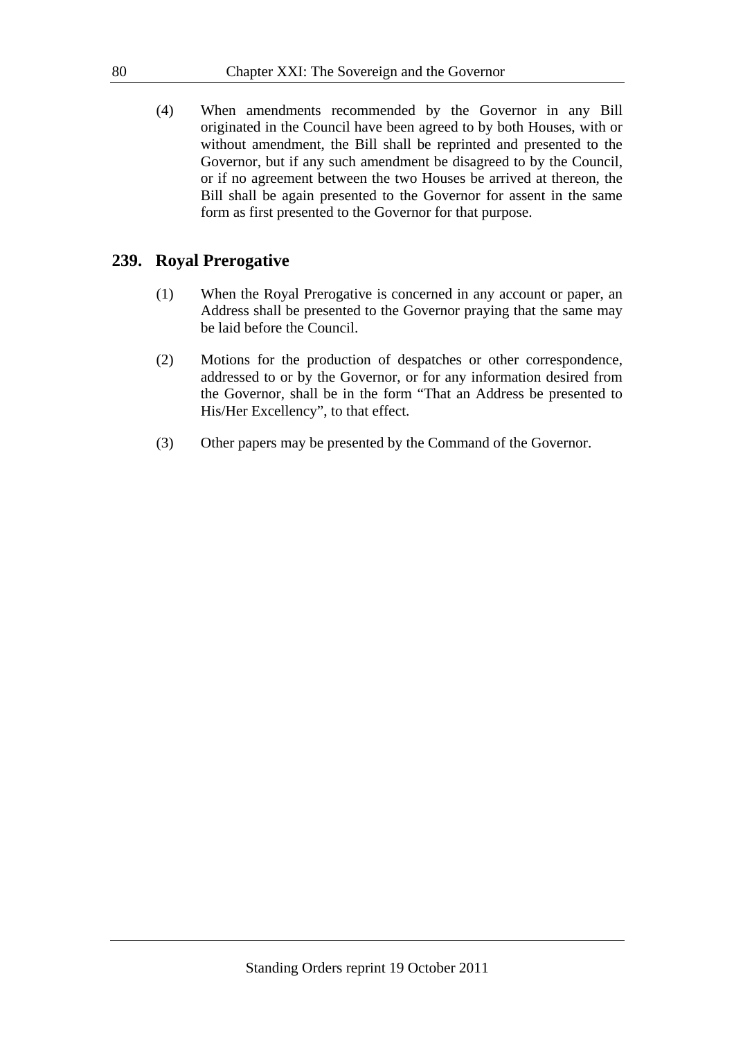(4) When amendments recommended by the Governor in any Bill originated in the Council have been agreed to by both Houses, with or without amendment, the Bill shall be reprinted and presented to the Governor, but if any such amendment be disagreed to by the Council, or if no agreement between the two Houses be arrived at thereon, the Bill shall be again presented to the Governor for assent in the same form as first presented to the Governor for that purpose.

## 239. Royal Prerogative

(1) When the Royal Prerogative is concerned in any account or paper, an Address shall be presented to the Governor praying that the same may be laid before the Council.

(2) Motions for the production of despatches or other correspondence, addressed to or by the Governor, or for any information desired from the Governor, shall be in the form "That an Address be presented to His/Her Excellency", to that effect.

(3) Other papers may be presented by the Command of the Governor.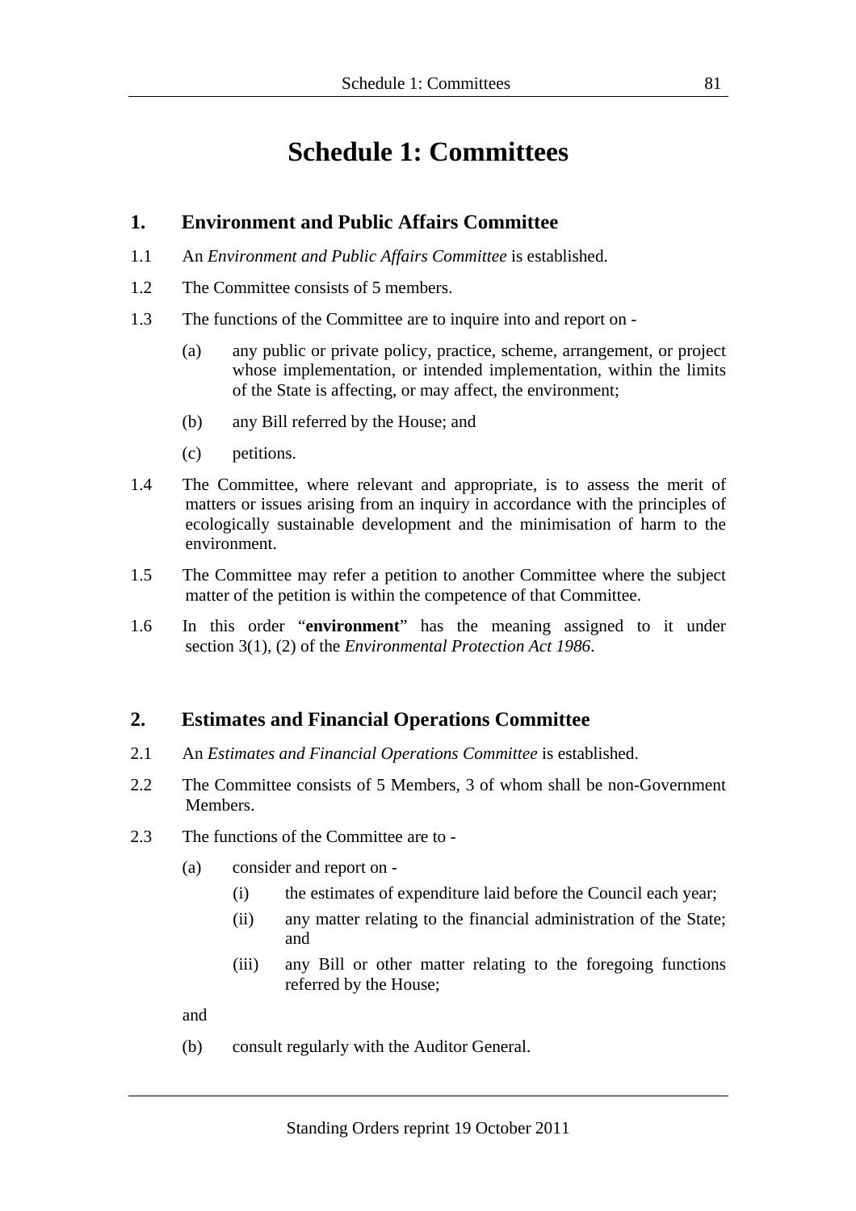# Schedule 1: Committees

## 1. Environment and Public Affairs Committee

1.1 An *Environment and Public Affairs Committee* is established.

1.2 The Committee consists of 5 members.

1.3 The functions of the Committee are to inquire into and report on -

- (a) any public or private policy, practice, scheme, arrangement, or project whose implementation, or intended implementation, within the limits of the State is affecting, or may affect, the environment;
- (b) any Bill referred by the House; and
- (c) petitions.

1.4 The Committee, where relevant and appropriate, is to assess the merit of matters or issues arising from an inquiry in accordance with the principles of ecologically sustainable development and the minimisation of harm to the environment.

1.5 The Committee may refer a petition to another Committee where the subject matter of the petition is within the competence of that Committee.

1.6 In this order "**environment**" has the meaning assigned to it under section 3(1), (2) of the *Environmental Protection Act 1986*.

## 2. Estimates and Financial Operations Committee

2.1 An *Estimates and Financial Operations Committee* is established.

2.2 The Committee consists of 5 Members, 3 of whom shall be non-Government Members.

2.3 The functions of the Committee are to -

- (a) consider and report on -
  - (i) the estimates of expenditure laid before the Council each year;
  - (ii) any matter relating to the financial administration of the State; and
  - (iii) any Bill or other matter relating to the foregoing functions referred by the House;

  and

- (b) consult regularly with the Auditor General.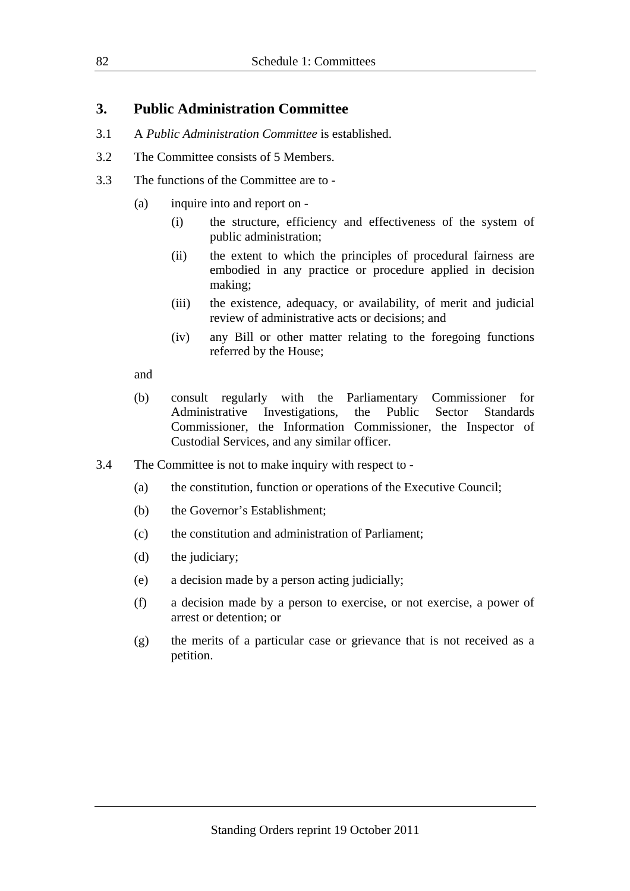## 3. Public Administration Committee

3.1 A *Public Administration Committee* is established.

3.2 The Committee consists of 5 Members.

3.3 The functions of the Committee are to -

(a) inquire into and report on -

(i) the structure, efficiency and effectiveness of the system of public administration;

(ii) the extent to which the principles of procedural fairness are embodied in any practice or procedure applied in decision making;

(iii) the existence, adequacy, or availability, of merit and judicial review of administrative acts or decisions; and

(iv) any Bill or other matter relating to the foregoing functions referred by the House;

and

(b) consult regularly with the Parliamentary Commissioner for Administrative Investigations, the Public Sector Standards Commissioner, the Information Commissioner, the Inspector of Custodial Services, and any similar officer.

3.4 The Committee is not to make inquiry with respect to -

(a) the constitution, function or operations of the Executive Council;

(b) the Governor's Establishment;

(c) the constitution and administration of Parliament;

(d) the judiciary;

(e) a decision made by a person acting judicially;

(f) a decision made by a person to exercise, or not exercise, a power of arrest or detention; or

(g) the merits of a particular case or grievance that is not received as a petition.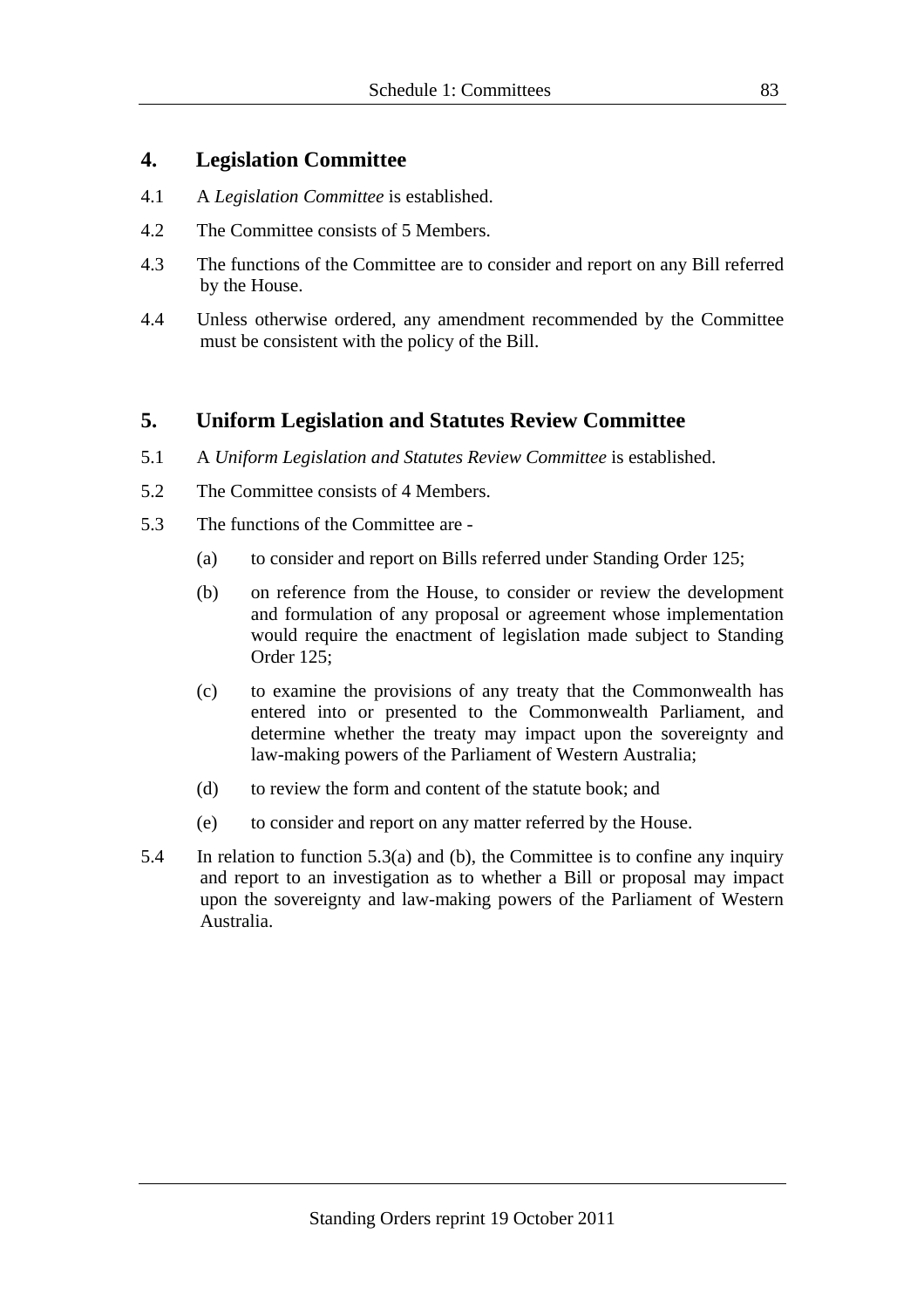## 4. Legislation Committee

4.1 A *Legislation Committee* is established.

4.2 The Committee consists of 5 Members.

4.3 The functions of the Committee are to consider and report on any Bill referred by the House.

4.4 Unless otherwise ordered, any amendment recommended by the Committee must be consistent with the policy of the Bill.

## 5. Uniform Legislation and Statutes Review Committee

5.1 A *Uniform Legislation and Statutes Review Committee* is established.

5.2 The Committee consists of 4 Members.

5.3 The functions of the Committee are -

- (a) to consider and report on Bills referred under Standing Order 125;
- (b) on reference from the House, to consider or review the development and formulation of any proposal or agreement whose implementation would require the enactment of legislation made subject to Standing Order 125;
- (c) to examine the provisions of any treaty that the Commonwealth has entered into or presented to the Commonwealth Parliament, and determine whether the treaty may impact upon the sovereignty and law-making powers of the Parliament of Western Australia;
- (d) to review the form and content of the statute book; and
- (e) to consider and report on any matter referred by the House.

5.4 In relation to function 5.3(a) and (b), the Committee is to confine any inquiry and report to an investigation as to whether a Bill or proposal may impact upon the sovereignty and law-making powers of the Parliament of Western Australia.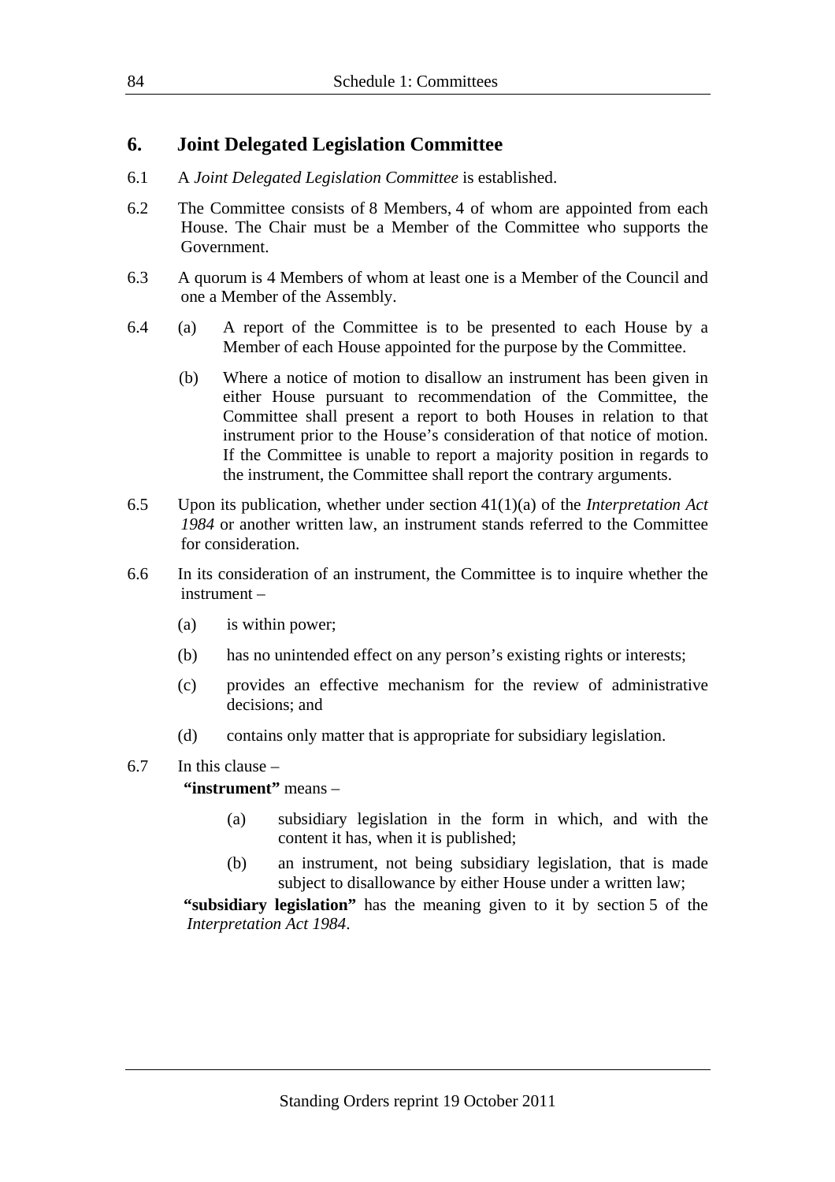## 6. Joint Delegated Legislation Committee

6.1 A *Joint Delegated Legislation Committee* is established.

6.2 The Committee consists of 8 Members, 4 of whom are appointed from each House. The Chair must be a Member of the Committee who supports the Government.

6.3 A quorum is 4 Members of whom at least one is a Member of the Council and one a Member of the Assembly.

6.4 (a) A report of the Committee is to be presented to each House by a Member of each House appointed for the purpose by the Committee.

(b) Where a notice of motion to disallow an instrument has been given in either House pursuant to recommendation of the Committee, the Committee shall present a report to both Houses in relation to that instrument prior to the House's consideration of that notice of motion. If the Committee is unable to report a majority position in regards to the instrument, the Committee shall report the contrary arguments.

6.5 Upon its publication, whether under section 41(1)(a) of the *Interpretation Act 1984* or another written law, an instrument stands referred to the Committee for consideration.

6.6 In its consideration of an instrument, the Committee is to inquire whether the instrument –

(a) is within power;

(b) has no unintended effect on any person's existing rights or interests;

(c) provides an effective mechanism for the review of administrative decisions; and

(d) contains only matter that is appropriate for subsidiary legislation.

6.7 In this clause –

**"instrument"** means –

(a) subsidiary legislation in the form in which, and with the content it has, when it is published;

(b) an instrument, not being subsidiary legislation, that is made subject to disallowance by either House under a written law;

**"subsidiary legislation"** has the meaning given to it by section 5 of the *Interpretation Act 1984*.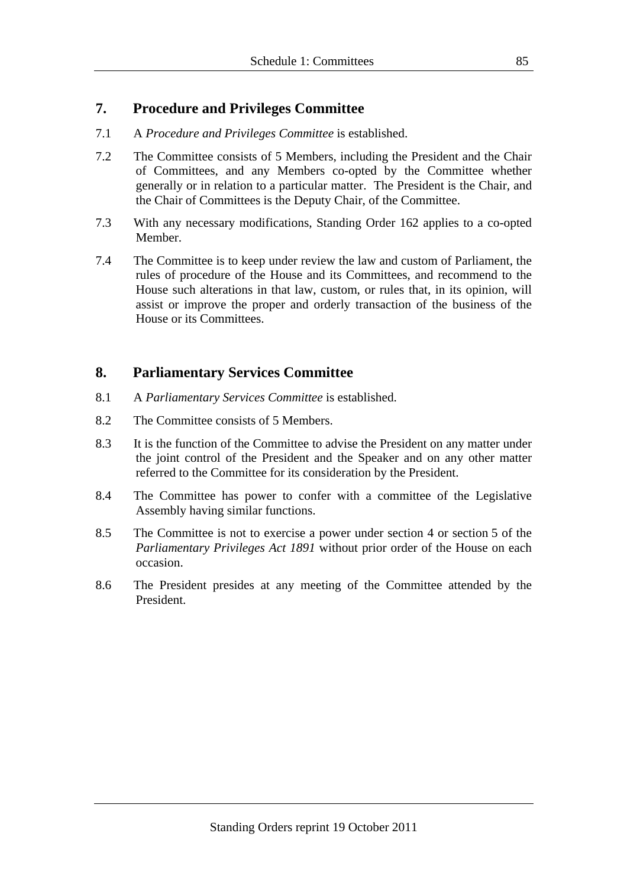## 7. Procedure and Privileges Committee

7.1 A *Procedure and Privileges Committee* is established.

7.2 The Committee consists of 5 Members, including the President and the Chair of Committees, and any Members co-opted by the Committee whether generally or in relation to a particular matter. The President is the Chair, and the Chair of Committees is the Deputy Chair, of the Committee.

7.3 With any necessary modifications, Standing Order 162 applies to a co-opted Member.

7.4 The Committee is to keep under review the law and custom of Parliament, the rules of procedure of the House and its Committees, and recommend to the House such alterations in that law, custom, or rules that, in its opinion, will assist or improve the proper and orderly transaction of the business of the House or its Committees.

## 8. Parliamentary Services Committee

8.1 A *Parliamentary Services Committee* is established.

8.2 The Committee consists of 5 Members.

8.3 It is the function of the Committee to advise the President on any matter under the joint control of the President and the Speaker and on any other matter referred to the Committee for its consideration by the President.

8.4 The Committee has power to confer with a committee of the Legislative Assembly having similar functions.

8.5 The Committee is not to exercise a power under section 4 or section 5 of the *Parliamentary Privileges Act 1891* without prior order of the House on each occasion.

8.6 The President presides at any meeting of the Committee attended by the President.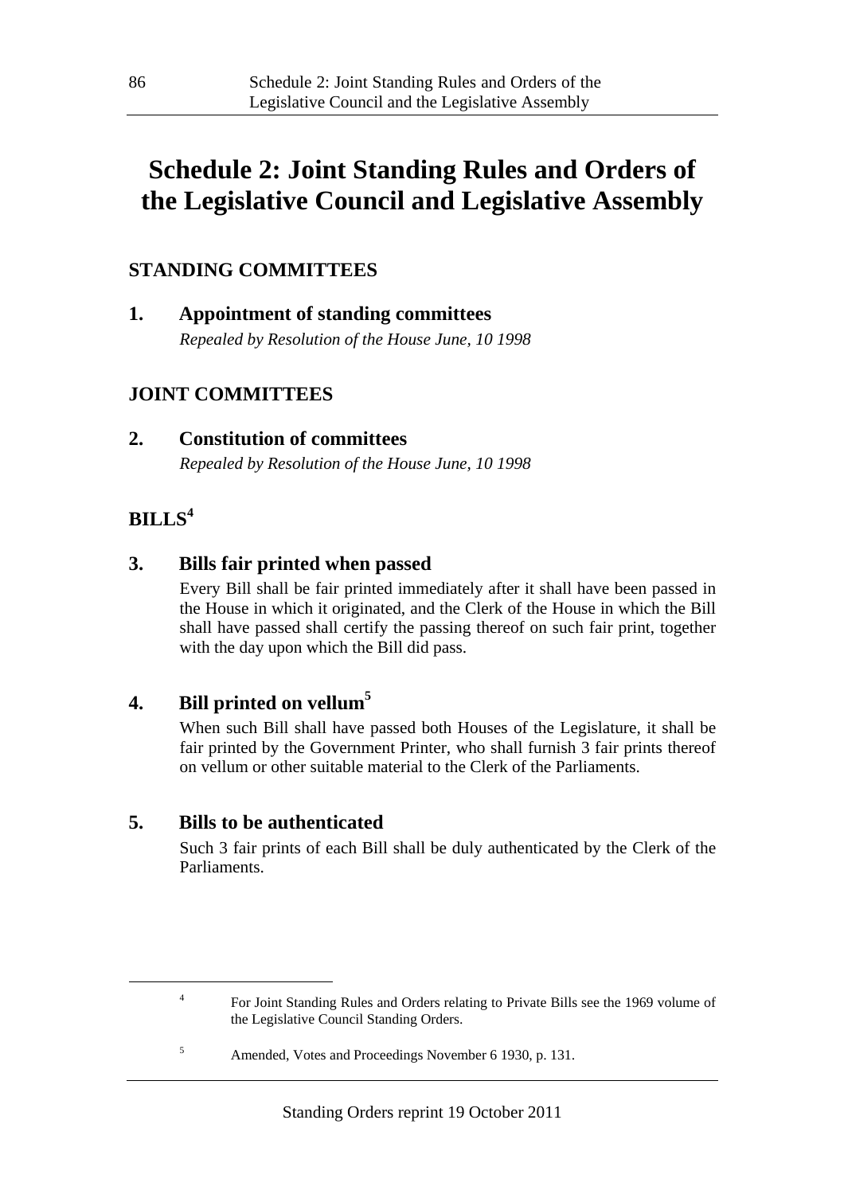# Schedule 2: Joint Standing Rules and Orders of the Legislative Council and Legislative Assembly

## STANDING COMMITTEES

### 1. Appointment of standing committees

*Repealed by Resolution of the House June, 10 1998*

## JOINT COMMITTEES

### 2. Constitution of committees

*Repealed by Resolution of the House June, 10 1998*

## BILLS[4]

### 3. Bills fair printed when passed

Every Bill shall be fair printed immediately after it shall have been passed in the House in which it originated, and the Clerk of the House in which the Bill shall have passed shall certify the passing thereof on such fair print, together with the day upon which the Bill did pass.

### 4. Bill printed on vellum[5]

When such Bill shall have passed both Houses of the Legislature, it shall be fair printed by the Government Printer, who shall furnish 3 fair prints thereof on vellum or other suitable material to the Clerk of the Parliaments.

### 5. Bills to be authenticated

Such 3 fair prints of each Bill shall be duly authenticated by the Clerk of the Parliaments.

---

[4] For Joint Standing Rules and Orders relating to Private Bills see the 1969 volume of the Legislative Council Standing Orders.

[5] Amended, Votes and Proceedings November 6 1930, p. 131.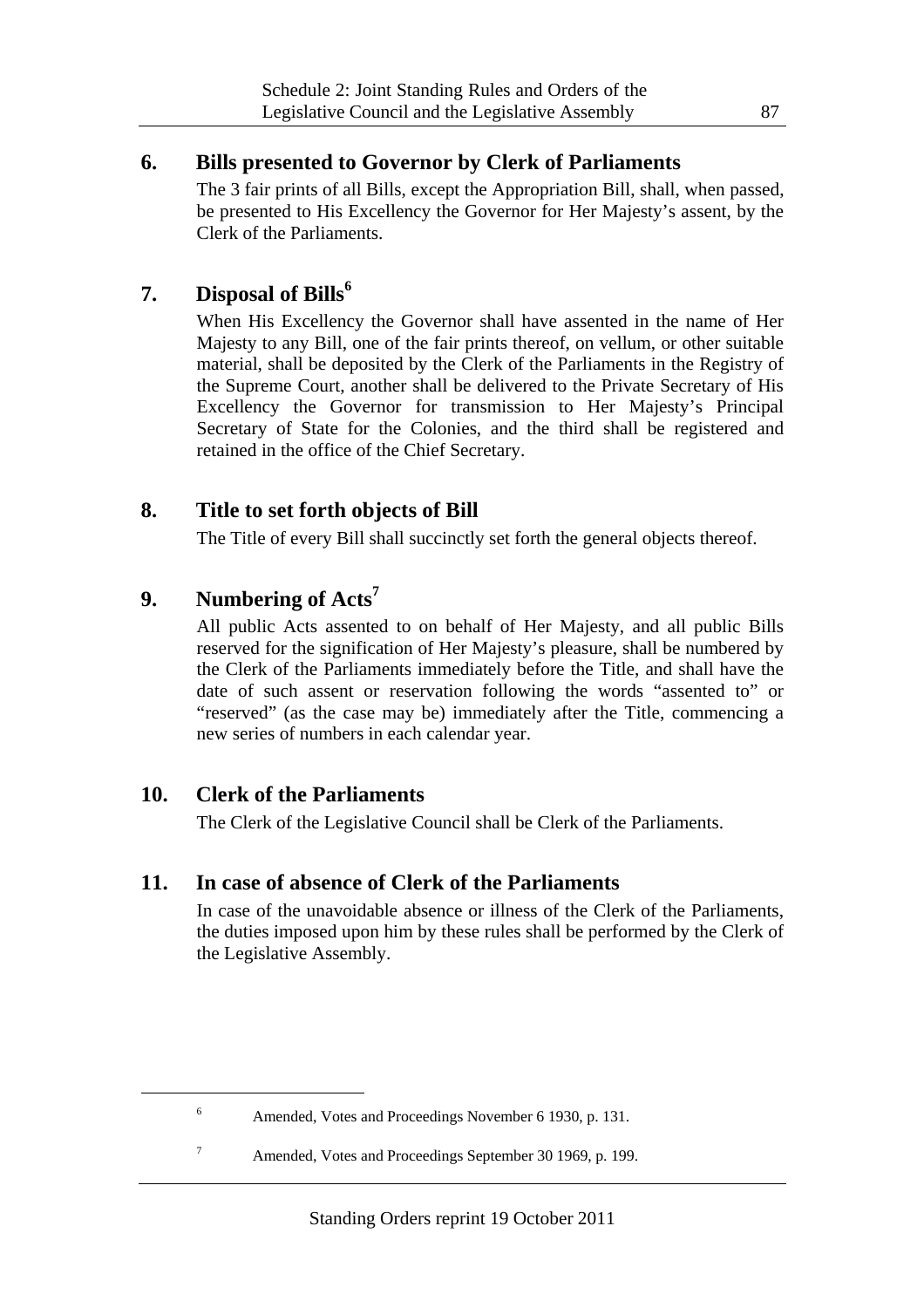## 6. Bills presented to Governor by Clerk of Parliaments

The 3 fair prints of all Bills, except the Appropriation Bill, shall, when passed, be presented to His Excellency the Governor for Her Majesty's assent, by the Clerk of the Parliaments.

## 7. Disposal of Bills[6]

When His Excellency the Governor shall have assented in the name of Her Majesty to any Bill, one of the fair prints thereof, on vellum, or other suitable material, shall be deposited by the Clerk of the Parliaments in the Registry of the Supreme Court, another shall be delivered to the Private Secretary of His Excellency the Governor for transmission to Her Majesty's Principal Secretary of State for the Colonies, and the third shall be registered and retained in the office of the Chief Secretary.

## 8. Title to set forth objects of Bill

The Title of every Bill shall succinctly set forth the general objects thereof.

## 9. Numbering of Acts[7]

All public Acts assented to on behalf of Her Majesty, and all public Bills reserved for the signification of Her Majesty's pleasure, shall be numbered by the Clerk of the Parliaments immediately before the Title, and shall have the date of such assent or reservation following the words "assented to" or "reserved" (as the case may be) immediately after the Title, commencing a new series of numbers in each calendar year.

## 10. Clerk of the Parliaments

The Clerk of the Legislative Council shall be Clerk of the Parliaments.

## 11. In case of absence of Clerk of the Parliaments

In case of the unavoidable absence or illness of the Clerk of the Parliaments, the duties imposed upon him by these rules shall be performed by the Clerk of the Legislative Assembly.

---

[6] Amended, Votes and Proceedings November 6 1930, p. 131.

[7] Amended, Votes and Proceedings September 30 1969, p. 199.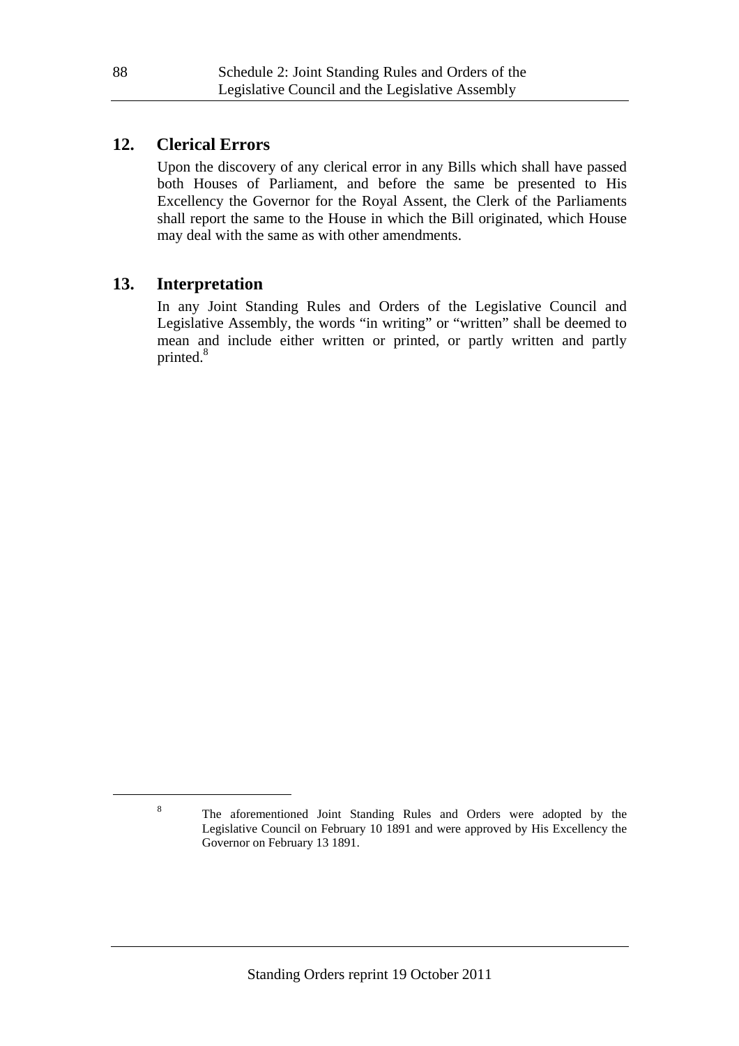## 12. Clerical Errors

Upon the discovery of any clerical error in any Bills which shall have passed both Houses of Parliament, and before the same be presented to His Excellency the Governor for the Royal Assent, the Clerk of the Parliaments shall report the same to the House in which the Bill originated, which House may deal with the same as with other amendments.

## 13. Interpretation

In any Joint Standing Rules and Orders of the Legislative Council and Legislative Assembly, the words "in writing" or "written" shall be deemed to mean and include either written or printed, or partly written and partly printed.[8]

---

[8] The aforementioned Joint Standing Rules and Orders were adopted by the Legislative Council on February 10 1891 and were approved by His Excellency the Governor on February 13 1891.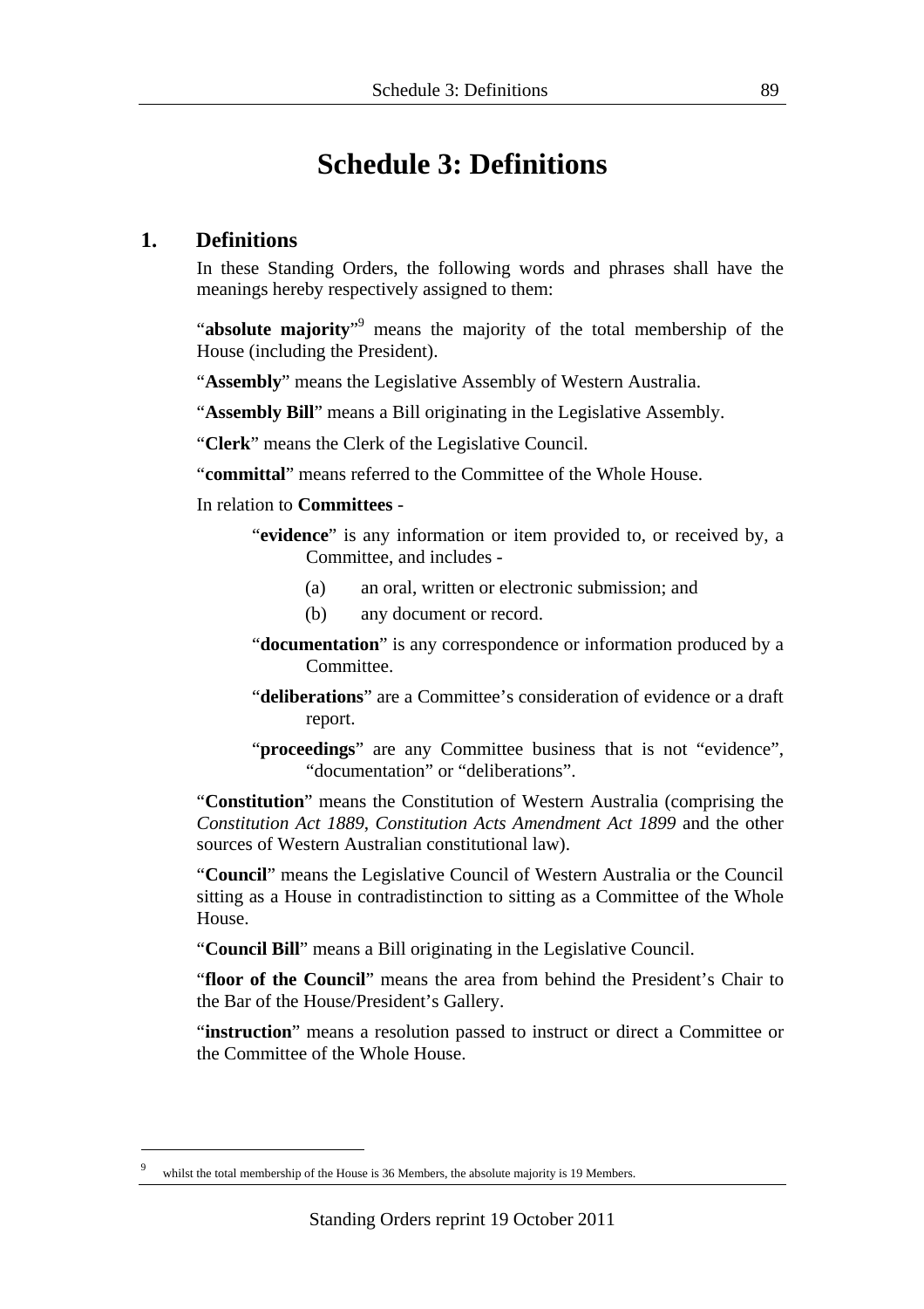# Schedule 3: Definitions

## 1. Definitions

In these Standing Orders, the following words and phrases shall have the meanings hereby respectively assigned to them:

"**absolute majority**"[9] means the majority of the total membership of the House (including the President).

"**Assembly**" means the Legislative Assembly of Western Australia.

"**Assembly Bill**" means a Bill originating in the Legislative Assembly.

"**Clerk**" means the Clerk of the Legislative Council.

"**committal**" means referred to the Committee of the Whole House.

In relation to **Committees** -

> "**evidence**" is any information or item provided to, or received by, a Committee, and includes -
>
> (a) an oral, written or electronic submission; and
>
> (b) any document or record.
>
> "**documentation**" is any correspondence or information produced by a Committee.
>
> "**deliberations**" are a Committee's consideration of evidence or a draft report.
>
> "**proceedings**" are any Committee business that is not "evidence", "documentation" or "deliberations".

"**Constitution**" means the Constitution of Western Australia (comprising the *Constitution Act 1889*, *Constitution Acts Amendment Act 1899* and the other sources of Western Australian constitutional law).

"**Council**" means the Legislative Council of Western Australia or the Council sitting as a House in contradistinction to sitting as a Committee of the Whole House.

"**Council Bill**" means a Bill originating in the Legislative Council.

"**floor of the Council**" means the area from behind the President's Chair to the Bar of the House/President's Gallery.

"**instruction**" means a resolution passed to instruct or direct a Committee or the Committee of the Whole House.

---

[9] whilst the total membership of the House is 36 Members, the absolute majority is 19 Members.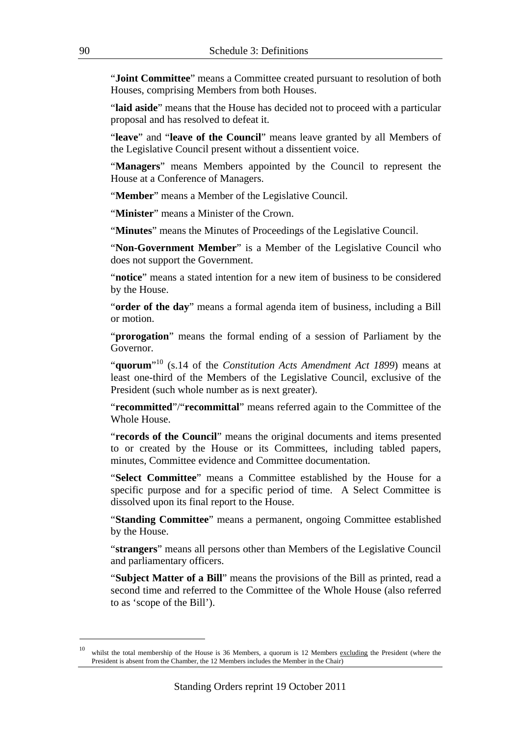"**Joint Committee**" means a Committee created pursuant to resolution of both Houses, comprising Members from both Houses.

"**laid aside**" means that the House has decided not to proceed with a particular proposal and has resolved to defeat it.

"**leave**" and "**leave of the Council**" means leave granted by all Members of the Legislative Council present without a dissentient voice.

"**Managers**" means Members appointed by the Council to represent the House at a Conference of Managers.

"**Member**" means a Member of the Legislative Council.

"**Minister**" means a Minister of the Crown.

"**Minutes**" means the Minutes of Proceedings of the Legislative Council.

"**Non-Government Member**" is a Member of the Legislative Council who does not support the Government.

"**notice**" means a stated intention for a new item of business to be considered by the House.

"**order of the day**" means a formal agenda item of business, including a Bill or motion.

"**prorogation**" means the formal ending of a session of Parliament by the Governor.

"**quorum**"[10] (s.14 of the *Constitution Acts Amendment Act 1899*) means at least one-third of the Members of the Legislative Council, exclusive of the President (such whole number as is next greater).

"**recommitted**"/"**recommittal**" means referred again to the Committee of the Whole House.

"**records of the Council**" means the original documents and items presented to or created by the House or its Committees, including tabled papers, minutes, Committee evidence and Committee documentation.

"**Select Committee**" means a Committee established by the House for a specific purpose and for a specific period of time. A Select Committee is dissolved upon its final report to the House.

"**Standing Committee**" means a permanent, ongoing Committee established by the House.

"**strangers**" means all persons other than Members of the Legislative Council and parliamentary officers.

"**Subject Matter of a Bill**" means the provisions of the Bill as printed, read a second time and referred to the Committee of the Whole House (also referred to as 'scope of the Bill').

---

[10] whilst the total membership of the House is 36 Members, a quorum is 12 Members excluding the President (where the President is absent from the Chamber, the 12 Members includes the Member in the Chair)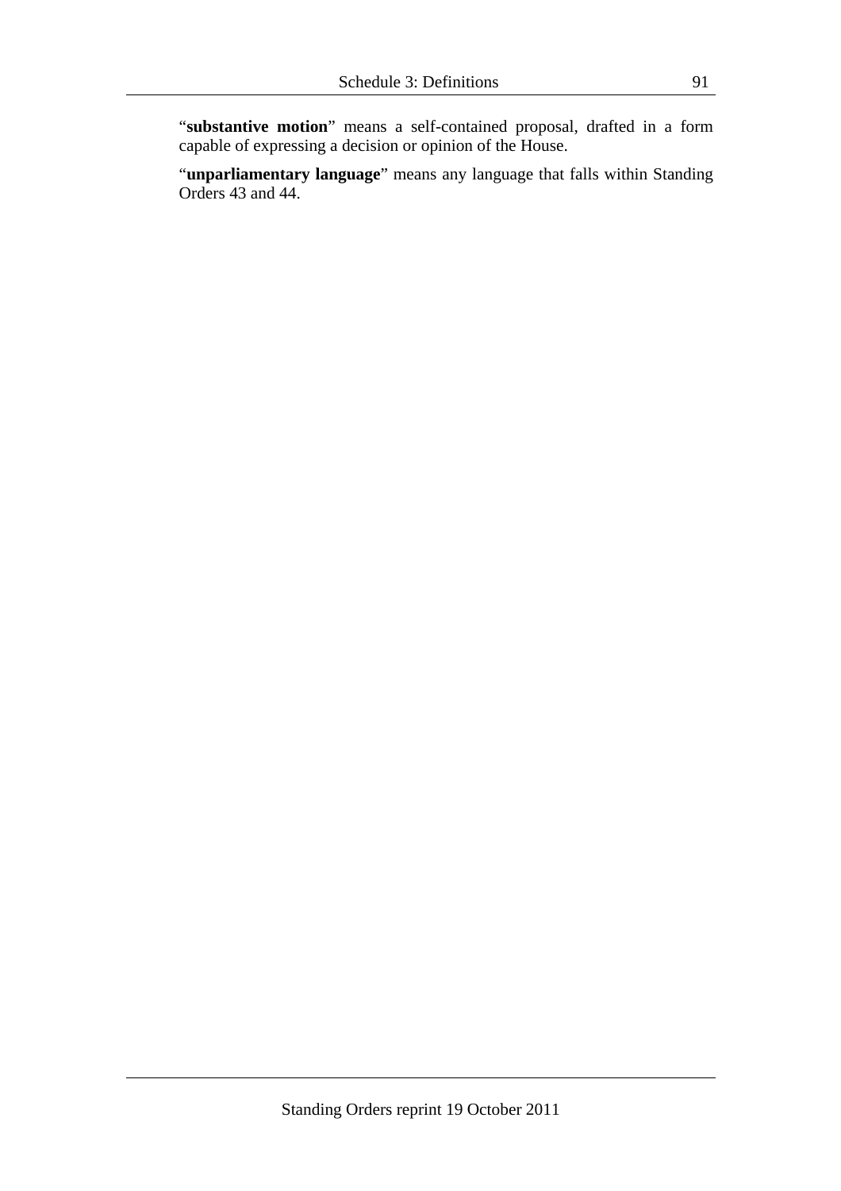"**substantive motion**" means a self-contained proposal, drafted in a form capable of expressing a decision or opinion of the House.

"**unparliamentary language**" means any language that falls within Standing Orders 43 and 44.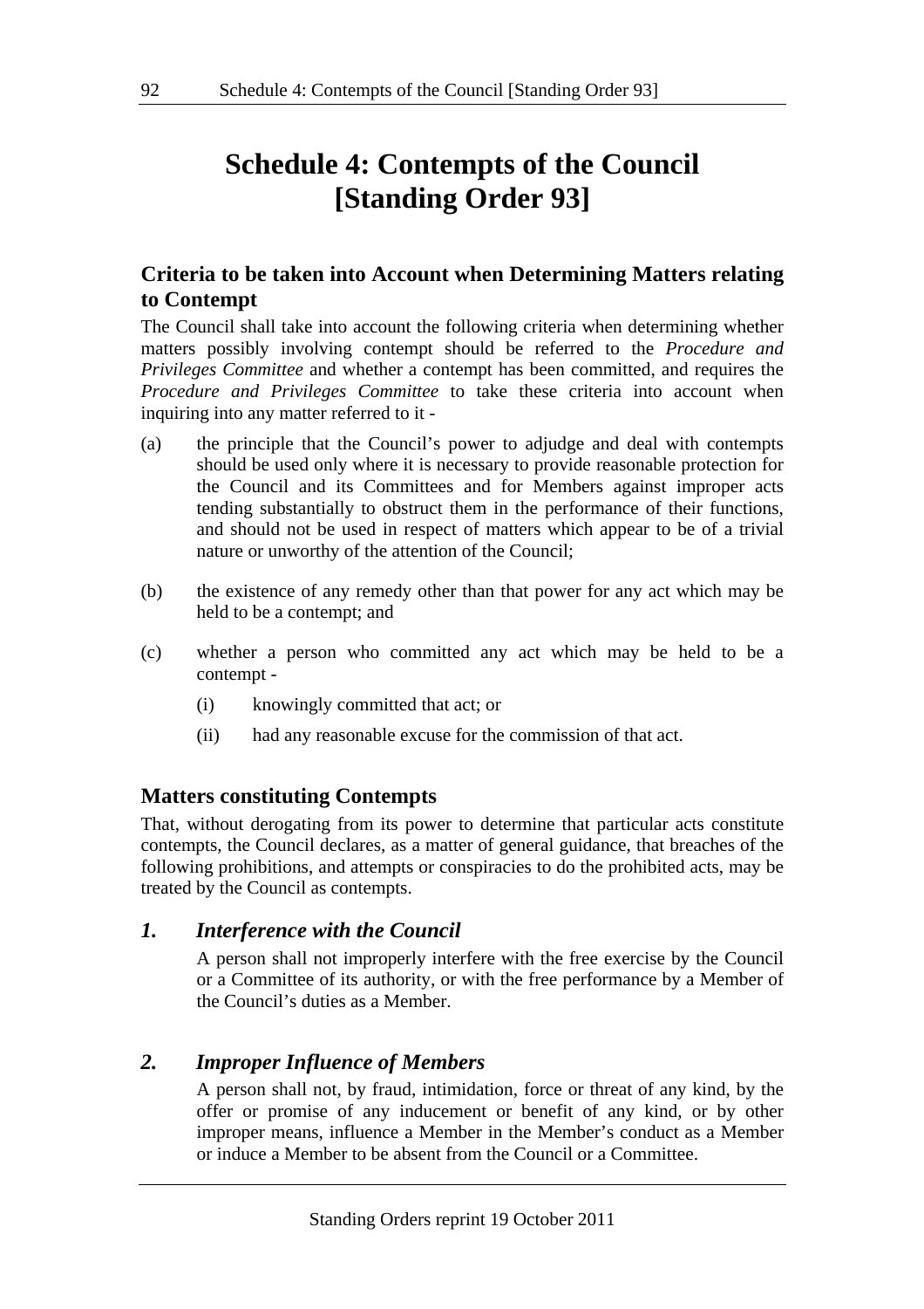# Schedule 4: Contempts of the Council [Standing Order 93]

## Criteria to be taken into Account when Determining Matters relating to Contempt

The Council shall take into account the following criteria when determining whether matters possibly involving contempt should be referred to the *Procedure and Privileges Committee* and whether a contempt has been committed, and requires the *Procedure and Privileges Committee* to take these criteria into account when inquiring into any matter referred to it -

(a) the principle that the Council's power to adjudge and deal with contempts should be used only where it is necessary to provide reasonable protection for the Council and its Committees and for Members against improper acts tending substantially to obstruct them in the performance of their functions, and should not be used in respect of matters which appear to be of a trivial nature or unworthy of the attention of the Council;

(b) the existence of any remedy other than that power for any act which may be held to be a contempt; and

(c) whether a person who committed any act which may be held to be a contempt -

   (i) knowingly committed that act; or

   (ii) had any reasonable excuse for the commission of that act.

## Matters constituting Contempts

That, without derogating from its power to determine that particular acts constitute contempts, the Council declares, as a matter of general guidance, that breaches of the following prohibitions, and attempts or conspiracies to do the prohibited acts, may be treated by the Council as contempts.

### *1. Interference with the Council*

A person shall not improperly interfere with the free exercise by the Council or a Committee of its authority, or with the free performance by a Member of the Council's duties as a Member.

### *2. Improper Influence of Members*

A person shall not, by fraud, intimidation, force or threat of any kind, by the offer or promise of any inducement or benefit of any kind, or by other improper means, influence a Member in the Member's conduct as a Member or induce a Member to be absent from the Council or a Committee.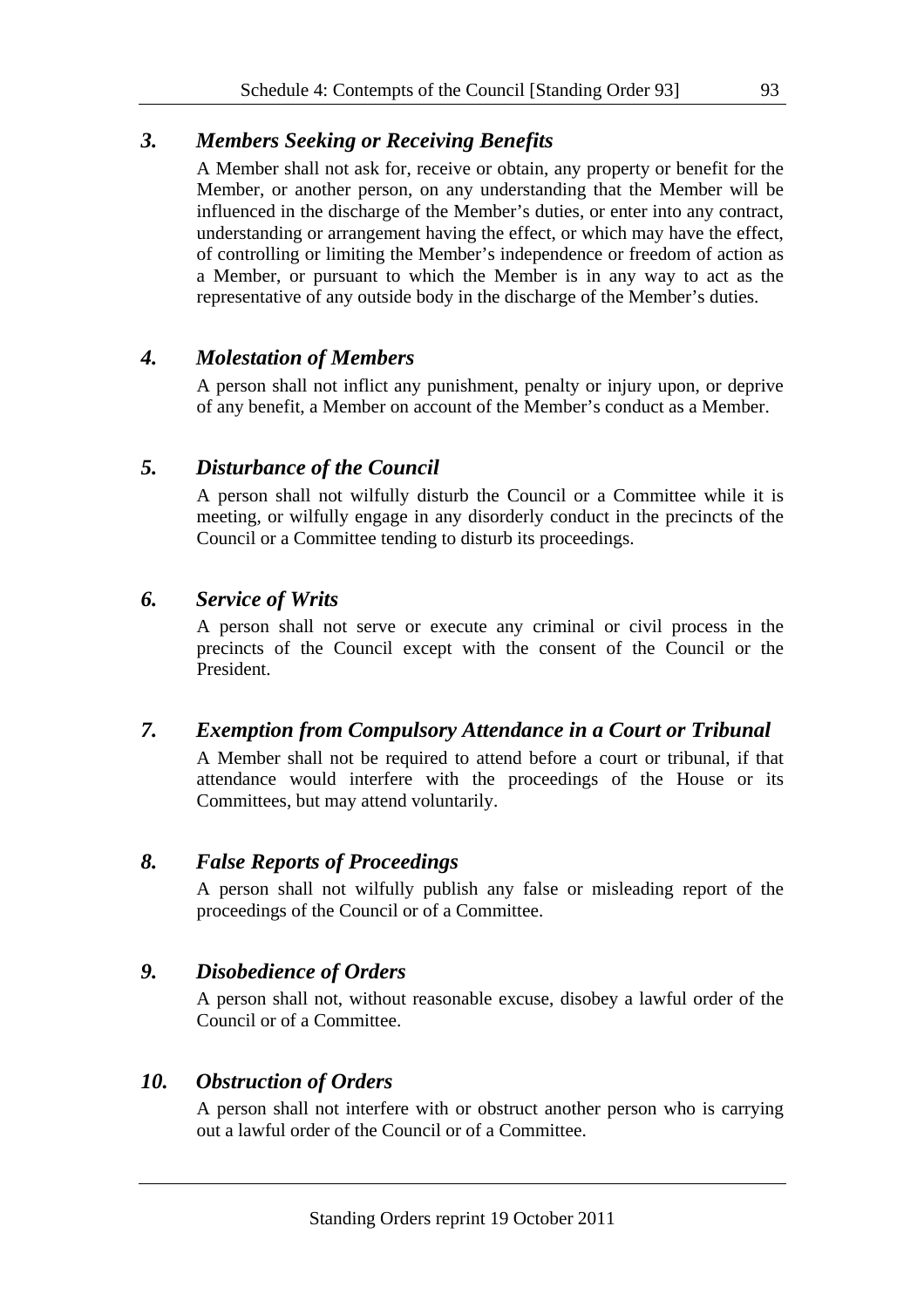### *3. Members Seeking or Receiving Benefits*

A Member shall not ask for, receive or obtain, any property or benefit for the Member, or another person, on any understanding that the Member will be influenced in the discharge of the Member's duties, or enter into any contract, understanding or arrangement having the effect, or which may have the effect, of controlling or limiting the Member's independence or freedom of action as a Member, or pursuant to which the Member is in any way to act as the representative of any outside body in the discharge of the Member's duties.

### *4. Molestation of Members*

A person shall not inflict any punishment, penalty or injury upon, or deprive of any benefit, a Member on account of the Member's conduct as a Member.

### *5. Disturbance of the Council*

A person shall not wilfully disturb the Council or a Committee while it is meeting, or wilfully engage in any disorderly conduct in the precincts of the Council or a Committee tending to disturb its proceedings.

### *6. Service of Writs*

A person shall not serve or execute any criminal or civil process in the precincts of the Council except with the consent of the Council or the President.

### *7. Exemption from Compulsory Attendance in a Court or Tribunal*

A Member shall not be required to attend before a court or tribunal, if that attendance would interfere with the proceedings of the House or its Committees, but may attend voluntarily.

### *8. False Reports of Proceedings*

A person shall not wilfully publish any false or misleading report of the proceedings of the Council or of a Committee.

### *9. Disobedience of Orders*

A person shall not, without reasonable excuse, disobey a lawful order of the Council or of a Committee.

### *10. Obstruction of Orders*

A person shall not interfere with or obstruct another person who is carrying out a lawful order of the Council or of a Committee.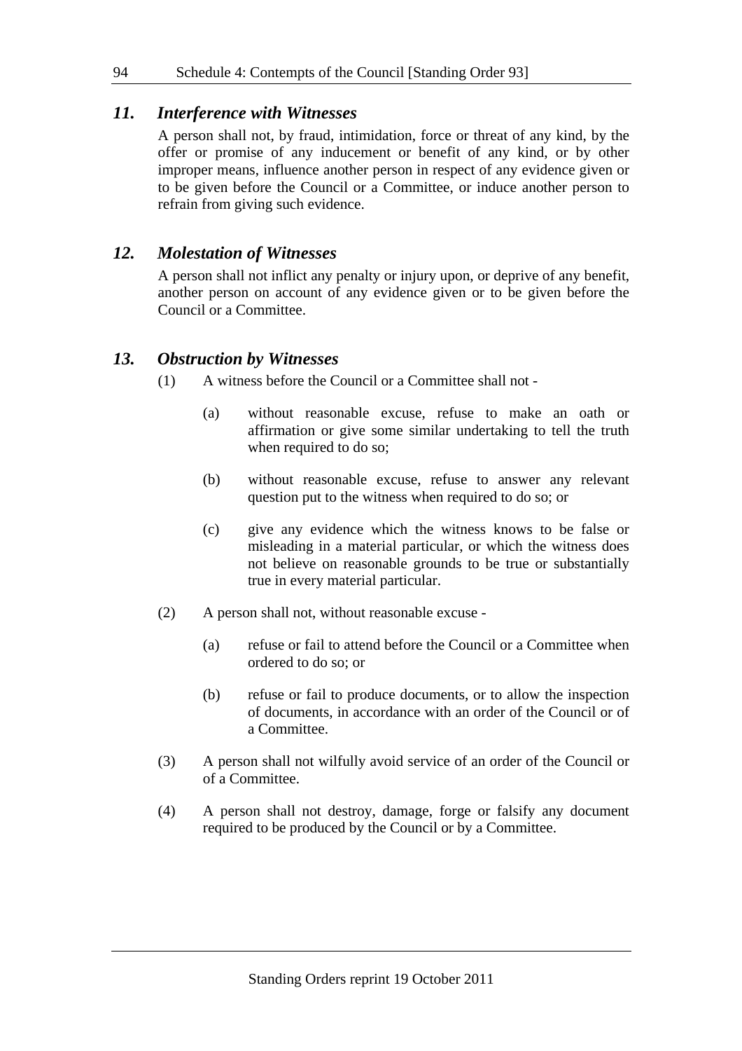### *11. Interference with Witnesses*

A person shall not, by fraud, intimidation, force or threat of any kind, by the offer or promise of any inducement or benefit of any kind, or by other improper means, influence another person in respect of any evidence given or to be given before the Council or a Committee, or induce another person to refrain from giving such evidence.

### *12. Molestation of Witnesses*

A person shall not inflict any penalty or injury upon, or deprive of any benefit, another person on account of any evidence given or to be given before the Council or a Committee.

### *13. Obstruction by Witnesses*

(1) A witness before the Council or a Committee shall not -

(a) without reasonable excuse, refuse to make an oath or affirmation or give some similar undertaking to tell the truth when required to do so;

(b) without reasonable excuse, refuse to answer any relevant question put to the witness when required to do so; or

(c) give any evidence which the witness knows to be false or misleading in a material particular, or which the witness does not believe on reasonable grounds to be true or substantially true in every material particular.

(2) A person shall not, without reasonable excuse -

(a) refuse or fail to attend before the Council or a Committee when ordered to do so; or

(b) refuse or fail to produce documents, or to allow the inspection of documents, in accordance with an order of the Council or of a Committee.

(3) A person shall not wilfully avoid service of an order of the Council or of a Committee.

(4) A person shall not destroy, damage, forge or falsify any document required to be produced by the Council or by a Committee.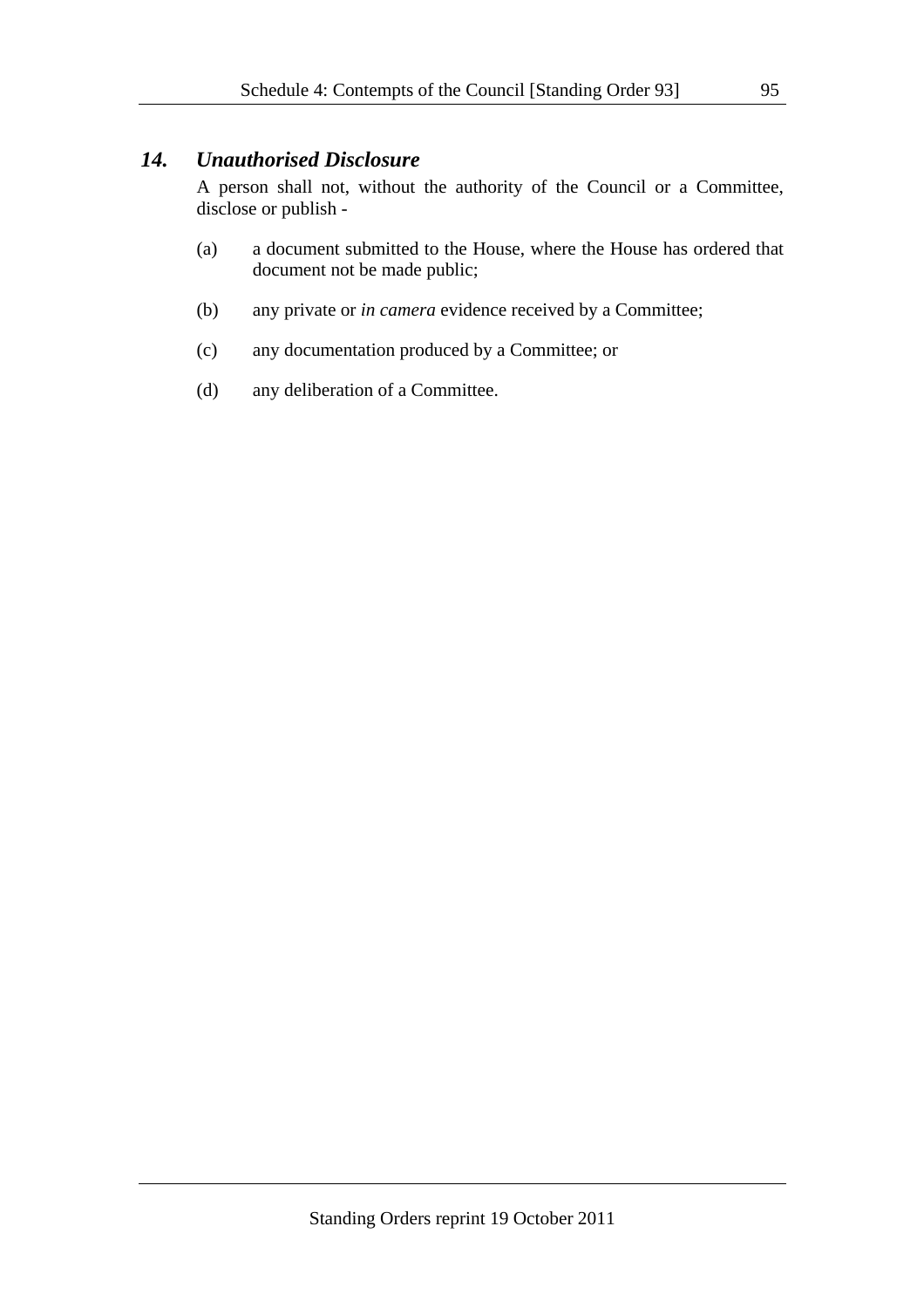### *14. Unauthorised Disclosure*

A person shall not, without the authority of the Council or a Committee, disclose or publish -

(a) a document submitted to the House, where the House has ordered that document not be made public;

(b) any private or *in camera* evidence received by a Committee;

(c) any documentation produced by a Committee; or

(d) any deliberation of a Committee.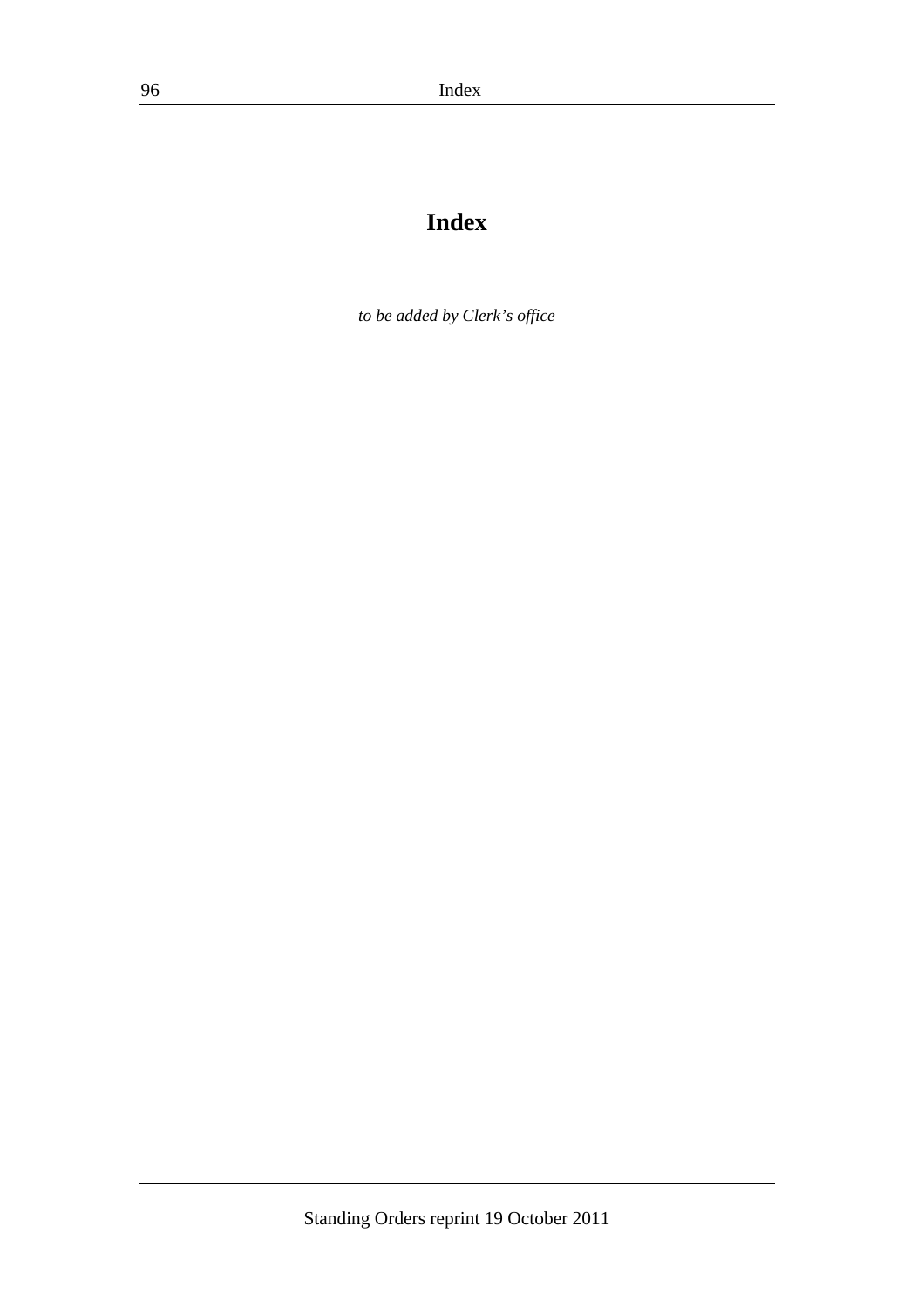# Index

*to be added by Clerk's office*